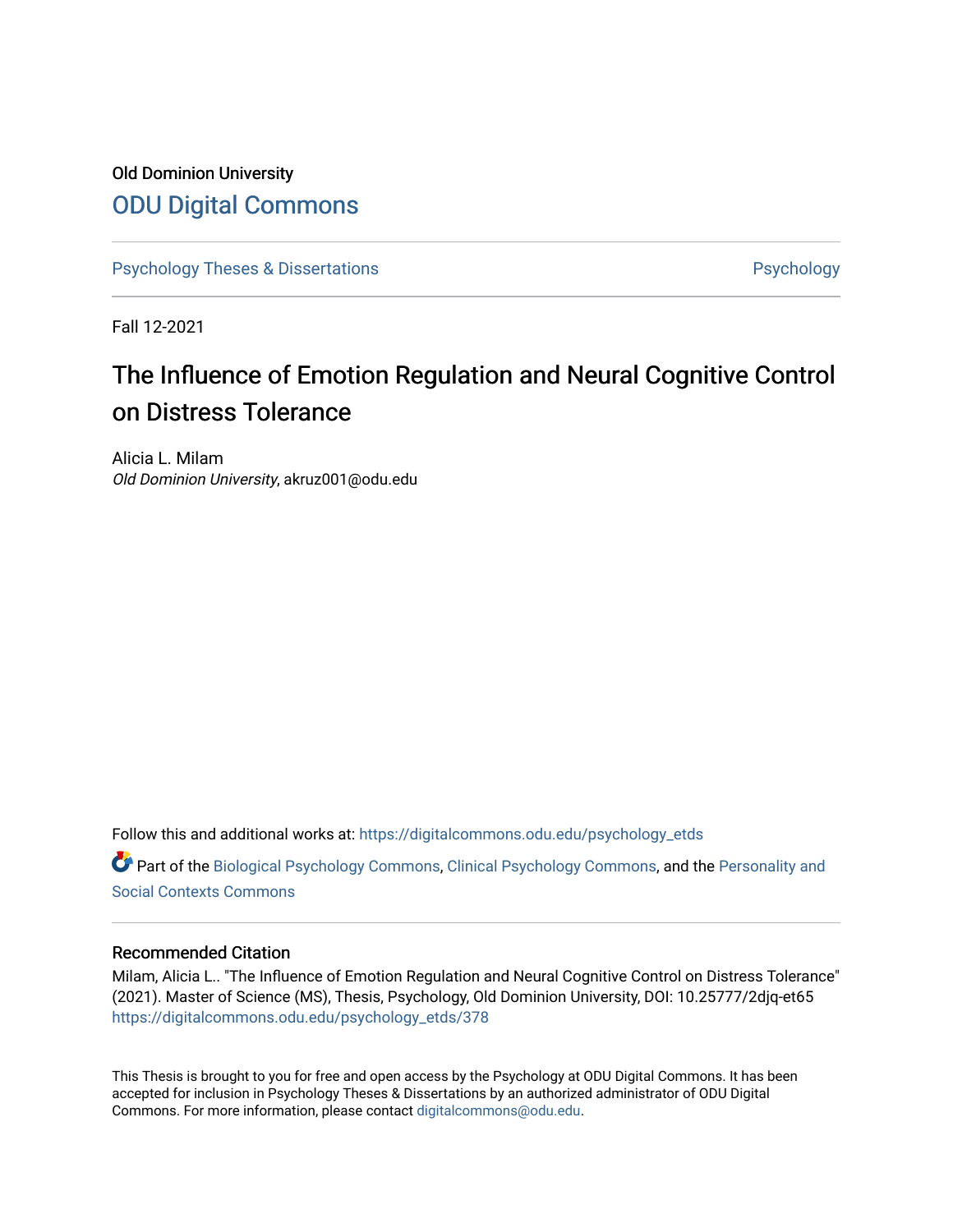Old Dominion University

## ODU Digital Commons

Psychology Theses & Dissertations | Psychology

Fall 12-2021

# The Influence of Emotion Regulation and Neural Cognitive Control on Distress Tolerance

Alicia L. Milam
*Old Dominion University*, akruz001@odu.edu

Follow this and additional works at: https://digitalcommons.odu.edu/psychology_etds

Part of the Biological Psychology Commons, Clinical Psychology Commons, and the Personality and Social Contexts Commons

### Recommended Citation

Milam, Alicia L.. "The Influence of Emotion Regulation and Neural Cognitive Control on Distress Tolerance" (2021). Master of Science (MS), Thesis, Psychology, Old Dominion University, DOI: 10.25777/2djq-et65
https://digitalcommons.odu.edu/psychology_etds/378

This Thesis is brought to you for free and open access by the Psychology at ODU Digital Commons. It has been accepted for inclusion in Psychology Theses & Dissertations by an authorized administrator of ODU Digital Commons. For more information, please contact digitalcommons@odu.edu.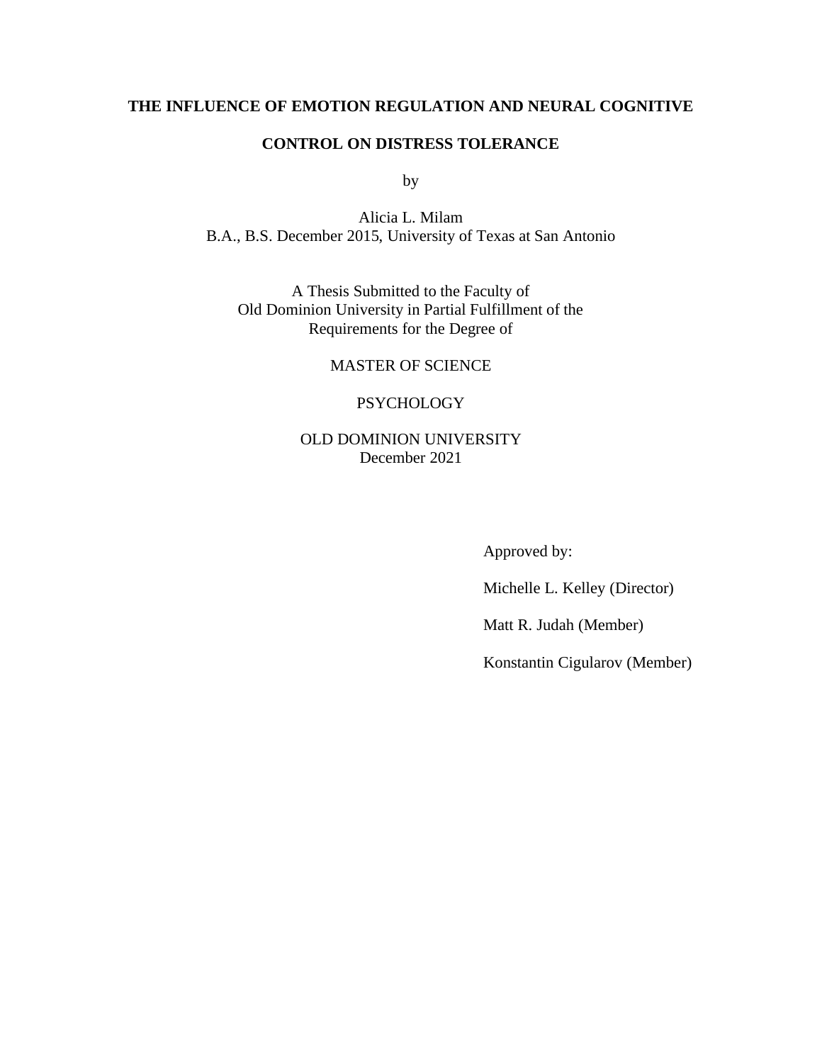**THE INFLUENCE OF EMOTION REGULATION AND NEURAL COGNITIVE CONTROL ON DISTRESS TOLERANCE**

by

Alicia L. Milam
B.A., B.S. December 2015, University of Texas at San Antonio

A Thesis Submitted to the Faculty of
Old Dominion University in Partial Fulfillment of the
Requirements for the Degree of

MASTER OF SCIENCE

PSYCHOLOGY

OLD DOMINION UNIVERSITY
December 2021

Approved by:

Michelle L. Kelley (Director)

Matt R. Judah (Member)

Konstantin Cigularov (Member)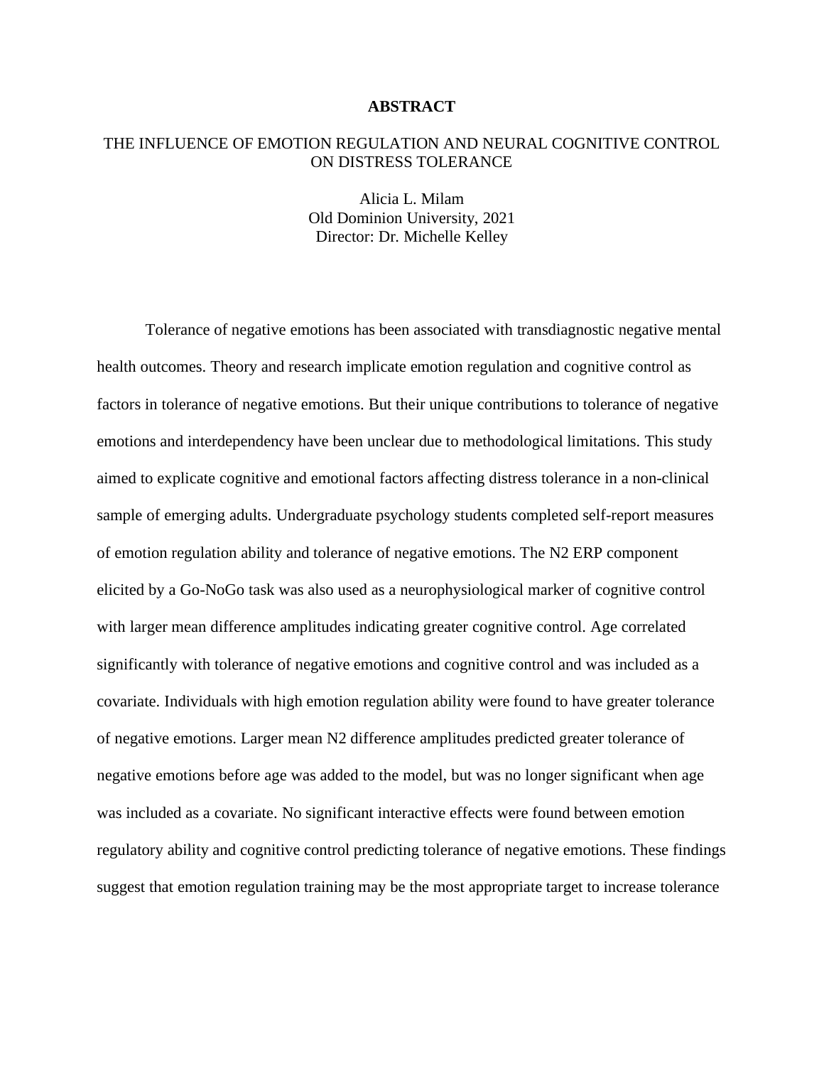# ABSTRACT

THE INFLUENCE OF EMOTION REGULATION AND NEURAL COGNITIVE CONTROL ON DISTRESS TOLERANCE

Alicia L. Milam  
Old Dominion University, 2021  
Director: Dr. Michelle Kelley

Tolerance of negative emotions has been associated with transdiagnostic negative mental health outcomes. Theory and research implicate emotion regulation and cognitive control as factors in tolerance of negative emotions. But their unique contributions to tolerance of negative emotions and interdependency have been unclear due to methodological limitations. This study aimed to explicate cognitive and emotional factors affecting distress tolerance in a non-clinical sample of emerging adults. Undergraduate psychology students completed self-report measures of emotion regulation ability and tolerance of negative emotions. The N2 ERP component elicited by a Go-NoGo task was also used as a neurophysiological marker of cognitive control with larger mean difference amplitudes indicating greater cognitive control. Age correlated significantly with tolerance of negative emotions and cognitive control and was included as a covariate. Individuals with high emotion regulation ability were found to have greater tolerance of negative emotions. Larger mean N2 difference amplitudes predicted greater tolerance of negative emotions before age was added to the model, but was no longer significant when age was included as a covariate. No significant interactive effects were found between emotion regulatory ability and cognitive control predicting tolerance of negative emotions. These findings suggest that emotion regulation training may be the most appropriate target to increase tolerance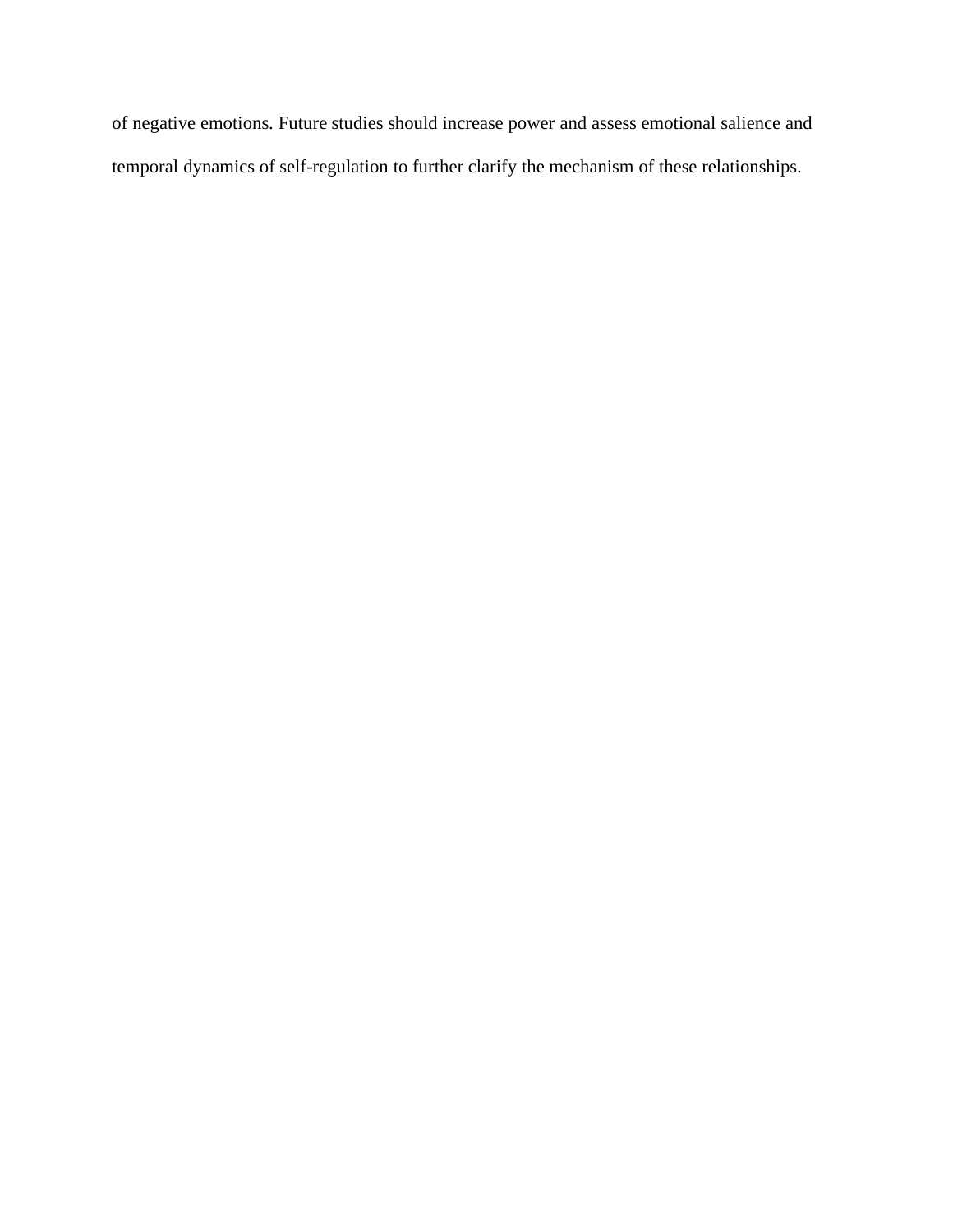of negative emotions. Future studies should increase power and assess emotional salience and temporal dynamics of self-regulation to further clarify the mechanism of these relationships.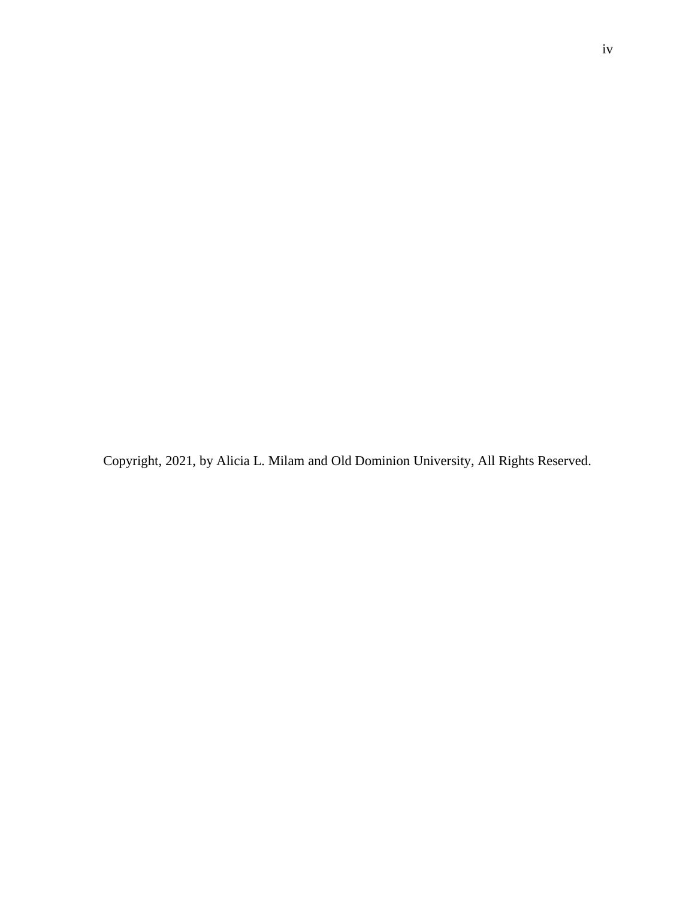Copyright, 2021, by Alicia L. Milam and Old Dominion University, All Rights Reserved.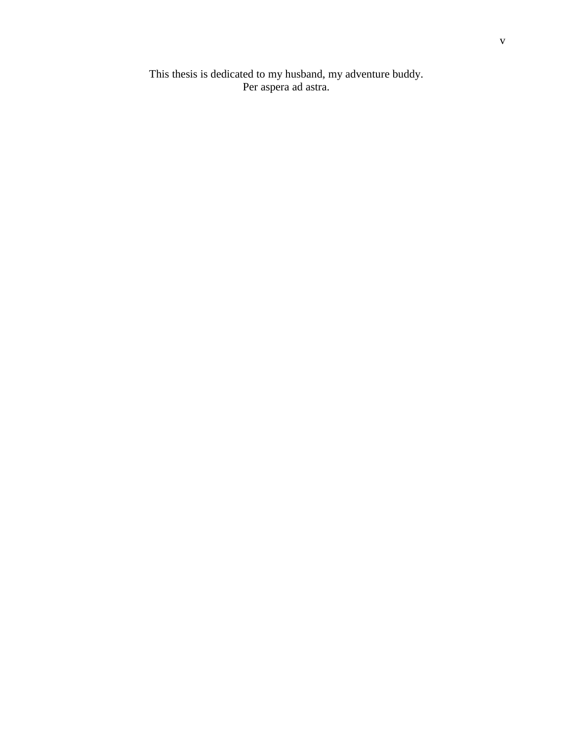This thesis is dedicated to my husband, my adventure buddy.
Per aspera ad astra.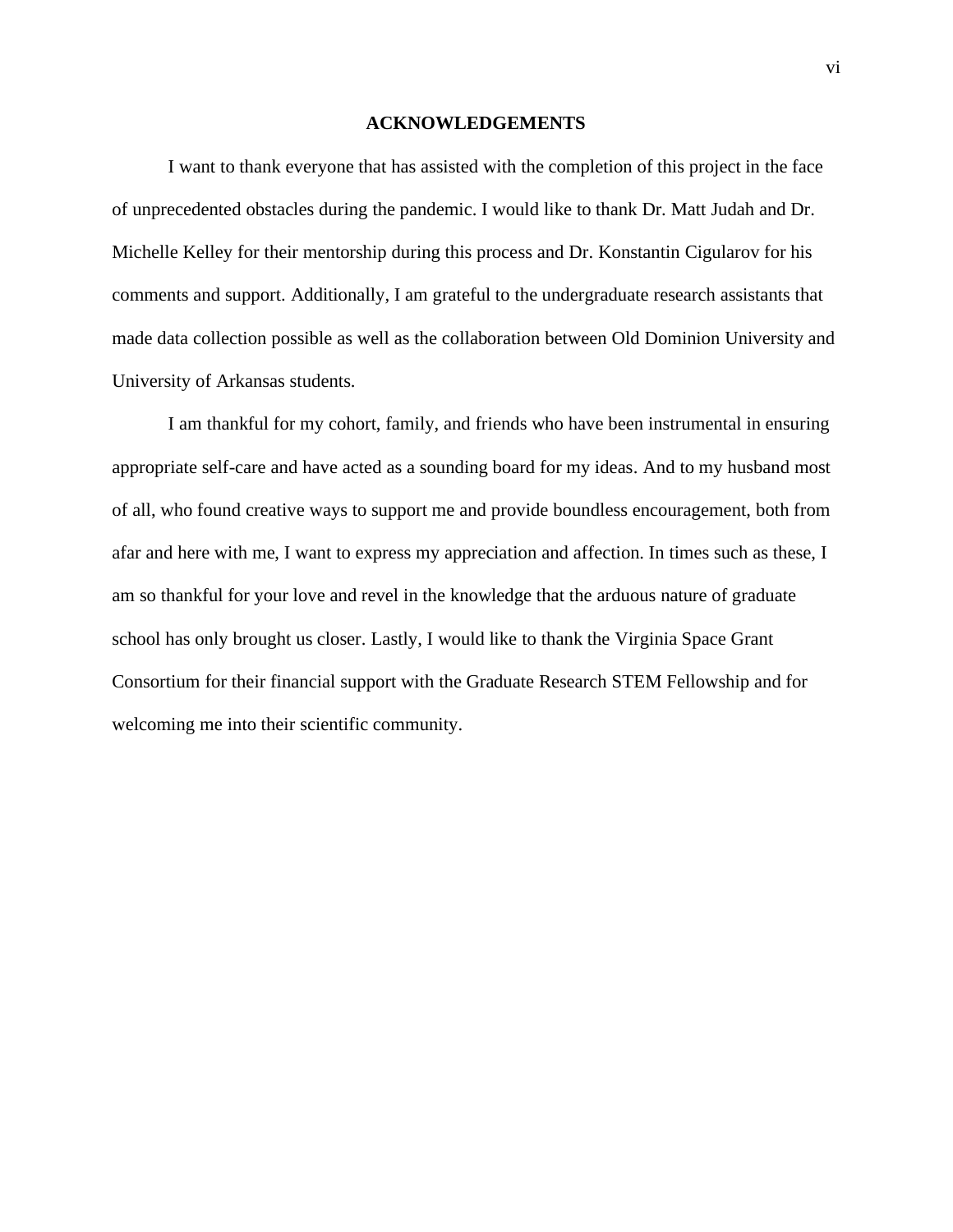# ACKNOWLEDGEMENTS

I want to thank everyone that has assisted with the completion of this project in the face of unprecedented obstacles during the pandemic. I would like to thank Dr. Matt Judah and Dr. Michelle Kelley for their mentorship during this process and Dr. Konstantin Cigularov for his comments and support. Additionally, I am grateful to the undergraduate research assistants that made data collection possible as well as the collaboration between Old Dominion University and University of Arkansas students.

I am thankful for my cohort, family, and friends who have been instrumental in ensuring appropriate self-care and have acted as a sounding board for my ideas. And to my husband most of all, who found creative ways to support me and provide boundless encouragement, both from afar and here with me, I want to express my appreciation and affection. In times such as these, I am so thankful for your love and revel in the knowledge that the arduous nature of graduate school has only brought us closer. Lastly, I would like to thank the Virginia Space Grant Consortium for their financial support with the Graduate Research STEM Fellowship and for welcoming me into their scientific community.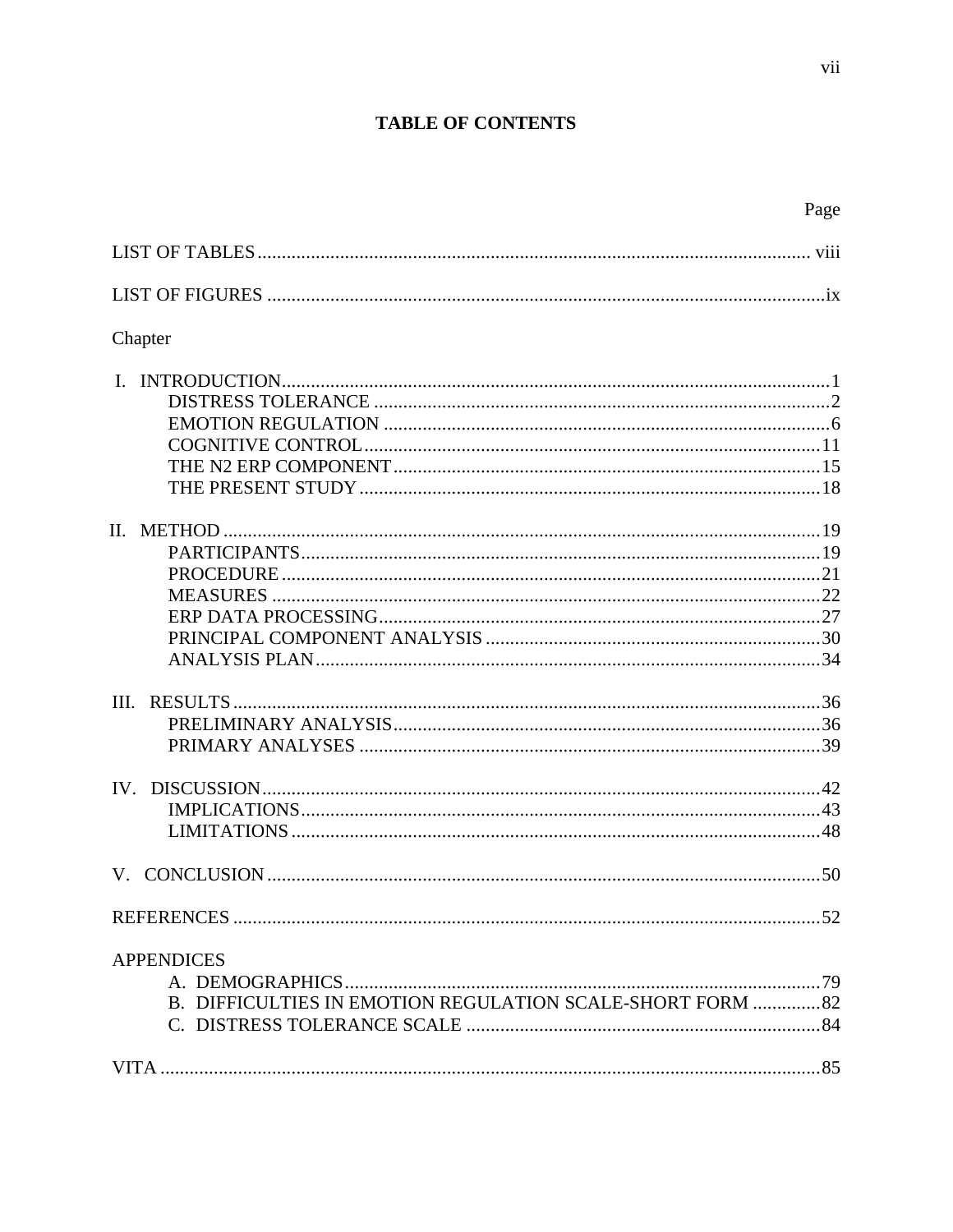# TABLE OF CONTENTS

| | Page |
|---|---|
| LIST OF TABLES | viii |
| LIST OF FIGURES | ix |
| Chapter | |
| I. INTRODUCTION | 1 |
| DISTRESS TOLERANCE | 2 |
| EMOTION REGULATION | 6 |
| COGNITIVE CONTROL | 11 |
| THE N2 ERP COMPONENT | 15 |
| THE PRESENT STUDY | 18 |
| II. METHOD | 19 |
| PARTICIPANTS | 19 |
| PROCEDURE | 21 |
| MEASURES | 22 |
| ERP DATA PROCESSING | 27 |
| PRINCIPAL COMPONENT ANALYSIS | 30 |
| ANALYSIS PLAN | 34 |
| III. RESULTS | 36 |
| PRELIMINARY ANALYSIS | 36 |
| PRIMARY ANALYSES | 39 |
| IV. DISCUSSION | 42 |
| IMPLICATIONS | 43 |
| LIMITATIONS | 48 |
| V. CONCLUSION | 50 |
| REFERENCES | 52 |
| APPENDICES | |
| A. DEMOGRAPHICS | 79 |
| B. DIFFICULTIES IN EMOTION REGULATION SCALE-SHORT FORM | 82 |
| C. DISTRESS TOLERANCE SCALE | 84 |
| VITA | 85 |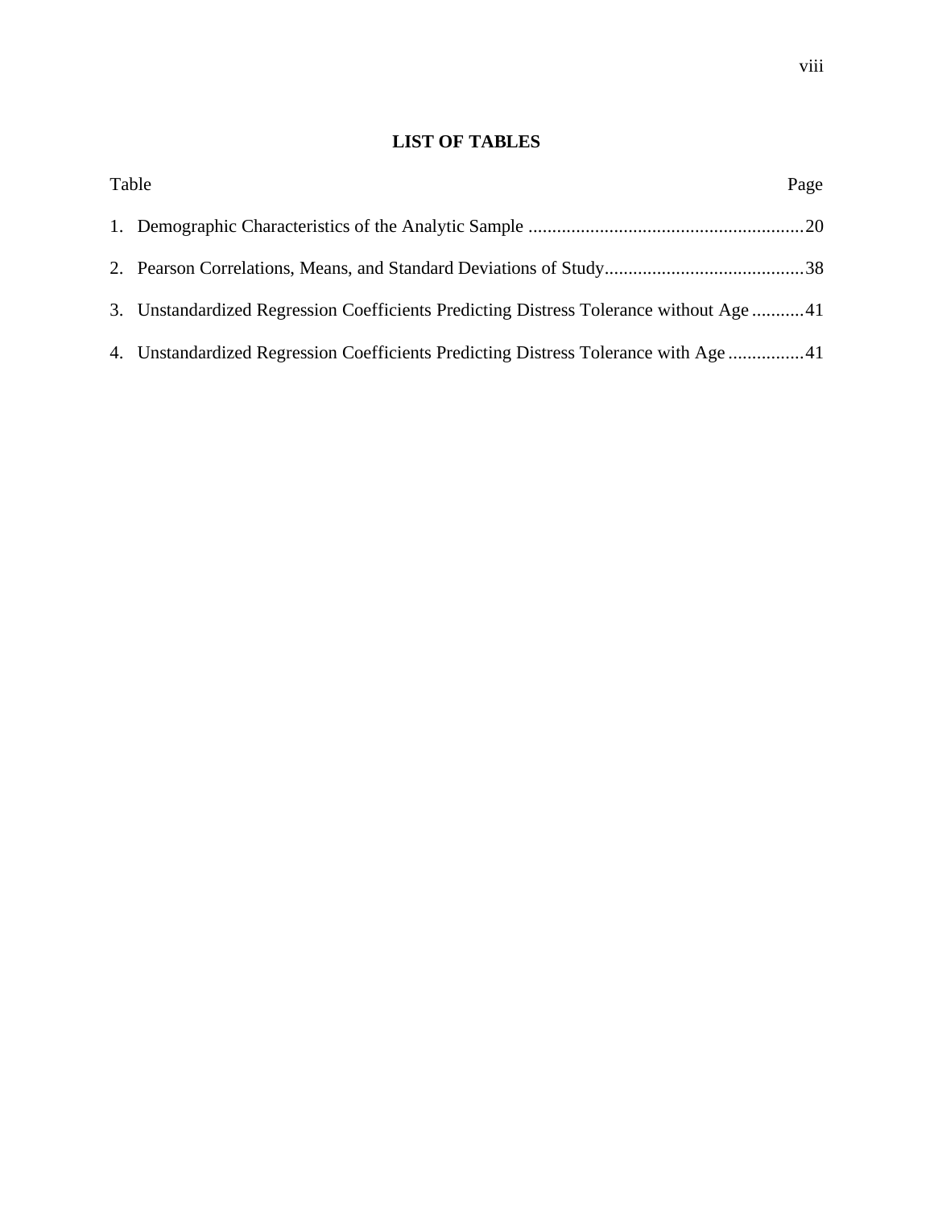## LIST OF TABLES

Table Page

1. Demographic Characteristics of the Analytic Sample ........................................................ 20
2. Pearson Correlations, Means, and Standard Deviations of Study........................................ 38
3. Unstandardized Regression Coefficients Predicting Distress Tolerance without Age ........... 41
4. Unstandardized Regression Coefficients Predicting Distress Tolerance with Age ................ 41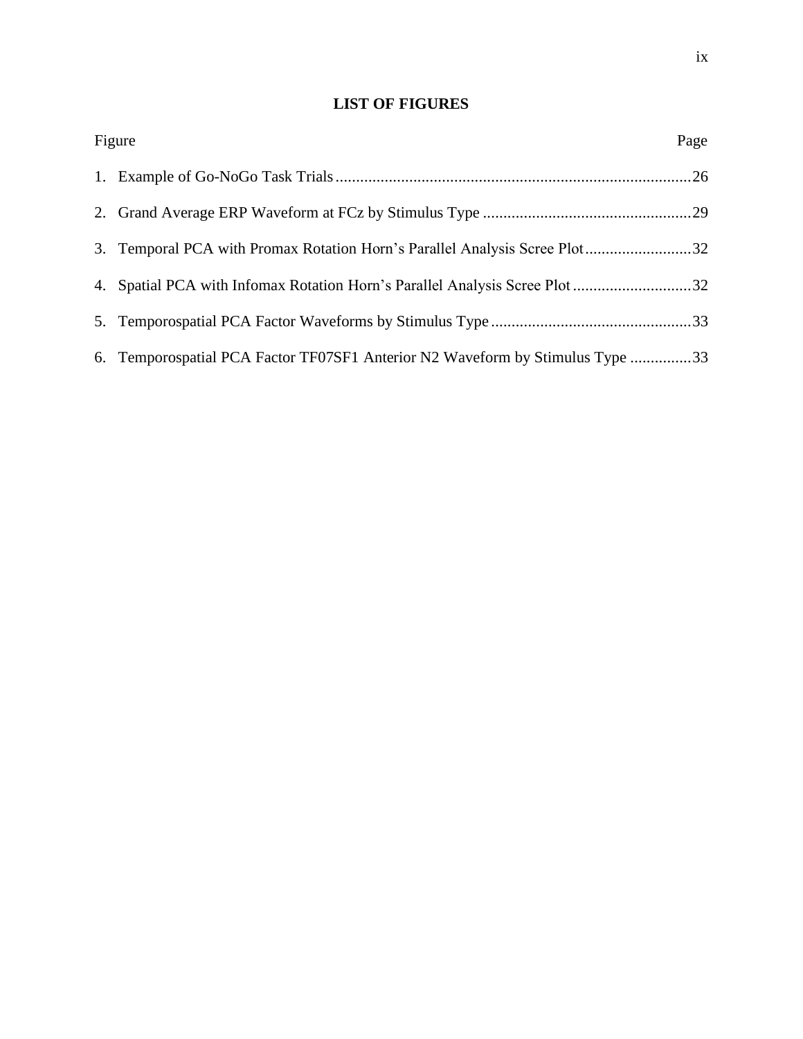# LIST OF FIGURES

| Figure | Page |
| --- | --- |
| 1. Example of Go-NoGo Task Trials | 26 |
| 2. Grand Average ERP Waveform at FCz by Stimulus Type | 29 |
| 3. Temporal PCA with Promax Rotation Horn’s Parallel Analysis Scree Plot | 32 |
| 4. Spatial PCA with Infomax Rotation Horn’s Parallel Analysis Scree Plot | 32 |
| 5. Temporospatial PCA Factor Waveforms by Stimulus Type | 33 |
| 6. Temporospatial PCA Factor TF07SF1 Anterior N2 Waveform by Stimulus Type | 33 |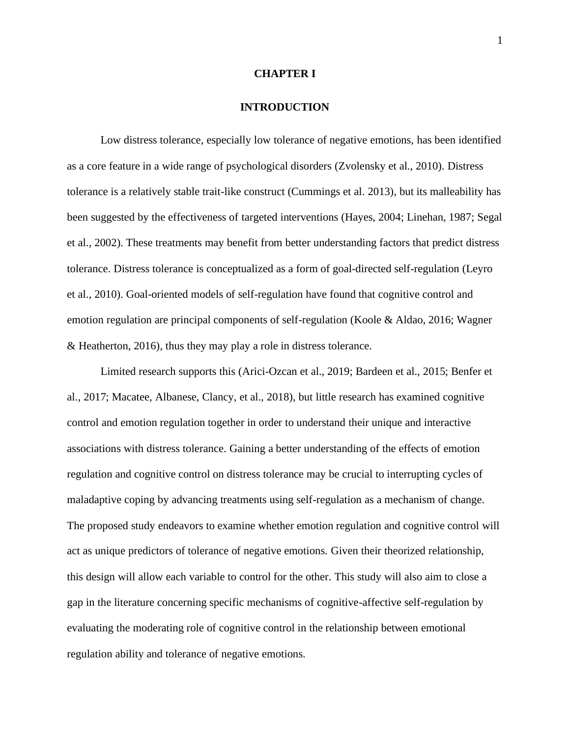# CHAPTER I

## INTRODUCTION

Low distress tolerance, especially low tolerance of negative emotions, has been identified as a core feature in a wide range of psychological disorders (Zvolensky et al., 2010). Distress tolerance is a relatively stable trait-like construct (Cummings et al. 2013), but its malleability has been suggested by the effectiveness of targeted interventions (Hayes, 2004; Linehan, 1987; Segal et al., 2002). These treatments may benefit from better understanding factors that predict distress tolerance. Distress tolerance is conceptualized as a form of goal-directed self-regulation (Leyro et al., 2010). Goal-oriented models of self-regulation have found that cognitive control and emotion regulation are principal components of self-regulation (Koole & Aldao, 2016; Wagner & Heatherton, 2016), thus they may play a role in distress tolerance.

Limited research supports this (Arici-Ozcan et al., 2019; Bardeen et al., 2015; Benfer et al., 2017; Macatee, Albanese, Clancy, et al., 2018), but little research has examined cognitive control and emotion regulation together in order to understand their unique and interactive associations with distress tolerance. Gaining a better understanding of the effects of emotion regulation and cognitive control on distress tolerance may be crucial to interrupting cycles of maladaptive coping by advancing treatments using self-regulation as a mechanism of change. The proposed study endeavors to examine whether emotion regulation and cognitive control will act as unique predictors of tolerance of negative emotions. Given their theorized relationship, this design will allow each variable to control for the other. This study will also aim to close a gap in the literature concerning specific mechanisms of cognitive-affective self-regulation by evaluating the moderating role of cognitive control in the relationship between emotional regulation ability and tolerance of negative emotions.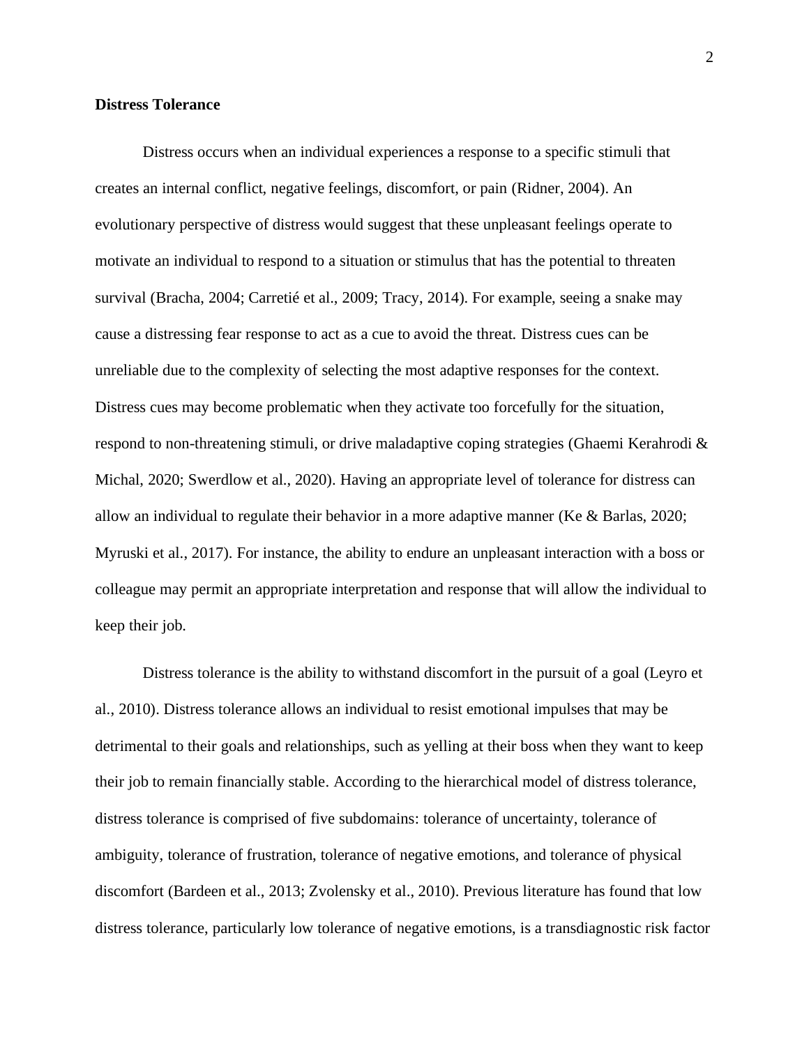**Distress Tolerance**

Distress occurs when an individual experiences a response to a specific stimuli that creates an internal conflict, negative feelings, discomfort, or pain (Ridner, 2004). An evolutionary perspective of distress would suggest that these unpleasant feelings operate to motivate an individual to respond to a situation or stimulus that has the potential to threaten survival (Bracha, 2004; Carretié et al., 2009; Tracy, 2014). For example, seeing a snake may cause a distressing fear response to act as a cue to avoid the threat. Distress cues can be unreliable due to the complexity of selecting the most adaptive responses for the context. Distress cues may become problematic when they activate too forcefully for the situation, respond to non-threatening stimuli, or drive maladaptive coping strategies (Ghaemi Kerahrodi & Michal, 2020; Swerdlow et al., 2020). Having an appropriate level of tolerance for distress can allow an individual to regulate their behavior in a more adaptive manner (Ke & Barlas, 2020; Myruski et al., 2017). For instance, the ability to endure an unpleasant interaction with a boss or colleague may permit an appropriate interpretation and response that will allow the individual to keep their job.

Distress tolerance is the ability to withstand discomfort in the pursuit of a goal (Leyro et al., 2010). Distress tolerance allows an individual to resist emotional impulses that may be detrimental to their goals and relationships, such as yelling at their boss when they want to keep their job to remain financially stable. According to the hierarchical model of distress tolerance, distress tolerance is comprised of five subdomains: tolerance of uncertainty, tolerance of ambiguity, tolerance of frustration, tolerance of negative emotions, and tolerance of physical discomfort (Bardeen et al., 2013; Zvolensky et al., 2010). Previous literature has found that low distress tolerance, particularly low tolerance of negative emotions, is a transdiagnostic risk factor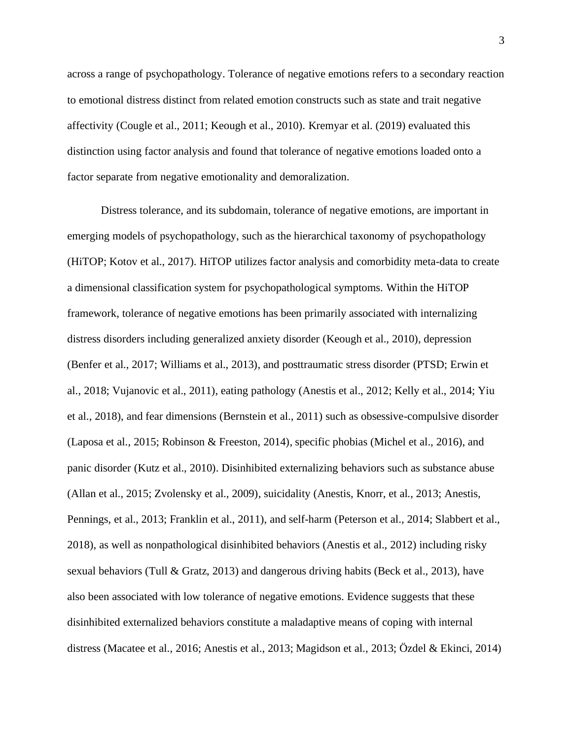across a range of psychopathology. Tolerance of negative emotions refers to a secondary reaction to emotional distress distinct from related emotion constructs such as state and trait negative affectivity (Cougle et al., 2011; Keough et al., 2010). Kremyar et al. (2019) evaluated this distinction using factor analysis and found that tolerance of negative emotions loaded onto a factor separate from negative emotionality and demoralization.

Distress tolerance, and its subdomain, tolerance of negative emotions, are important in emerging models of psychopathology, such as the hierarchical taxonomy of psychopathology (HiTOP; Kotov et al., 2017). HiTOP utilizes factor analysis and comorbidity meta-data to create a dimensional classification system for psychopathological symptoms. Within the HiTOP framework, tolerance of negative emotions has been primarily associated with internalizing distress disorders including generalized anxiety disorder (Keough et al., 2010), depression (Benfer et al., 2017; Williams et al., 2013), and posttraumatic stress disorder (PTSD; Erwin et al., 2018; Vujanovic et al., 2011), eating pathology (Anestis et al., 2012; Kelly et al., 2014; Yiu et al., 2018), and fear dimensions (Bernstein et al., 2011) such as obsessive-compulsive disorder (Laposa et al., 2015; Robinson & Freeston, 2014), specific phobias (Michel et al., 2016), and panic disorder (Kutz et al., 2010). Disinhibited externalizing behaviors such as substance abuse (Allan et al., 2015; Zvolensky et al., 2009), suicidality (Anestis, Knorr, et al., 2013; Anestis, Pennings, et al., 2013; Franklin et al., 2011), and self-harm (Peterson et al., 2014; Slabbert et al., 2018), as well as nonpathological disinhibited behaviors (Anestis et al., 2012) including risky sexual behaviors (Tull & Gratz, 2013) and dangerous driving habits (Beck et al., 2013), have also been associated with low tolerance of negative emotions. Evidence suggests that these disinhibited externalized behaviors constitute a maladaptive means of coping with internal distress (Macatee et al., 2016; Anestis et al., 2013; Magidson et al., 2013; Özdel & Ekinci, 2014)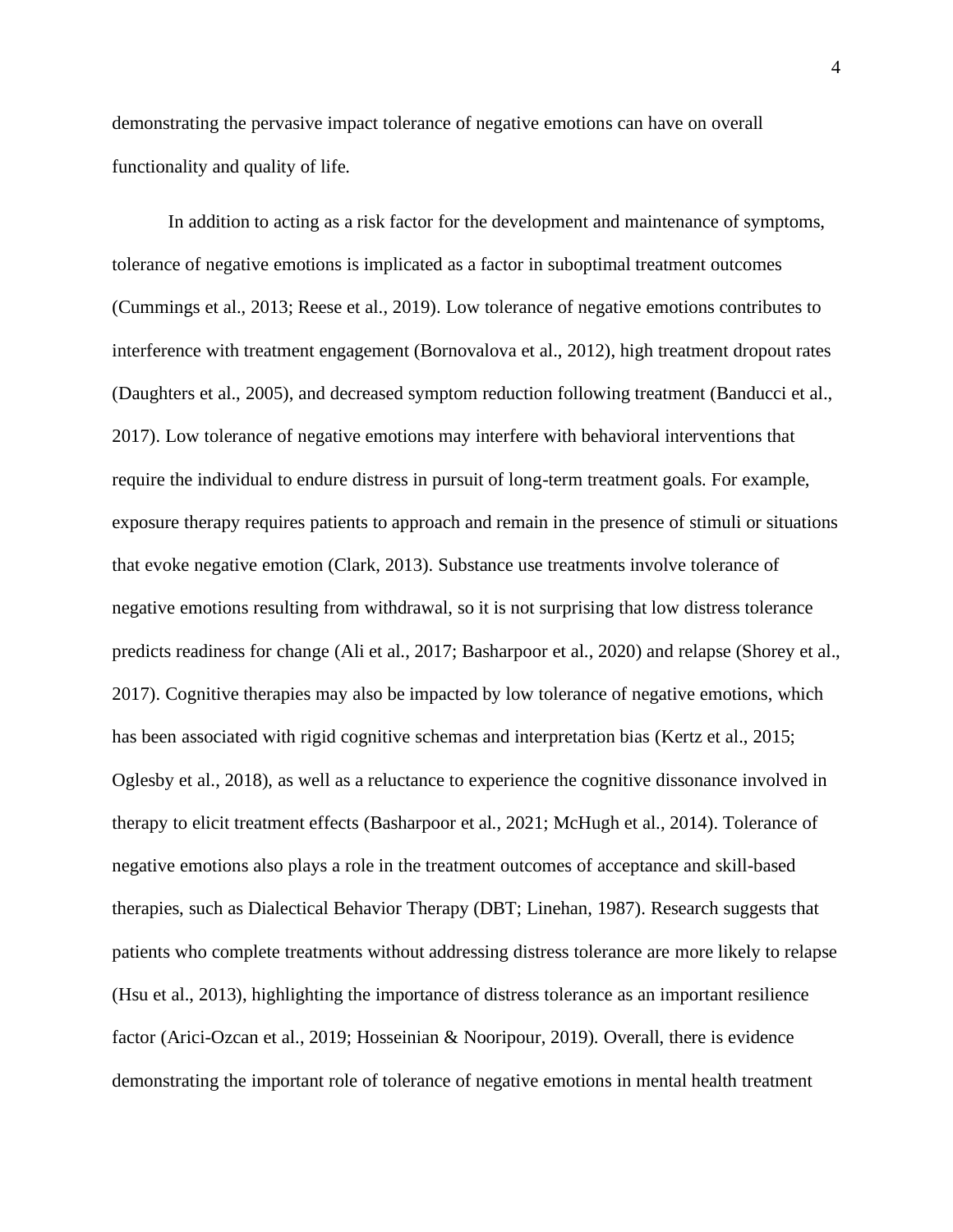demonstrating the pervasive impact tolerance of negative emotions can have on overall functionality and quality of life.

In addition to acting as a risk factor for the development and maintenance of symptoms, tolerance of negative emotions is implicated as a factor in suboptimal treatment outcomes (Cummings et al., 2013; Reese et al., 2019). Low tolerance of negative emotions contributes to interference with treatment engagement (Bornovalova et al., 2012), high treatment dropout rates (Daughters et al., 2005), and decreased symptom reduction following treatment (Banducci et al., 2017). Low tolerance of negative emotions may interfere with behavioral interventions that require the individual to endure distress in pursuit of long-term treatment goals. For example, exposure therapy requires patients to approach and remain in the presence of stimuli or situations that evoke negative emotion (Clark, 2013). Substance use treatments involve tolerance of negative emotions resulting from withdrawal, so it is not surprising that low distress tolerance predicts readiness for change (Ali et al., 2017; Basharpoor et al., 2020) and relapse (Shorey et al., 2017). Cognitive therapies may also be impacted by low tolerance of negative emotions, which has been associated with rigid cognitive schemas and interpretation bias (Kertz et al., 2015; Oglesby et al., 2018), as well as a reluctance to experience the cognitive dissonance involved in therapy to elicit treatment effects (Basharpoor et al., 2021; McHugh et al., 2014). Tolerance of negative emotions also plays a role in the treatment outcomes of acceptance and skill-based therapies, such as Dialectical Behavior Therapy (DBT; Linehan, 1987). Research suggests that patients who complete treatments without addressing distress tolerance are more likely to relapse (Hsu et al., 2013), highlighting the importance of distress tolerance as an important resilience factor (Arici-Ozcan et al., 2019; Hosseinian & Nooripour, 2019). Overall, there is evidence demonstrating the important role of tolerance of negative emotions in mental health treatment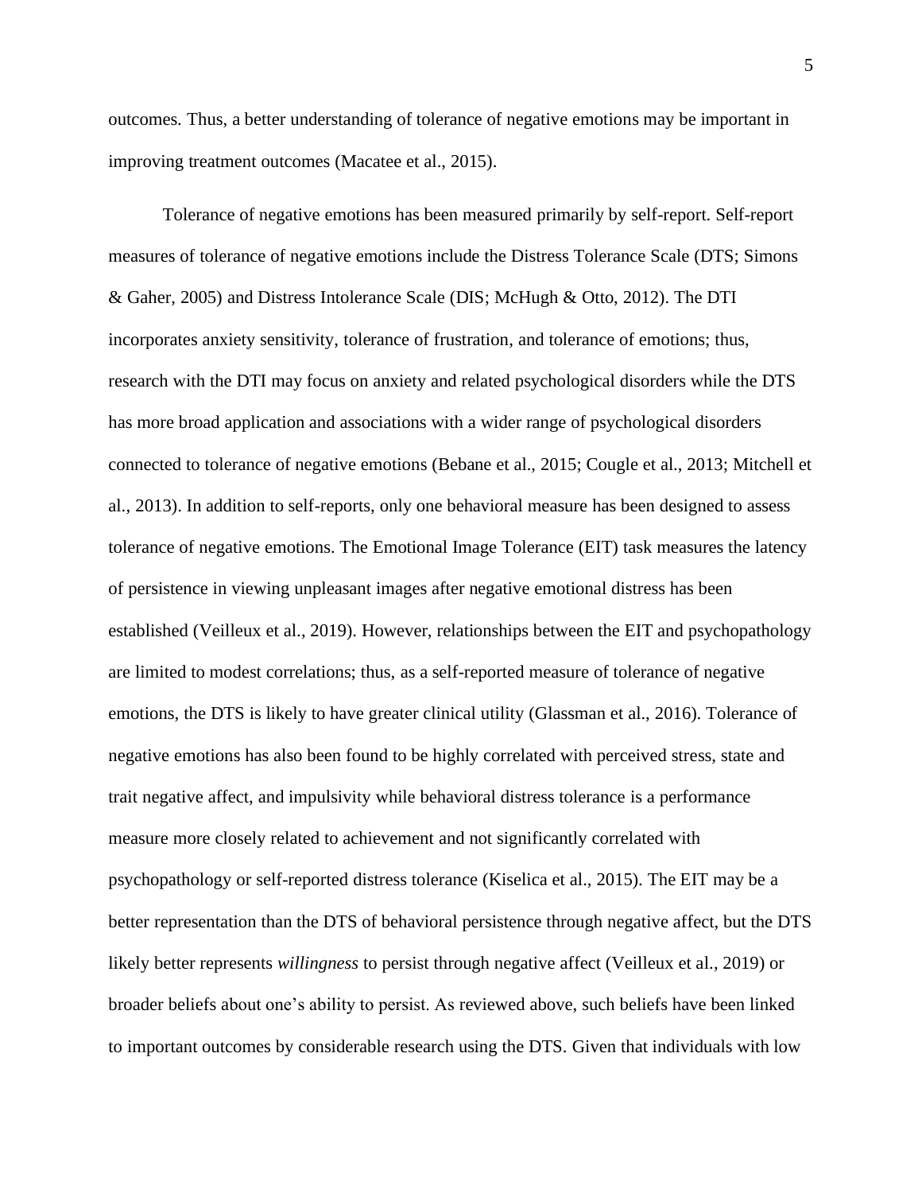outcomes. Thus, a better understanding of tolerance of negative emotions may be important in improving treatment outcomes (Macatee et al., 2015).

Tolerance of negative emotions has been measured primarily by self-report. Self-report measures of tolerance of negative emotions include the Distress Tolerance Scale (DTS; Simons & Gaher, 2005) and Distress Intolerance Scale (DIS; McHugh & Otto, 2012). The DTI incorporates anxiety sensitivity, tolerance of frustration, and tolerance of emotions; thus, research with the DTI may focus on anxiety and related psychological disorders while the DTS has more broad application and associations with a wider range of psychological disorders connected to tolerance of negative emotions (Bebane et al., 2015; Cougle et al., 2013; Mitchell et al., 2013). In addition to self-reports, only one behavioral measure has been designed to assess tolerance of negative emotions. The Emotional Image Tolerance (EIT) task measures the latency of persistence in viewing unpleasant images after negative emotional distress has been established (Veilleux et al., 2019). However, relationships between the EIT and psychopathology are limited to modest correlations; thus, as a self-reported measure of tolerance of negative emotions, the DTS is likely to have greater clinical utility (Glassman et al., 2016). Tolerance of negative emotions has also been found to be highly correlated with perceived stress, state and trait negative affect, and impulsivity while behavioral distress tolerance is a performance measure more closely related to achievement and not significantly correlated with psychopathology or self-reported distress tolerance (Kiselica et al., 2015). The EIT may be a better representation than the DTS of behavioral persistence through negative affect, but the DTS likely better represents *willingness* to persist through negative affect (Veilleux et al., 2019) or broader beliefs about one's ability to persist. As reviewed above, such beliefs have been linked to important outcomes by considerable research using the DTS. Given that individuals with low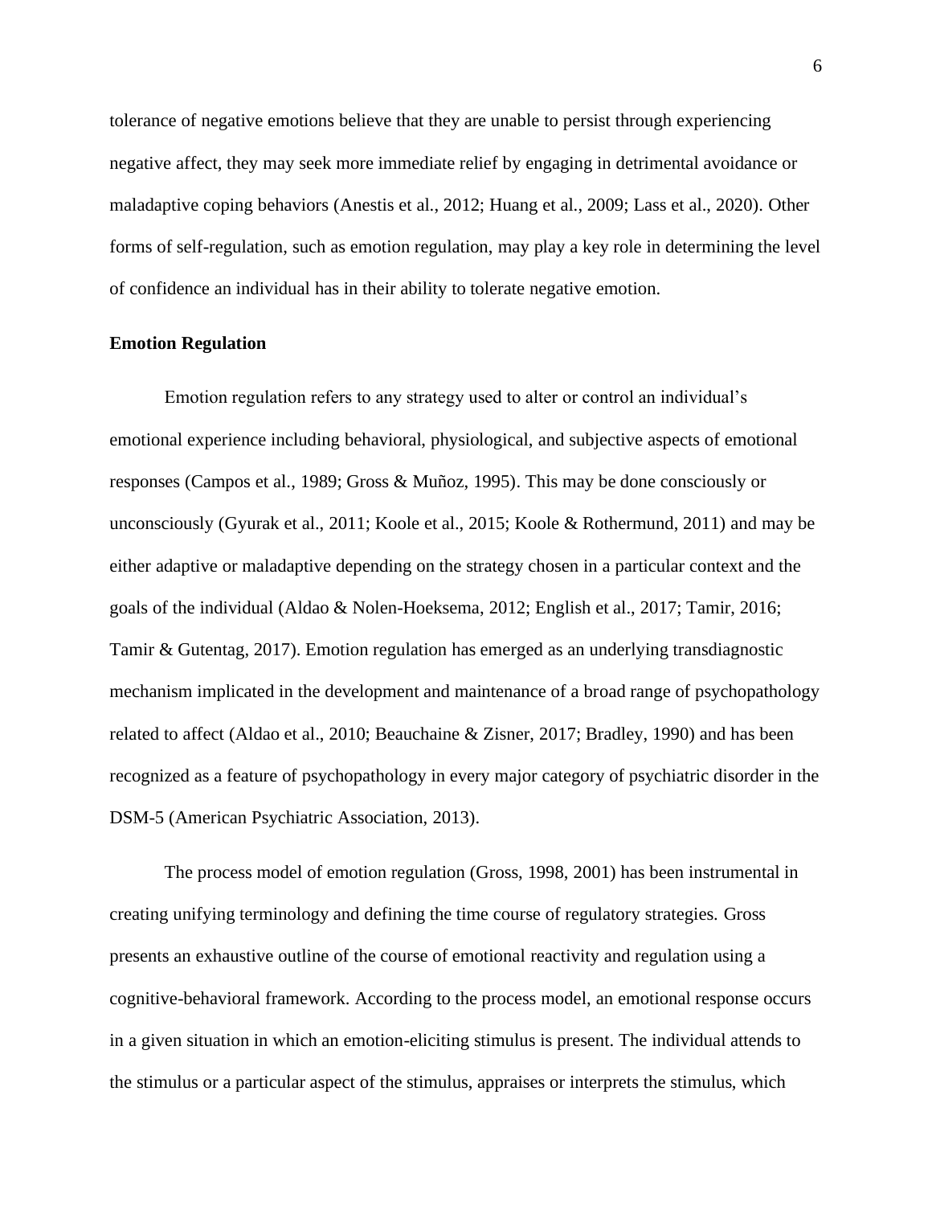tolerance of negative emotions believe that they are unable to persist through experiencing negative affect, they may seek more immediate relief by engaging in detrimental avoidance or maladaptive coping behaviors (Anestis et al., 2012; Huang et al., 2009; Lass et al., 2020). Other forms of self-regulation, such as emotion regulation, may play a key role in determining the level of confidence an individual has in their ability to tolerate negative emotion.

**Emotion Regulation**

Emotion regulation refers to any strategy used to alter or control an individual's emotional experience including behavioral, physiological, and subjective aspects of emotional responses (Campos et al., 1989; Gross & Muñoz, 1995). This may be done consciously or unconsciously (Gyurak et al., 2011; Koole et al., 2015; Koole & Rothermund, 2011) and may be either adaptive or maladaptive depending on the strategy chosen in a particular context and the goals of the individual (Aldao & Nolen-Hoeksema, 2012; English et al., 2017; Tamir, 2016; Tamir & Gutentag, 2017). Emotion regulation has emerged as an underlying transdiagnostic mechanism implicated in the development and maintenance of a broad range of psychopathology related to affect (Aldao et al., 2010; Beauchaine & Zisner, 2017; Bradley, 1990) and has been recognized as a feature of psychopathology in every major category of psychiatric disorder in the DSM-5 (American Psychiatric Association, 2013).

The process model of emotion regulation (Gross, 1998, 2001) has been instrumental in creating unifying terminology and defining the time course of regulatory strategies. Gross presents an exhaustive outline of the course of emotional reactivity and regulation using a cognitive-behavioral framework. According to the process model, an emotional response occurs in a given situation in which an emotion-eliciting stimulus is present. The individual attends to the stimulus or a particular aspect of the stimulus, appraises or interprets the stimulus, which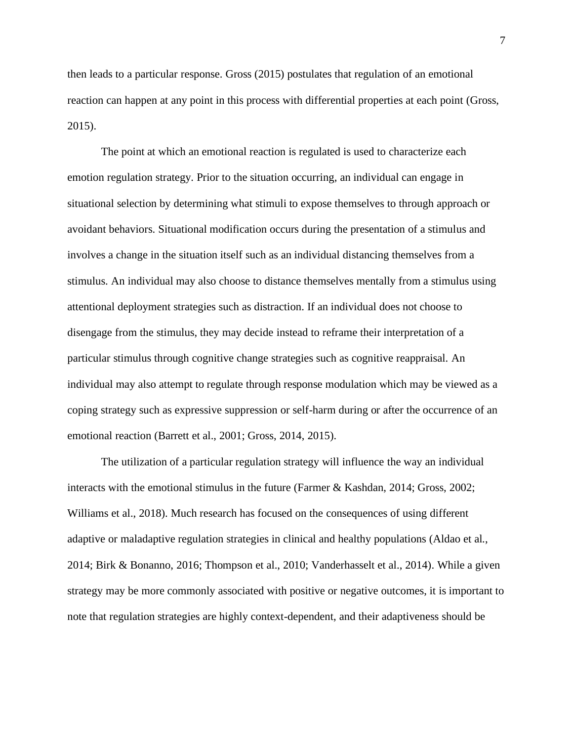then leads to a particular response. Gross (2015) postulates that regulation of an emotional reaction can happen at any point in this process with differential properties at each point (Gross, 2015).

The point at which an emotional reaction is regulated is used to characterize each emotion regulation strategy. Prior to the situation occurring, an individual can engage in situational selection by determining what stimuli to expose themselves to through approach or avoidant behaviors. Situational modification occurs during the presentation of a stimulus and involves a change in the situation itself such as an individual distancing themselves from a stimulus. An individual may also choose to distance themselves mentally from a stimulus using attentional deployment strategies such as distraction. If an individual does not choose to disengage from the stimulus, they may decide instead to reframe their interpretation of a particular stimulus through cognitive change strategies such as cognitive reappraisal. An individual may also attempt to regulate through response modulation which may be viewed as a coping strategy such as expressive suppression or self-harm during or after the occurrence of an emotional reaction (Barrett et al., 2001; Gross, 2014, 2015).

The utilization of a particular regulation strategy will influence the way an individual interacts with the emotional stimulus in the future (Farmer & Kashdan, 2014; Gross, 2002; Williams et al., 2018). Much research has focused on the consequences of using different adaptive or maladaptive regulation strategies in clinical and healthy populations (Aldao et al., 2014; Birk & Bonanno, 2016; Thompson et al., 2010; Vanderhasselt et al., 2014). While a given strategy may be more commonly associated with positive or negative outcomes, it is important to note that regulation strategies are highly context-dependent, and their adaptiveness should be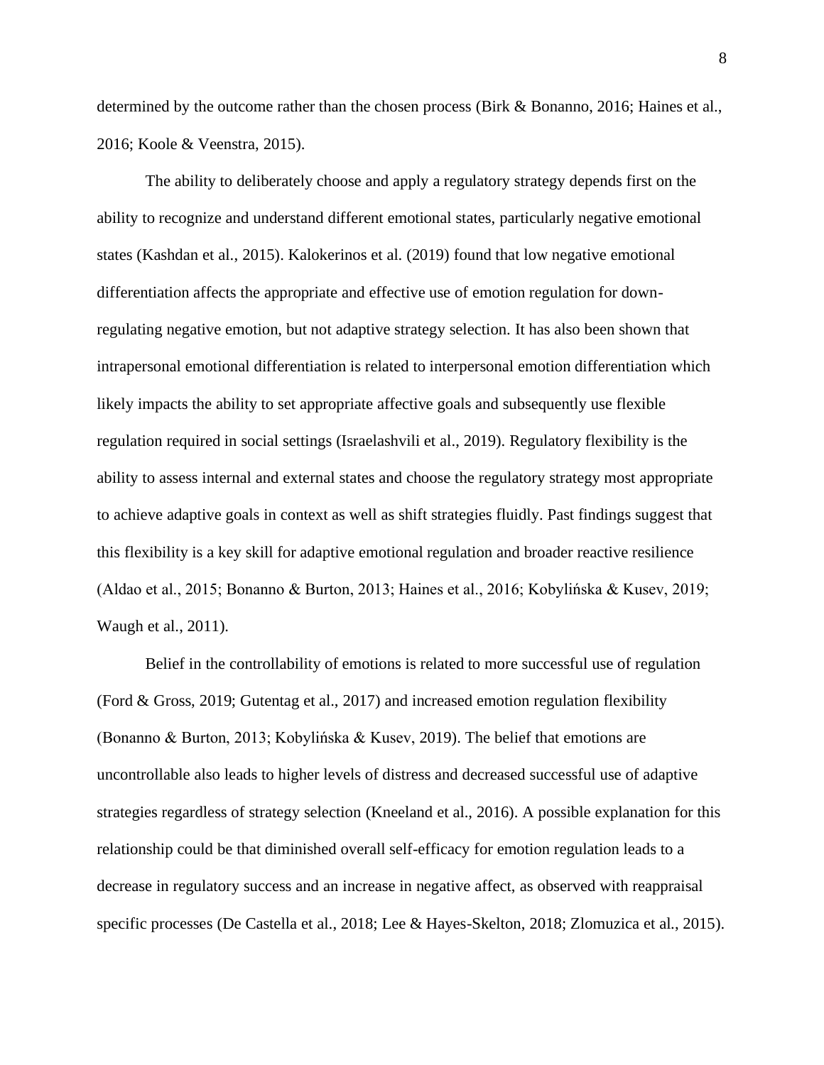determined by the outcome rather than the chosen process (Birk & Bonanno, 2016; Haines et al., 2016; Koole & Veenstra, 2015).

The ability to deliberately choose and apply a regulatory strategy depends first on the ability to recognize and understand different emotional states, particularly negative emotional states (Kashdan et al., 2015). Kalokerinos et al. (2019) found that low negative emotional differentiation affects the appropriate and effective use of emotion regulation for down-regulating negative emotion, but not adaptive strategy selection. It has also been shown that intrapersonal emotional differentiation is related to interpersonal emotion differentiation which likely impacts the ability to set appropriate affective goals and subsequently use flexible regulation required in social settings (Israelashvili et al., 2019). Regulatory flexibility is the ability to assess internal and external states and choose the regulatory strategy most appropriate to achieve adaptive goals in context as well as shift strategies fluidly. Past findings suggest that this flexibility is a key skill for adaptive emotional regulation and broader reactive resilience (Aldao et al., 2015; Bonanno & Burton, 2013; Haines et al., 2016; Kobylińska & Kusev, 2019; Waugh et al., 2011).

Belief in the controllability of emotions is related to more successful use of regulation (Ford & Gross, 2019; Gutentag et al., 2017) and increased emotion regulation flexibility (Bonanno & Burton, 2013; Kobylińska & Kusev, 2019). The belief that emotions are uncontrollable also leads to higher levels of distress and decreased successful use of adaptive strategies regardless of strategy selection (Kneeland et al., 2016). A possible explanation for this relationship could be that diminished overall self-efficacy for emotion regulation leads to a decrease in regulatory success and an increase in negative affect, as observed with reappraisal specific processes (De Castella et al., 2018; Lee & Hayes-Skelton, 2018; Zlomuzica et al., 2015).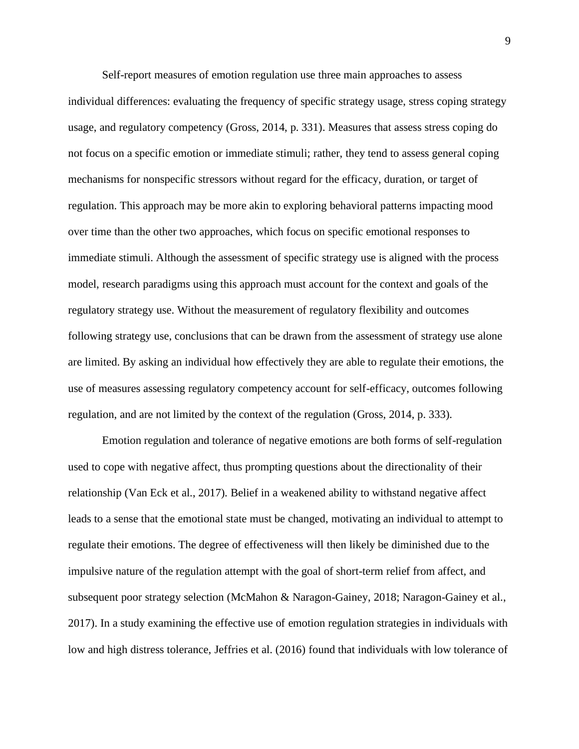Self-report measures of emotion regulation use three main approaches to assess individual differences: evaluating the frequency of specific strategy usage, stress coping strategy usage, and regulatory competency (Gross, 2014, p. 331). Measures that assess stress coping do not focus on a specific emotion or immediate stimuli; rather, they tend to assess general coping mechanisms for nonspecific stressors without regard for the efficacy, duration, or target of regulation. This approach may be more akin to exploring behavioral patterns impacting mood over time than the other two approaches, which focus on specific emotional responses to immediate stimuli. Although the assessment of specific strategy use is aligned with the process model, research paradigms using this approach must account for the context and goals of the regulatory strategy use. Without the measurement of regulatory flexibility and outcomes following strategy use, conclusions that can be drawn from the assessment of strategy use alone are limited. By asking an individual how effectively they are able to regulate their emotions, the use of measures assessing regulatory competency account for self-efficacy, outcomes following regulation, and are not limited by the context of the regulation (Gross, 2014, p. 333).

Emotion regulation and tolerance of negative emotions are both forms of self-regulation used to cope with negative affect, thus prompting questions about the directionality of their relationship (Van Eck et al., 2017). Belief in a weakened ability to withstand negative affect leads to a sense that the emotional state must be changed, motivating an individual to attempt to regulate their emotions. The degree of effectiveness will then likely be diminished due to the impulsive nature of the regulation attempt with the goal of short-term relief from affect, and subsequent poor strategy selection (McMahon & Naragon-Gainey, 2018; Naragon-Gainey et al., 2017). In a study examining the effective use of emotion regulation strategies in individuals with low and high distress tolerance, Jeffries et al. (2016) found that individuals with low tolerance of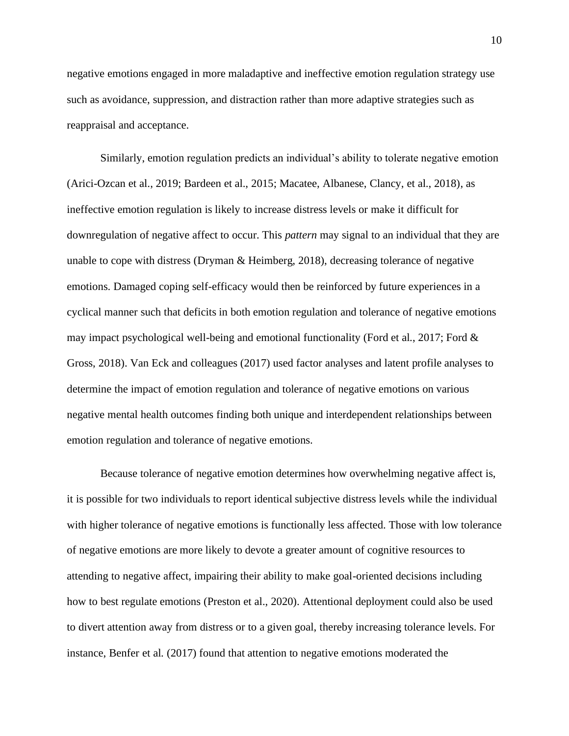negative emotions engaged in more maladaptive and ineffective emotion regulation strategy use such as avoidance, suppression, and distraction rather than more adaptive strategies such as reappraisal and acceptance.

Similarly, emotion regulation predicts an individual's ability to tolerate negative emotion (Arici-Ozcan et al., 2019; Bardeen et al., 2015; Macatee, Albanese, Clancy, et al., 2018), as ineffective emotion regulation is likely to increase distress levels or make it difficult for downregulation of negative affect to occur. This *pattern* may signal to an individual that they are unable to cope with distress (Dryman & Heimberg, 2018), decreasing tolerance of negative emotions. Damaged coping self-efficacy would then be reinforced by future experiences in a cyclical manner such that deficits in both emotion regulation and tolerance of negative emotions may impact psychological well-being and emotional functionality (Ford et al., 2017; Ford & Gross, 2018). Van Eck and colleagues (2017) used factor analyses and latent profile analyses to determine the impact of emotion regulation and tolerance of negative emotions on various negative mental health outcomes finding both unique and interdependent relationships between emotion regulation and tolerance of negative emotions.

Because tolerance of negative emotion determines how overwhelming negative affect is, it is possible for two individuals to report identical subjective distress levels while the individual with higher tolerance of negative emotions is functionally less affected. Those with low tolerance of negative emotions are more likely to devote a greater amount of cognitive resources to attending to negative affect, impairing their ability to make goal-oriented decisions including how to best regulate emotions (Preston et al., 2020). Attentional deployment could also be used to divert attention away from distress or to a given goal, thereby increasing tolerance levels. For instance, Benfer et al. (2017) found that attention to negative emotions moderated the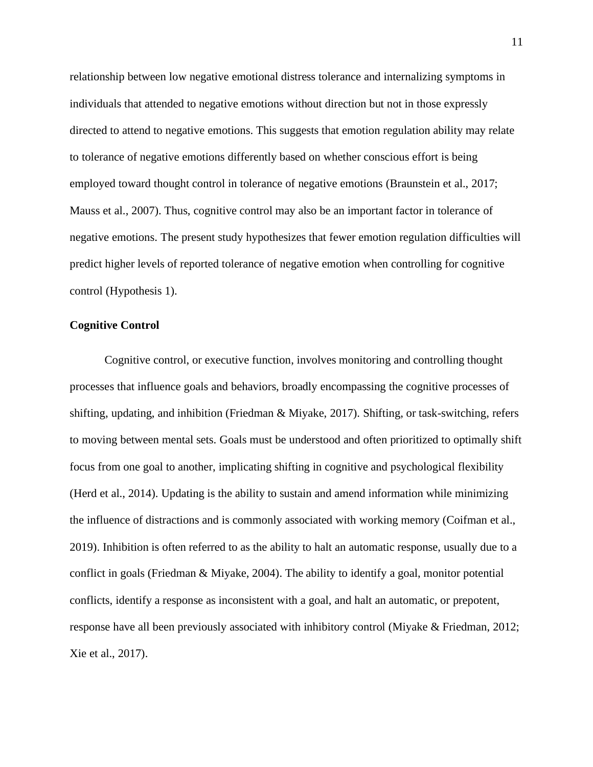relationship between low negative emotional distress tolerance and internalizing symptoms in individuals that attended to negative emotions without direction but not in those expressly directed to attend to negative emotions. This suggests that emotion regulation ability may relate to tolerance of negative emotions differently based on whether conscious effort is being employed toward thought control in tolerance of negative emotions (Braunstein et al., 2017; Mauss et al., 2007). Thus, cognitive control may also be an important factor in tolerance of negative emotions. The present study hypothesizes that fewer emotion regulation difficulties will predict higher levels of reported tolerance of negative emotion when controlling for cognitive control (Hypothesis 1).

**Cognitive Control**

Cognitive control, or executive function, involves monitoring and controlling thought processes that influence goals and behaviors, broadly encompassing the cognitive processes of shifting, updating, and inhibition (Friedman & Miyake, 2017). Shifting, or task-switching, refers to moving between mental sets. Goals must be understood and often prioritized to optimally shift focus from one goal to another, implicating shifting in cognitive and psychological flexibility (Herd et al., 2014). Updating is the ability to sustain and amend information while minimizing the influence of distractions and is commonly associated with working memory (Coifman et al., 2019). Inhibition is often referred to as the ability to halt an automatic response, usually due to a conflict in goals (Friedman & Miyake, 2004). The ability to identify a goal, monitor potential conflicts, identify a response as inconsistent with a goal, and halt an automatic, or prepotent, response have all been previously associated with inhibitory control (Miyake & Friedman, 2012; Xie et al., 2017).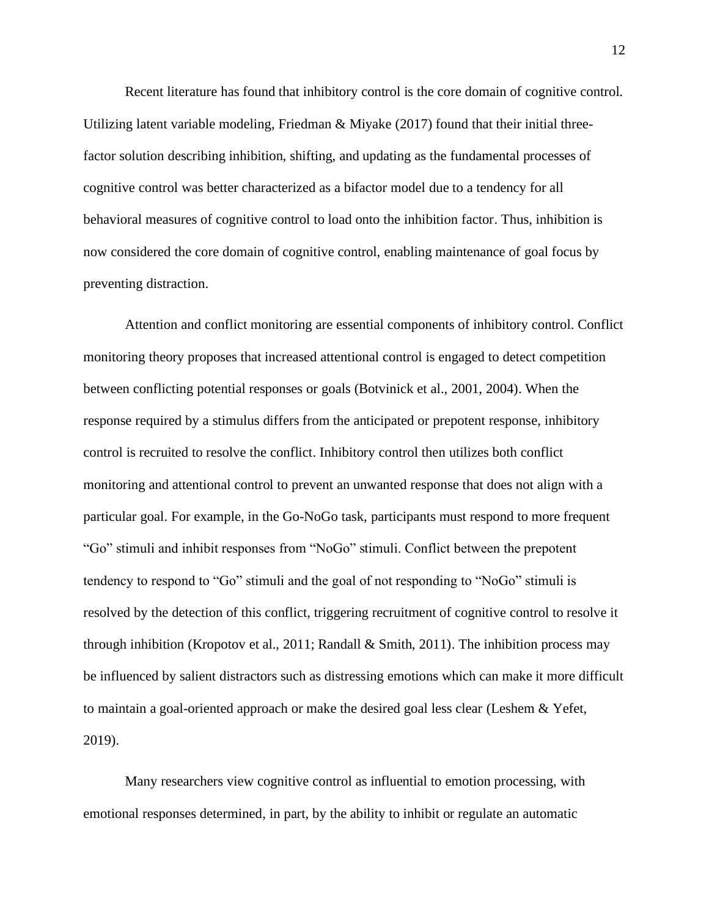Recent literature has found that inhibitory control is the core domain of cognitive control. Utilizing latent variable modeling, Friedman & Miyake (2017) found that their initial three-factor solution describing inhibition, shifting, and updating as the fundamental processes of cognitive control was better characterized as a bifactor model due to a tendency for all behavioral measures of cognitive control to load onto the inhibition factor. Thus, inhibition is now considered the core domain of cognitive control, enabling maintenance of goal focus by preventing distraction.

Attention and conflict monitoring are essential components of inhibitory control. Conflict monitoring theory proposes that increased attentional control is engaged to detect competition between conflicting potential responses or goals (Botvinick et al., 2001, 2004). When the response required by a stimulus differs from the anticipated or prepotent response, inhibitory control is recruited to resolve the conflict. Inhibitory control then utilizes both conflict monitoring and attentional control to prevent an unwanted response that does not align with a particular goal. For example, in the Go-NoGo task, participants must respond to more frequent "Go" stimuli and inhibit responses from "NoGo" stimuli. Conflict between the prepotent tendency to respond to "Go" stimuli and the goal of not responding to "NoGo" stimuli is resolved by the detection of this conflict, triggering recruitment of cognitive control to resolve it through inhibition (Kropotov et al., 2011; Randall & Smith, 2011). The inhibition process may be influenced by salient distractors such as distressing emotions which can make it more difficult to maintain a goal-oriented approach or make the desired goal less clear (Leshem & Yefet, 2019).

Many researchers view cognitive control as influential to emotion processing, with emotional responses determined, in part, by the ability to inhibit or regulate an automatic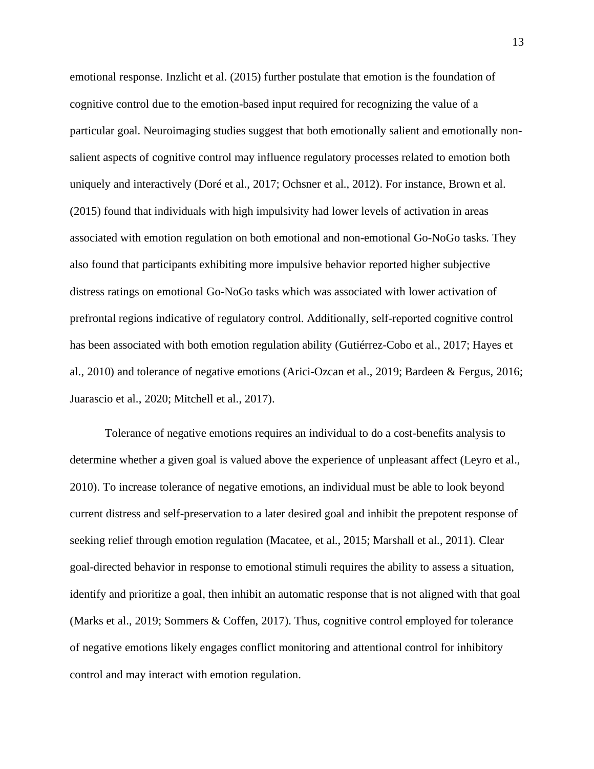emotional response. Inzlicht et al. (2015) further postulate that emotion is the foundation of cognitive control due to the emotion-based input required for recognizing the value of a particular goal. Neuroimaging studies suggest that both emotionally salient and emotionally non-salient aspects of cognitive control may influence regulatory processes related to emotion both uniquely and interactively (Doré et al., 2017; Ochsner et al., 2012). For instance, Brown et al. (2015) found that individuals with high impulsivity had lower levels of activation in areas associated with emotion regulation on both emotional and non-emotional Go-NoGo tasks. They also found that participants exhibiting more impulsive behavior reported higher subjective distress ratings on emotional Go-NoGo tasks which was associated with lower activation of prefrontal regions indicative of regulatory control. Additionally, self-reported cognitive control has been associated with both emotion regulation ability (Gutiérrez-Cobo et al., 2017; Hayes et al., 2010) and tolerance of negative emotions (Arici-Ozcan et al., 2019; Bardeen & Fergus, 2016; Juarascio et al., 2020; Mitchell et al., 2017).

Tolerance of negative emotions requires an individual to do a cost-benefits analysis to determine whether a given goal is valued above the experience of unpleasant affect (Leyro et al., 2010). To increase tolerance of negative emotions, an individual must be able to look beyond current distress and self-preservation to a later desired goal and inhibit the prepotent response of seeking relief through emotion regulation (Macatee, et al., 2015; Marshall et al., 2011). Clear goal-directed behavior in response to emotional stimuli requires the ability to assess a situation, identify and prioritize a goal, then inhibit an automatic response that is not aligned with that goal (Marks et al., 2019; Sommers & Coffen, 2017). Thus, cognitive control employed for tolerance of negative emotions likely engages conflict monitoring and attentional control for inhibitory control and may interact with emotion regulation.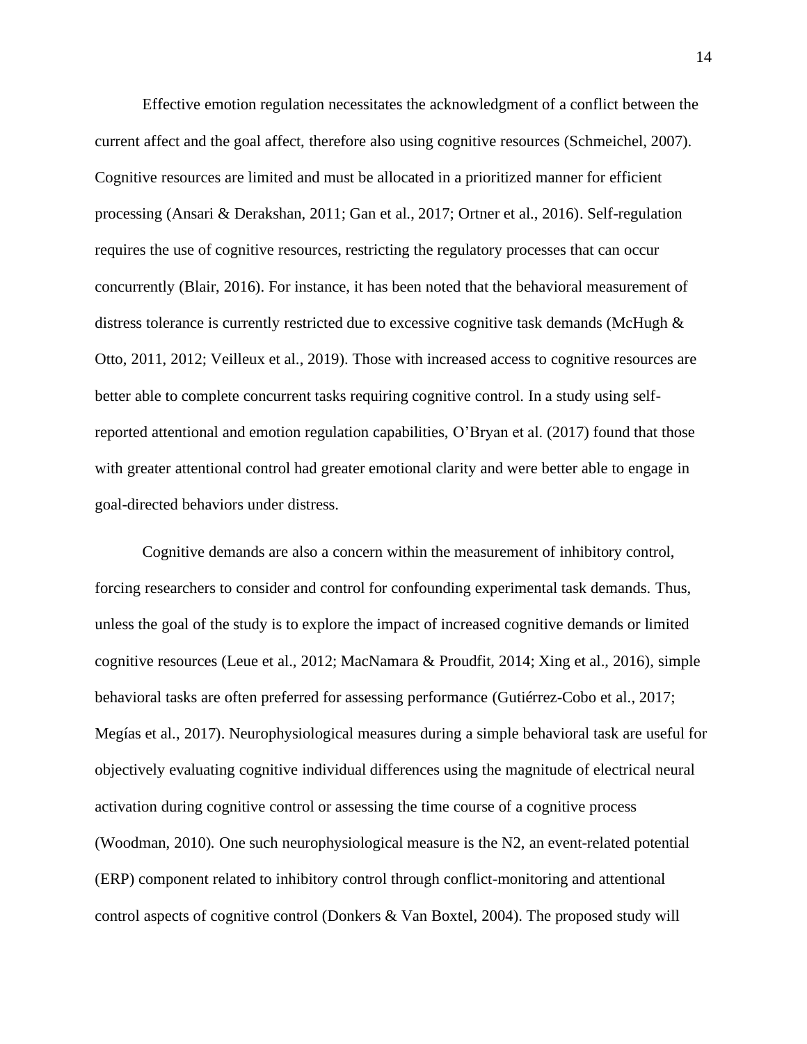Effective emotion regulation necessitates the acknowledgment of a conflict between the current affect and the goal affect, therefore also using cognitive resources (Schmeichel, 2007). Cognitive resources are limited and must be allocated in a prioritized manner for efficient processing (Ansari & Derakshan, 2011; Gan et al., 2017; Ortner et al., 2016). Self-regulation requires the use of cognitive resources, restricting the regulatory processes that can occur concurrently (Blair, 2016). For instance, it has been noted that the behavioral measurement of distress tolerance is currently restricted due to excessive cognitive task demands (McHugh & Otto, 2011, 2012; Veilleux et al., 2019). Those with increased access to cognitive resources are better able to complete concurrent tasks requiring cognitive control. In a study using self-reported attentional and emotion regulation capabilities, O'Bryan et al. (2017) found that those with greater attentional control had greater emotional clarity and were better able to engage in goal-directed behaviors under distress.

Cognitive demands are also a concern within the measurement of inhibitory control, forcing researchers to consider and control for confounding experimental task demands. Thus, unless the goal of the study is to explore the impact of increased cognitive demands or limited cognitive resources (Leue et al., 2012; MacNamara & Proudfit, 2014; Xing et al., 2016), simple behavioral tasks are often preferred for assessing performance (Gutiérrez-Cobo et al., 2017; Megías et al., 2017). Neurophysiological measures during a simple behavioral task are useful for objectively evaluating cognitive individual differences using the magnitude of electrical neural activation during cognitive control or assessing the time course of a cognitive process (Woodman, 2010). One such neurophysiological measure is the N2, an event-related potential (ERP) component related to inhibitory control through conflict-monitoring and attentional control aspects of cognitive control (Donkers & Van Boxtel, 2004). The proposed study will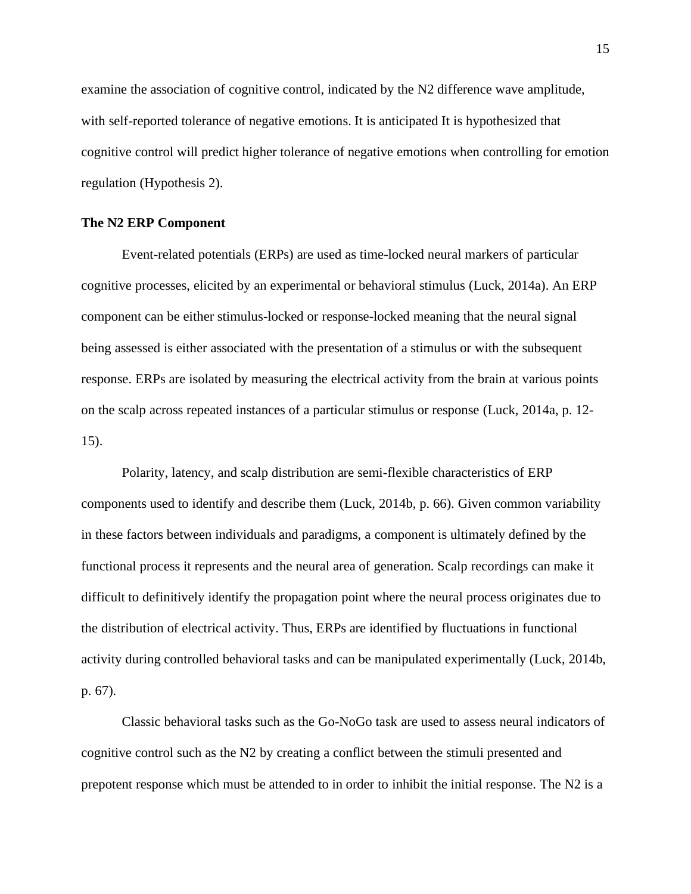examine the association of cognitive control, indicated by the N2 difference wave amplitude, with self-reported tolerance of negative emotions. It is anticipated It is hypothesized that cognitive control will predict higher tolerance of negative emotions when controlling for emotion regulation (Hypothesis 2).

**The N2 ERP Component**

Event-related potentials (ERPs) are used as time-locked neural markers of particular cognitive processes, elicited by an experimental or behavioral stimulus (Luck, 2014a). An ERP component can be either stimulus-locked or response-locked meaning that the neural signal being assessed is either associated with the presentation of a stimulus or with the subsequent response. ERPs are isolated by measuring the electrical activity from the brain at various points on the scalp across repeated instances of a particular stimulus or response (Luck, 2014a, p. 12-15).

Polarity, latency, and scalp distribution are semi-flexible characteristics of ERP components used to identify and describe them (Luck, 2014b, p. 66). Given common variability in these factors between individuals and paradigms, a component is ultimately defined by the functional process it represents and the neural area of generation. Scalp recordings can make it difficult to definitively identify the propagation point where the neural process originates due to the distribution of electrical activity. Thus, ERPs are identified by fluctuations in functional activity during controlled behavioral tasks and can be manipulated experimentally (Luck, 2014b, p. 67).

Classic behavioral tasks such as the Go-NoGo task are used to assess neural indicators of cognitive control such as the N2 by creating a conflict between the stimuli presented and prepotent response which must be attended to in order to inhibit the initial response. The N2 is a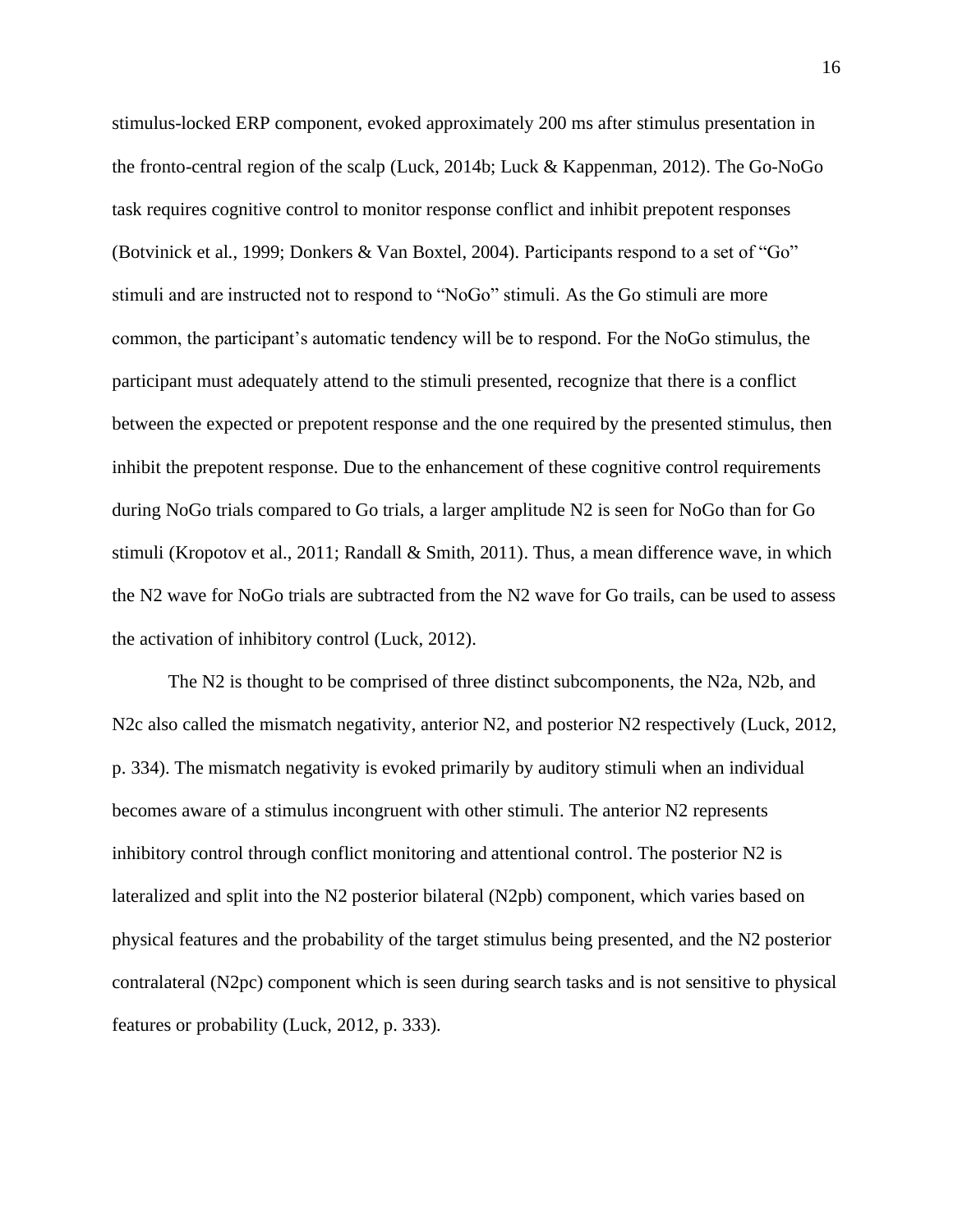stimulus-locked ERP component, evoked approximately 200 ms after stimulus presentation in the fronto-central region of the scalp (Luck, 2014b; Luck & Kappenman, 2012). The Go-NoGo task requires cognitive control to monitor response conflict and inhibit prepotent responses (Botvinick et al., 1999; Donkers & Van Boxtel, 2004). Participants respond to a set of "Go" stimuli and are instructed not to respond to "NoGo" stimuli. As the Go stimuli are more common, the participant's automatic tendency will be to respond. For the NoGo stimulus, the participant must adequately attend to the stimuli presented, recognize that there is a conflict between the expected or prepotent response and the one required by the presented stimulus, then inhibit the prepotent response. Due to the enhancement of these cognitive control requirements during NoGo trials compared to Go trials, a larger amplitude N2 is seen for NoGo than for Go stimuli (Kropotov et al., 2011; Randall & Smith, 2011). Thus, a mean difference wave, in which the N2 wave for NoGo trials are subtracted from the N2 wave for Go trails, can be used to assess the activation of inhibitory control (Luck, 2012).

The N2 is thought to be comprised of three distinct subcomponents, the N2a, N2b, and N2c also called the mismatch negativity, anterior N2, and posterior N2 respectively (Luck, 2012, p. 334). The mismatch negativity is evoked primarily by auditory stimuli when an individual becomes aware of a stimulus incongruent with other stimuli. The anterior N2 represents inhibitory control through conflict monitoring and attentional control. The posterior N2 is lateralized and split into the N2 posterior bilateral (N2pb) component, which varies based on physical features and the probability of the target stimulus being presented, and the N2 posterior contralateral (N2pc) component which is seen during search tasks and is not sensitive to physical features or probability (Luck, 2012, p. 333).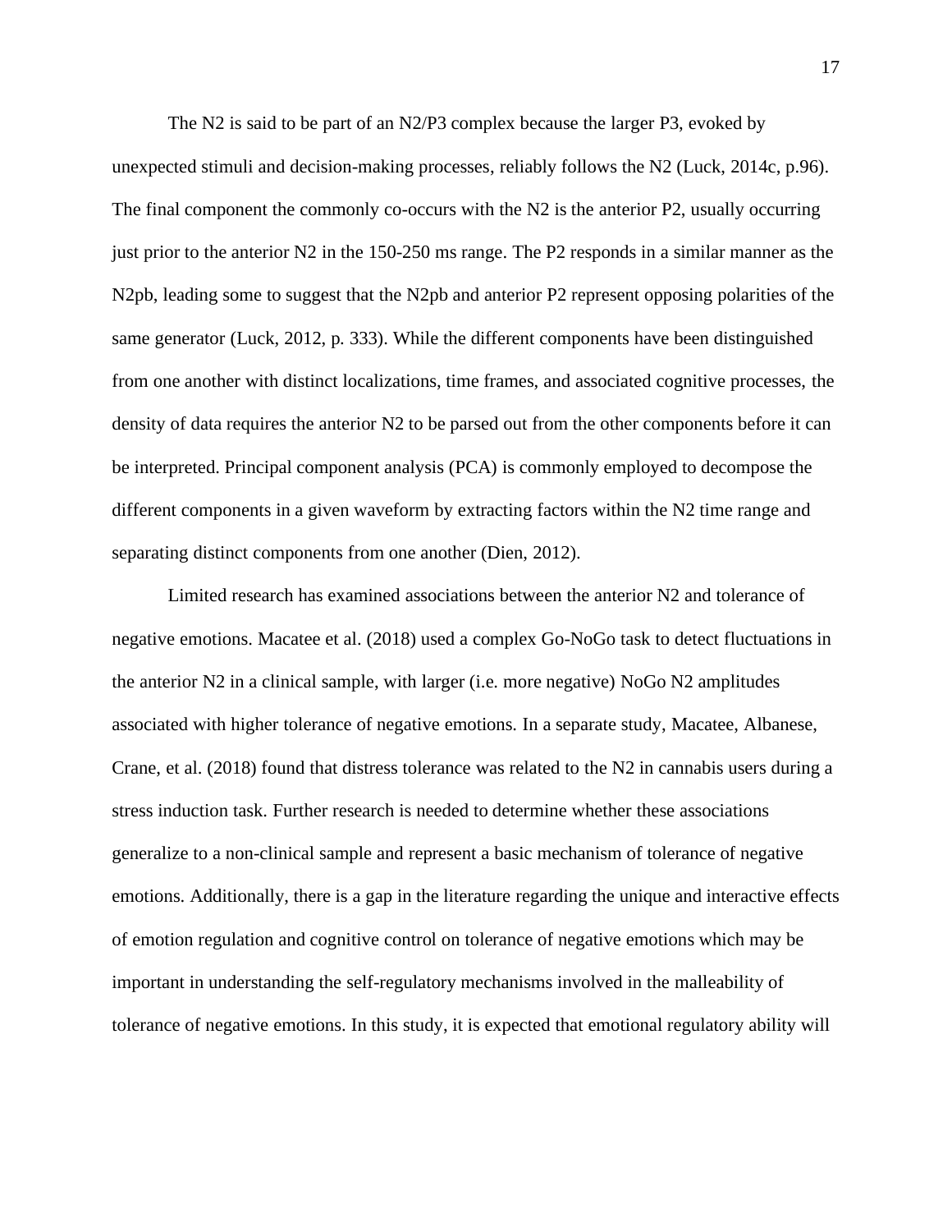The N2 is said to be part of an N2/P3 complex because the larger P3, evoked by unexpected stimuli and decision-making processes, reliably follows the N2 (Luck, 2014c, p.96). The final component the commonly co-occurs with the N2 is the anterior P2, usually occurring just prior to the anterior N2 in the 150-250 ms range. The P2 responds in a similar manner as the N2pb, leading some to suggest that the N2pb and anterior P2 represent opposing polarities of the same generator (Luck, 2012, p. 333). While the different components have been distinguished from one another with distinct localizations, time frames, and associated cognitive processes, the density of data requires the anterior N2 to be parsed out from the other components before it can be interpreted. Principal component analysis (PCA) is commonly employed to decompose the different components in a given waveform by extracting factors within the N2 time range and separating distinct components from one another (Dien, 2012).

Limited research has examined associations between the anterior N2 and tolerance of negative emotions. Macatee et al. (2018) used a complex Go-NoGo task to detect fluctuations in the anterior N2 in a clinical sample, with larger (i.e. more negative) NoGo N2 amplitudes associated with higher tolerance of negative emotions. In a separate study, Macatee, Albanese, Crane, et al. (2018) found that distress tolerance was related to the N2 in cannabis users during a stress induction task. Further research is needed to determine whether these associations generalize to a non-clinical sample and represent a basic mechanism of tolerance of negative emotions. Additionally, there is a gap in the literature regarding the unique and interactive effects of emotion regulation and cognitive control on tolerance of negative emotions which may be important in understanding the self-regulatory mechanisms involved in the malleability of tolerance of negative emotions. In this study, it is expected that emotional regulatory ability will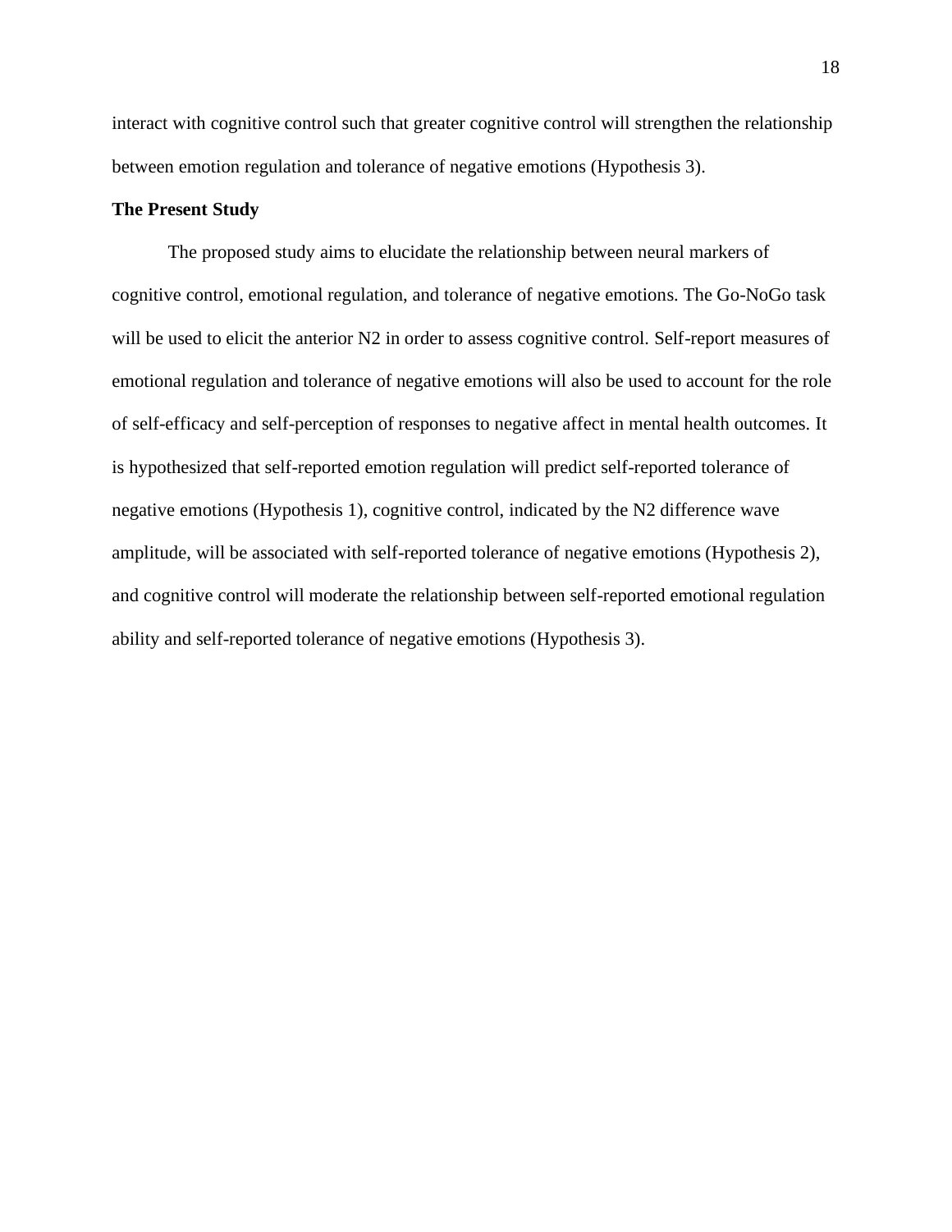interact with cognitive control such that greater cognitive control will strengthen the relationship between emotion regulation and tolerance of negative emotions (Hypothesis 3).

**The Present Study**

The proposed study aims to elucidate the relationship between neural markers of cognitive control, emotional regulation, and tolerance of negative emotions. The Go-NoGo task will be used to elicit the anterior N2 in order to assess cognitive control. Self-report measures of emotional regulation and tolerance of negative emotions will also be used to account for the role of self-efficacy and self-perception of responses to negative affect in mental health outcomes. It is hypothesized that self-reported emotion regulation will predict self-reported tolerance of negative emotions (Hypothesis 1), cognitive control, indicated by the N2 difference wave amplitude, will be associated with self-reported tolerance of negative emotions (Hypothesis 2), and cognitive control will moderate the relationship between self-reported emotional regulation ability and self-reported tolerance of negative emotions (Hypothesis 3).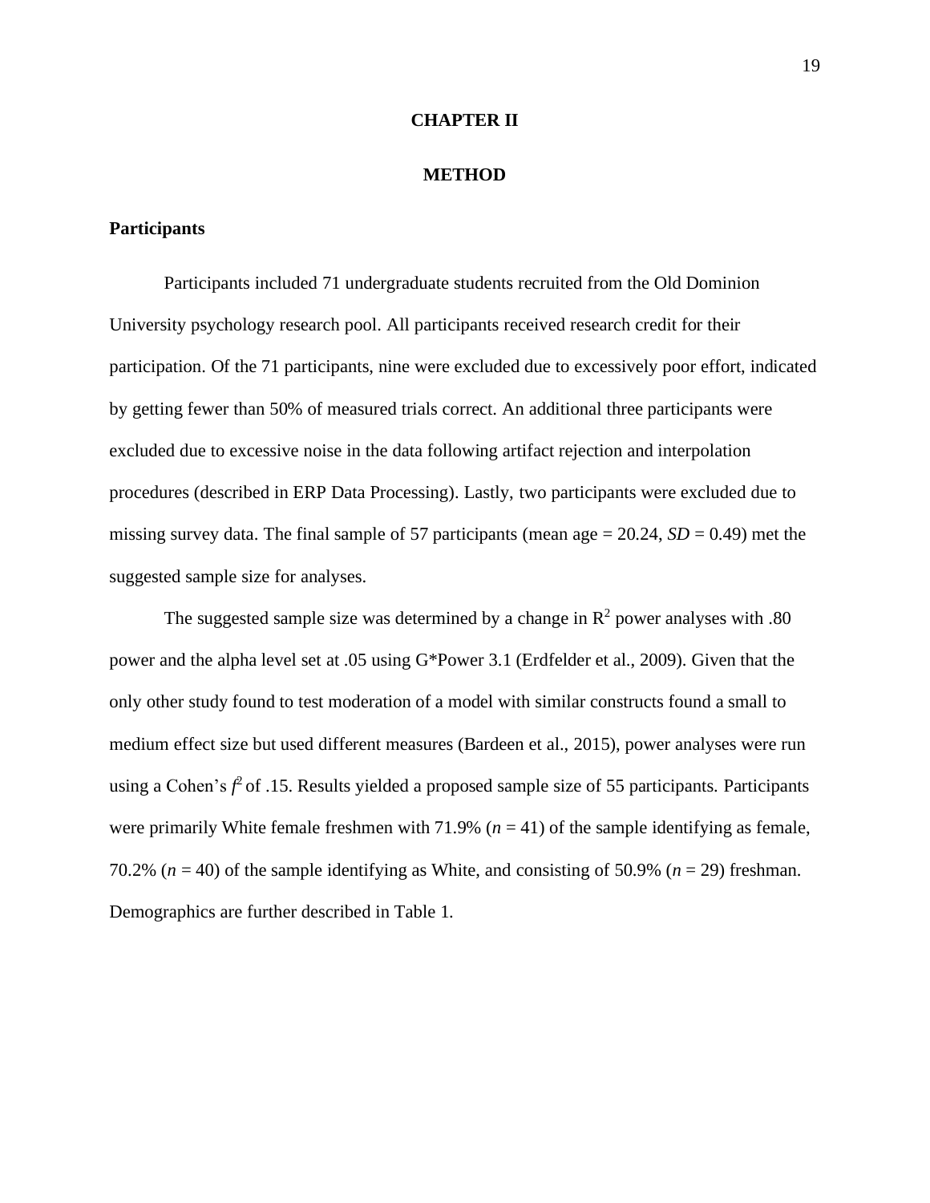# CHAPTER II

# METHOD

## Participants

Participants included 71 undergraduate students recruited from the Old Dominion University psychology research pool. All participants received research credit for their participation. Of the 71 participants, nine were excluded due to excessively poor effort, indicated by getting fewer than 50% of measured trials correct. An additional three participants were excluded due to excessive noise in the data following artifact rejection and interpolation procedures (described in ERP Data Processing). Lastly, two participants were excluded due to missing survey data. The final sample of 57 participants (mean age = 20.24, *SD* = 0.49) met the suggested sample size for analyses.

The suggested sample size was determined by a change in $R^2$ power analyses with .80 power and the alpha level set at .05 using G*Power 3.1 (Erdfelder et al., 2009). Given that the only other study found to test moderation of a model with similar constructs found a small to medium effect size but used different measures (Bardeen et al., 2015), power analyses were run using a Cohen's $f^2$ of .15. Results yielded a proposed sample size of 55 participants. Participants were primarily White female freshmen with 71.9% ($n$ = 41) of the sample identifying as female, 70.2% ($n$ = 40) of the sample identifying as White, and consisting of 50.9% ($n$ = 29) freshman. Demographics are further described in Table 1.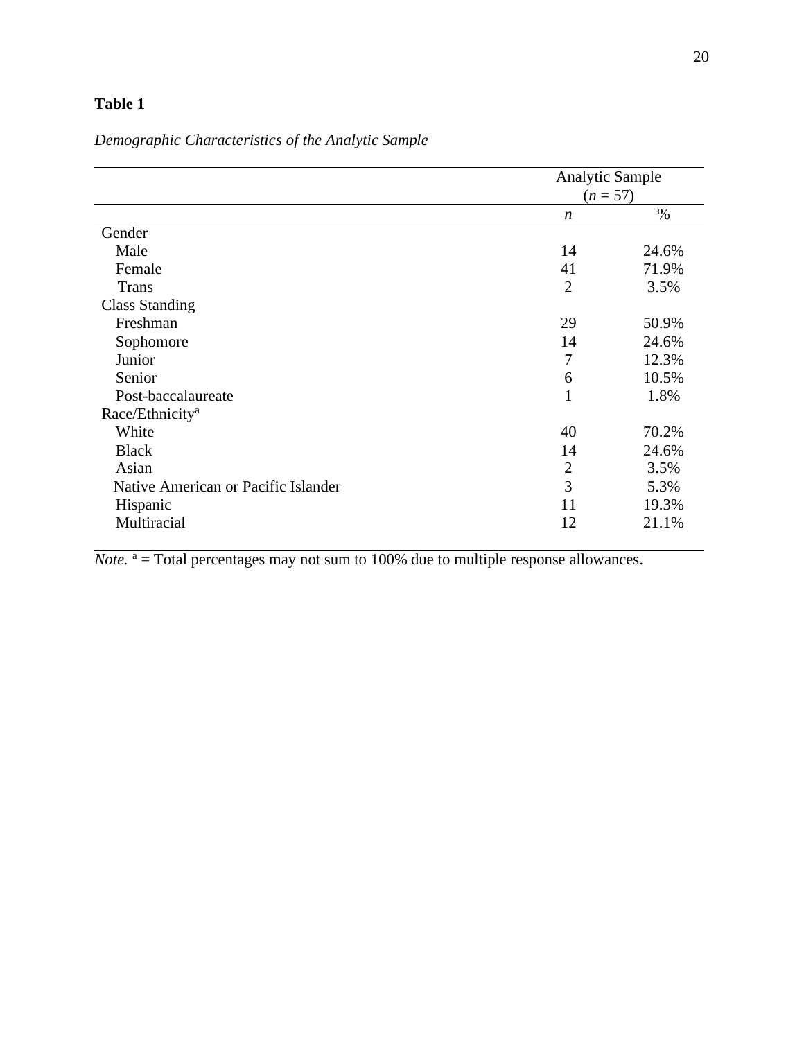**Table 1**

*Demographic Characteristics of the Analytic Sample*

| | Analytic Sample ($n$ = 57) | |
|---|---|---|
| | *n* | % |
| Gender | | |
| Male | 14 | 24.6% |
| Female | 41 | 71.9% |
| Trans | 2 | 3.5% |
| Class Standing | | |
| Freshman | 29 | 50.9% |
| Sophomore | 14 | 24.6% |
| Junior | 7 | 12.3% |
| Senior | 6 | 10.5% |
| Post-baccalaureate | 1 | 1.8% |
| Race/Ethnicity[a] | | |
| White | 40 | 70.2% |
| Black | 14 | 24.6% |
| Asian | 2 | 3.5% |
| Native American or Pacific Islander | 3 | 5.3% |
| Hispanic | 11 | 19.3% |
| Multiracial | 12 | 21.1% |

*Note.* [a] = Total percentages may not sum to 100% due to multiple response allowances.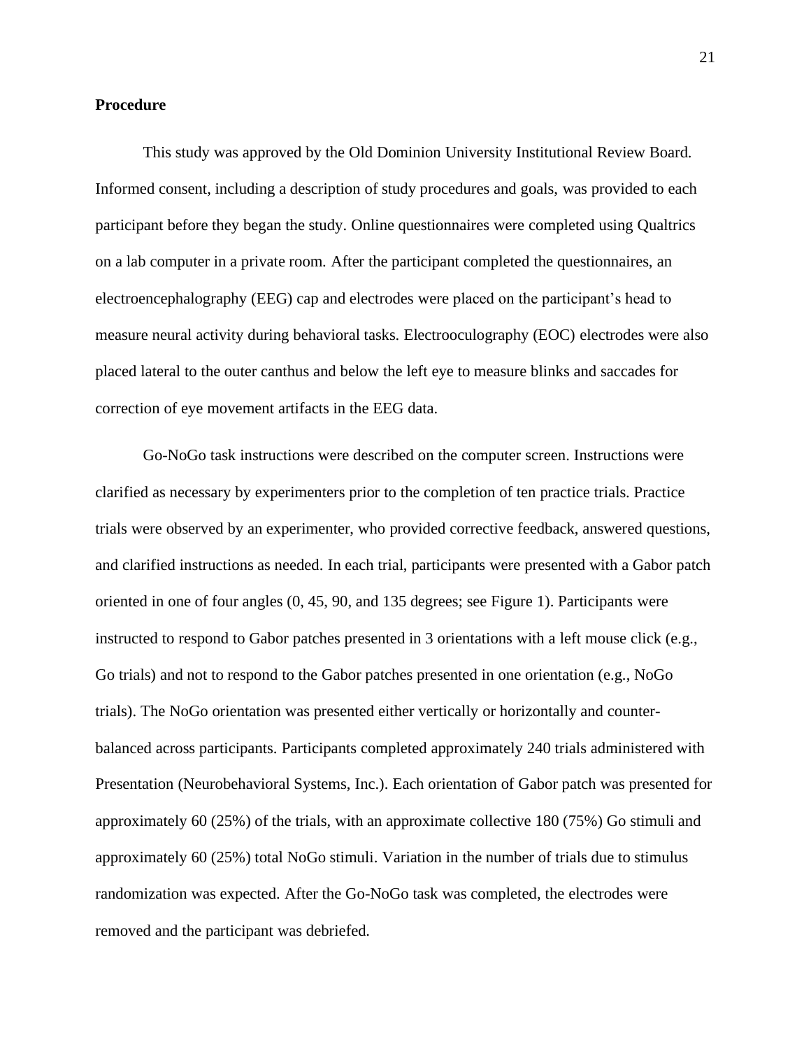**Procedure**

This study was approved by the Old Dominion University Institutional Review Board. Informed consent, including a description of study procedures and goals, was provided to each participant before they began the study. Online questionnaires were completed using Qualtrics on a lab computer in a private room. After the participant completed the questionnaires, an electroencephalography (EEG) cap and electrodes were placed on the participant's head to measure neural activity during behavioral tasks. Electrooculography (EOC) electrodes were also placed lateral to the outer canthus and below the left eye to measure blinks and saccades for correction of eye movement artifacts in the EEG data.

Go-NoGo task instructions were described on the computer screen. Instructions were clarified as necessary by experimenters prior to the completion of ten practice trials. Practice trials were observed by an experimenter, who provided corrective feedback, answered questions, and clarified instructions as needed. In each trial, participants were presented with a Gabor patch oriented in one of four angles (0, 45, 90, and 135 degrees; see Figure 1). Participants were instructed to respond to Gabor patches presented in 3 orientations with a left mouse click (e.g., Go trials) and not to respond to the Gabor patches presented in one orientation (e.g., NoGo trials). The NoGo orientation was presented either vertically or horizontally and counter-balanced across participants. Participants completed approximately 240 trials administered with Presentation (Neurobehavioral Systems, Inc.). Each orientation of Gabor patch was presented for approximately 60 (25%) of the trials, with an approximate collective 180 (75%) Go stimuli and approximately 60 (25%) total NoGo stimuli. Variation in the number of trials due to stimulus randomization was expected. After the Go-NoGo task was completed, the electrodes were removed and the participant was debriefed.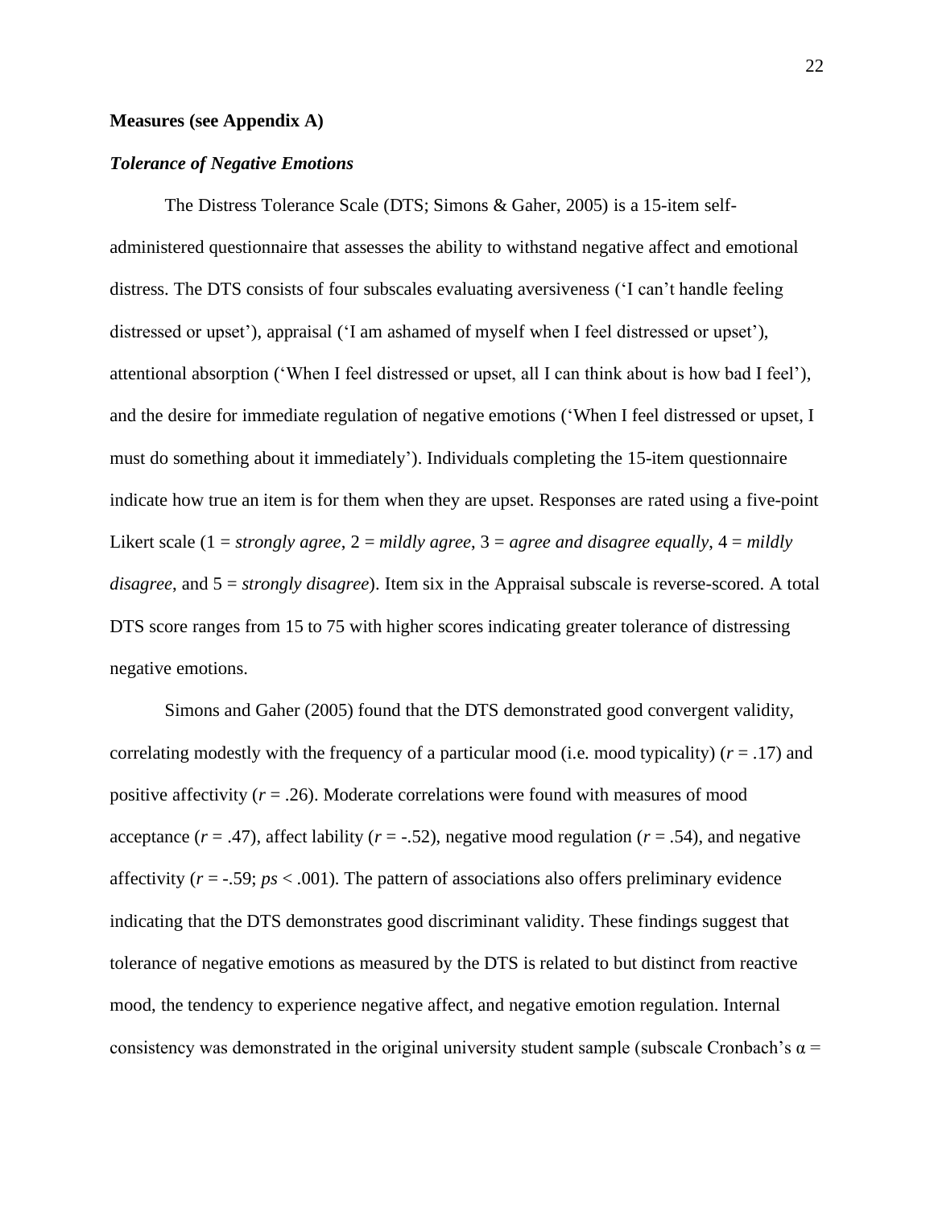**Measures (see Appendix A)**

***Tolerance of Negative Emotions***

The Distress Tolerance Scale (DTS; Simons & Gaher, 2005) is a 15-item self-administered questionnaire that assesses the ability to withstand negative affect and emotional distress. The DTS consists of four subscales evaluating aversiveness ('I can't handle feeling distressed or upset'), appraisal ('I am ashamed of myself when I feel distressed or upset'), attentional absorption ('When I feel distressed or upset, all I can think about is how bad I feel'), and the desire for immediate regulation of negative emotions ('When I feel distressed or upset, I must do something about it immediately'). Individuals completing the 15-item questionnaire indicate how true an item is for them when they are upset. Responses are rated using a five-point Likert scale (1 = *strongly agree*, 2 = *mildly agree*, 3 = *agree and disagree equally*, 4 = *mildly disagree*, and 5 = *strongly disagree*). Item six in the Appraisal subscale is reverse-scored. A total DTS score ranges from 15 to 75 with higher scores indicating greater tolerance of distressing negative emotions.

Simons and Gaher (2005) found that the DTS demonstrated good convergent validity, correlating modestly with the frequency of a particular mood (i.e. mood typicality) ($r$ = .17) and positive affectivity ($r$ = .26). Moderate correlations were found with measures of mood acceptance ($r$ = .47), affect lability ($r$ = -.52), negative mood regulation ($r$ = .54), and negative affectivity ($r$ = -.59; $ps$ < .001). The pattern of associations also offers preliminary evidence indicating that the DTS demonstrates good discriminant validity. These findings suggest that tolerance of negative emotions as measured by the DTS is related to but distinct from reactive mood, the tendency to experience negative affect, and negative emotion regulation. Internal consistency was demonstrated in the original university student sample (subscale Cronbach's α =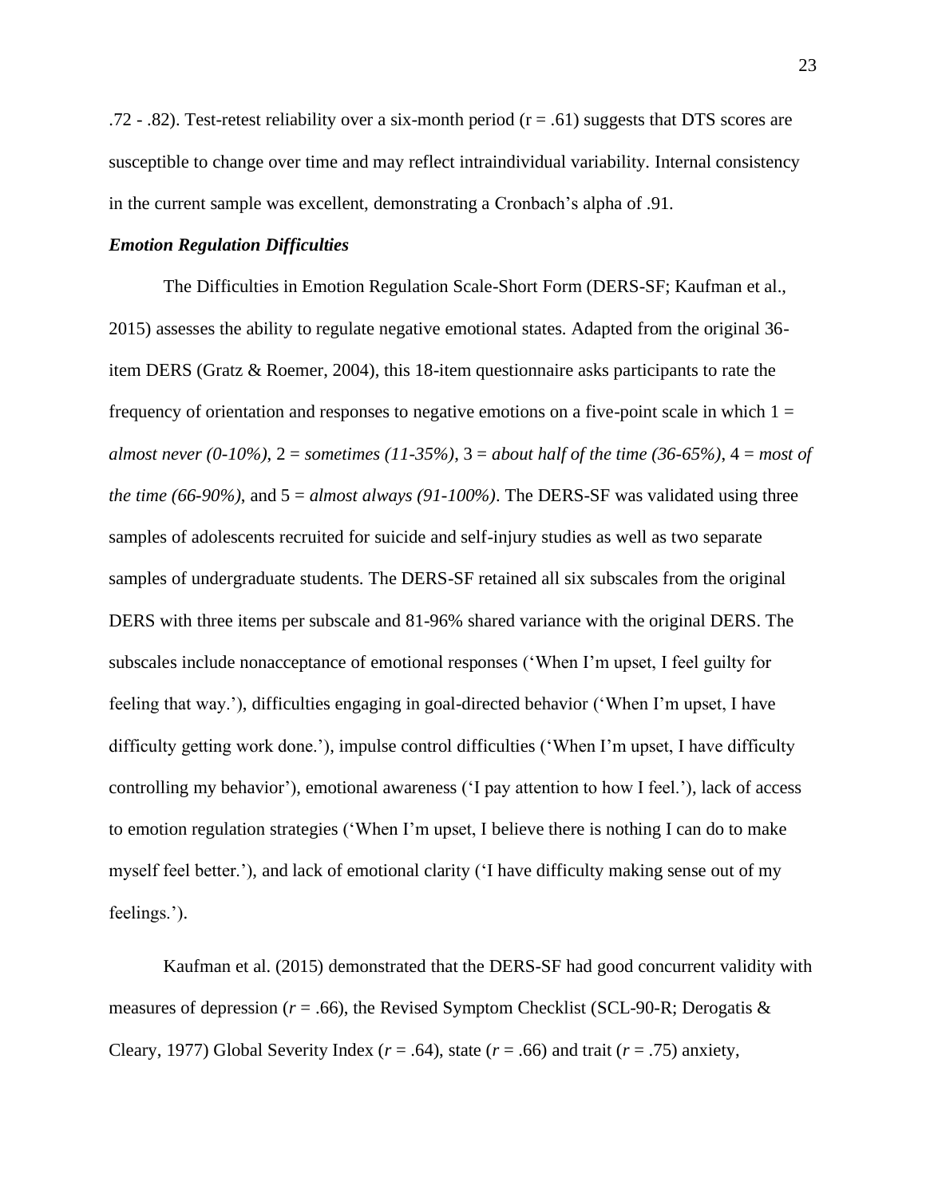.72 - .82). Test-retest reliability over a six-month period (r = .61) suggests that DTS scores are susceptible to change over time and may reflect intraindividual variability. Internal consistency in the current sample was excellent, demonstrating a Cronbach's alpha of .91.

### ***Emotion Regulation Difficulties***

The Difficulties in Emotion Regulation Scale-Short Form (DERS-SF; Kaufman et al., 2015) assesses the ability to regulate negative emotional states. Adapted from the original 36-item DERS (Gratz & Roemer, 2004), this 18-item questionnaire asks participants to rate the frequency of orientation and responses to negative emotions on a five-point scale in which 1 = *almost never (0-10%)*, 2 = *sometimes (11-35%)*, 3 = *about half of the time (36-65%)*, 4 = *most of the time (66-90%)*, and 5 = *almost always (91-100%)*. The DERS-SF was validated using three samples of adolescents recruited for suicide and self-injury studies as well as two separate samples of undergraduate students. The DERS-SF retained all six subscales from the original DERS with three items per subscale and 81-96% shared variance with the original DERS. The subscales include nonacceptance of emotional responses ('When I'm upset, I feel guilty for feeling that way.'), difficulties engaging in goal-directed behavior ('When I'm upset, I have difficulty getting work done.'), impulse control difficulties ('When I'm upset, I have difficulty controlling my behavior'), emotional awareness ('I pay attention to how I feel.'), lack of access to emotion regulation strategies ('When I'm upset, I believe there is nothing I can do to make myself feel better.'), and lack of emotional clarity ('I have difficulty making sense out of my feelings.').

Kaufman et al. (2015) demonstrated that the DERS-SF had good concurrent validity with measures of depression (*r* = .66), the Revised Symptom Checklist (SCL-90-R; Derogatis & Cleary, 1977) Global Severity Index (*r* = .64), state (*r* = .66) and trait (*r* = .75) anxiety,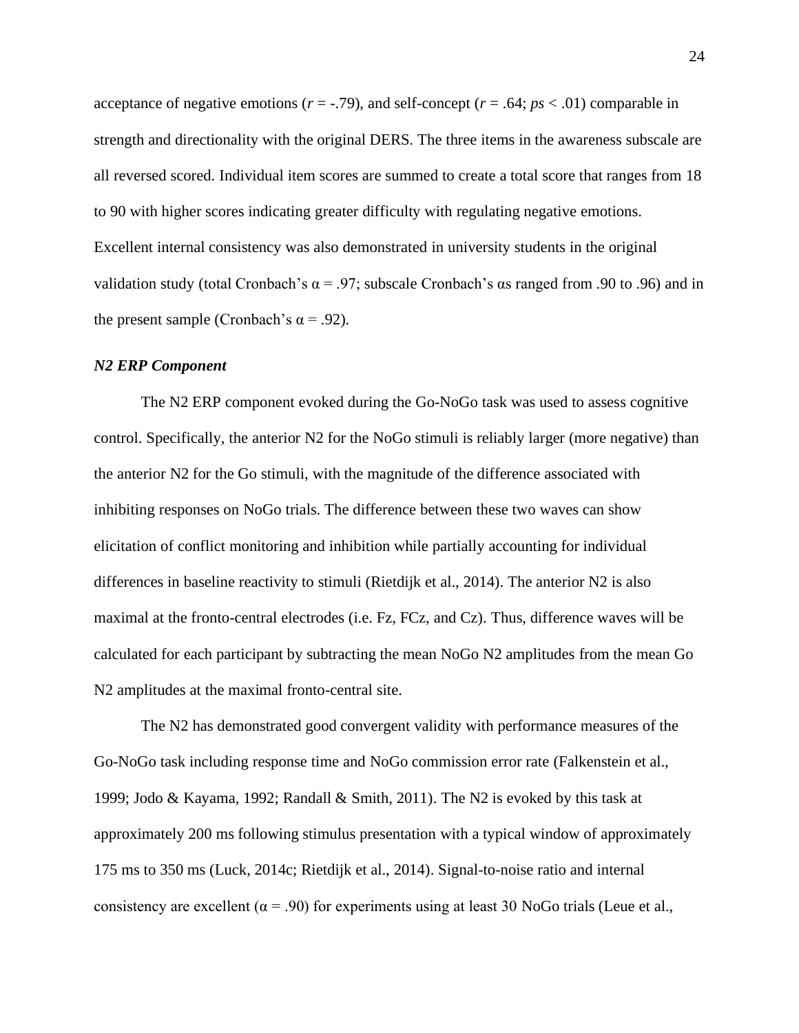acceptance of negative emotions ($r = -.79$), and self-concept ($r = .64$; $ps < .01$) comparable in strength and directionality with the original DERS. The three items in the awareness subscale are all reversed scored. Individual item scores are summed to create a total score that ranges from 18 to 90 with higher scores indicating greater difficulty with regulating negative emotions. Excellent internal consistency was also demonstrated in university students in the original validation study (total Cronbach's $\alpha = .97$; subscale Cronbach's αs ranged from .90 to .96) and in the present sample (Cronbach's $\alpha = .92$).

### *N2 ERP Component*

The N2 ERP component evoked during the Go-NoGo task was used to assess cognitive control. Specifically, the anterior N2 for the NoGo stimuli is reliably larger (more negative) than the anterior N2 for the Go stimuli, with the magnitude of the difference associated with inhibiting responses on NoGo trials. The difference between these two waves can show elicitation of conflict monitoring and inhibition while partially accounting for individual differences in baseline reactivity to stimuli (Rietdijk et al., 2014). The anterior N2 is also maximal at the fronto-central electrodes (i.e. Fz, FCz, and Cz). Thus, difference waves will be calculated for each participant by subtracting the mean NoGo N2 amplitudes from the mean Go N2 amplitudes at the maximal fronto-central site.

The N2 has demonstrated good convergent validity with performance measures of the Go-NoGo task including response time and NoGo commission error rate (Falkenstein et al., 1999; Jodo & Kayama, 1992; Randall & Smith, 2011). The N2 is evoked by this task at approximately 200 ms following stimulus presentation with a typical window of approximately 175 ms to 350 ms (Luck, 2014c; Rietdijk et al., 2014). Signal-to-noise ratio and internal consistency are excellent ($\alpha = .90$) for experiments using at least 30 NoGo trials (Leue et al.,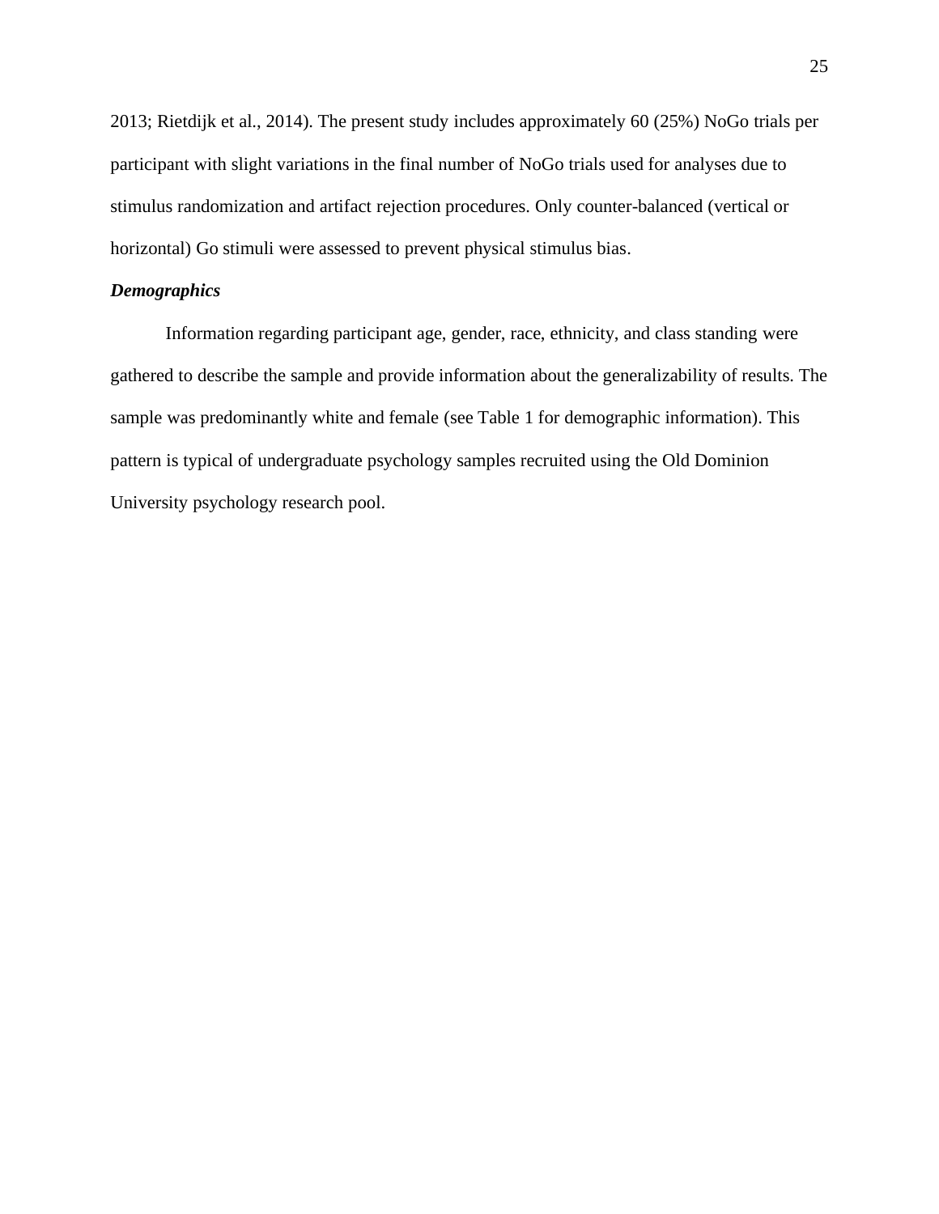2013; Rietdijk et al., 2014). The present study includes approximately 60 (25%) NoGo trials per participant with slight variations in the final number of NoGo trials used for analyses due to stimulus randomization and artifact rejection procedures. Only counter-balanced (vertical or horizontal) Go stimuli were assessed to prevent physical stimulus bias.

### *Demographics*

Information regarding participant age, gender, race, ethnicity, and class standing were gathered to describe the sample and provide information about the generalizability of results. The sample was predominantly white and female (see Table 1 for demographic information). This pattern is typical of undergraduate psychology samples recruited using the Old Dominion University psychology research pool.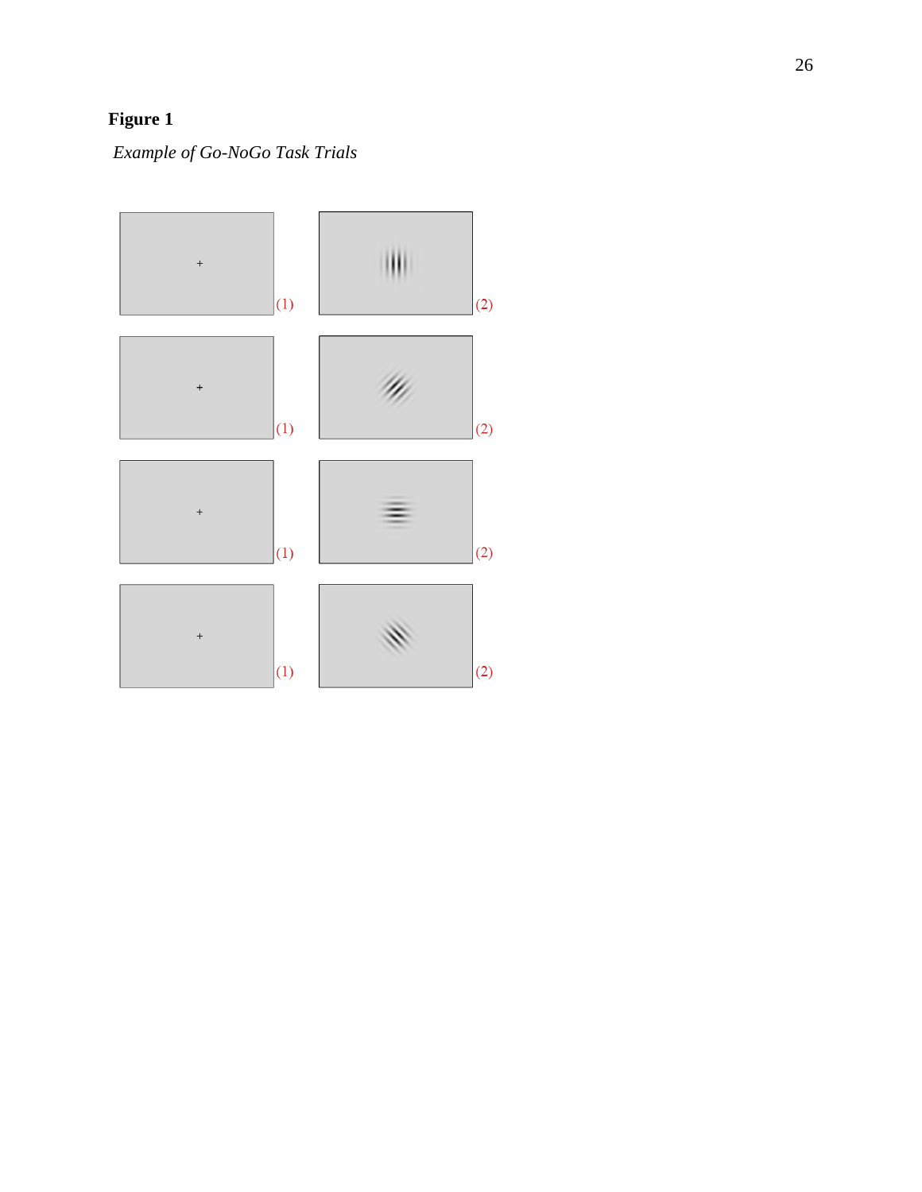**Figure 1**

*Example of Go-NoGo Task Trials*

(1) (2)

(1) (2)

(1) (2)

(1) (2)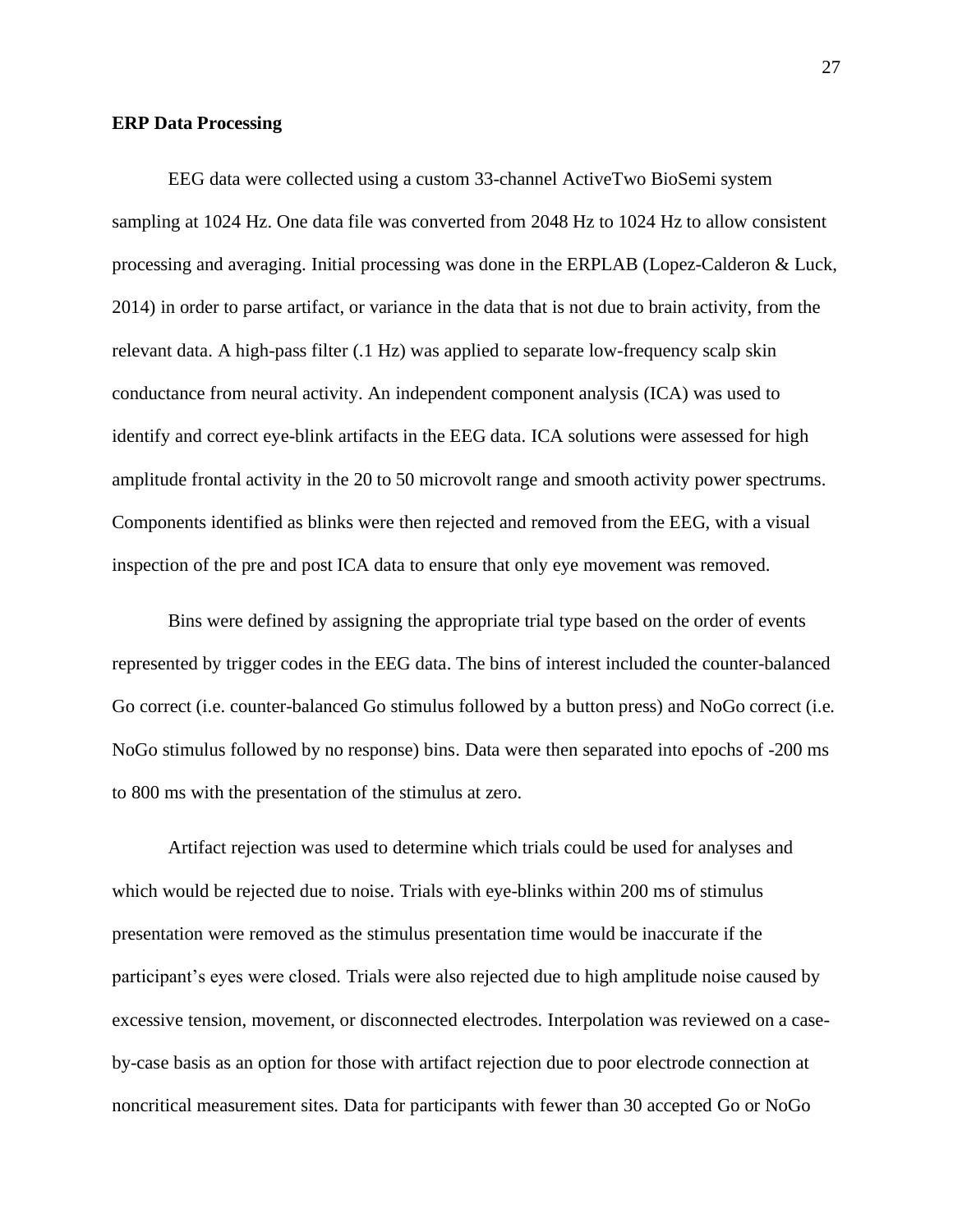**ERP Data Processing**

EEG data were collected using a custom 33-channel ActiveTwo BioSemi system sampling at 1024 Hz. One data file was converted from 2048 Hz to 1024 Hz to allow consistent processing and averaging. Initial processing was done in the ERPLAB (Lopez-Calderon & Luck, 2014) in order to parse artifact, or variance in the data that is not due to brain activity, from the relevant data. A high-pass filter (.1 Hz) was applied to separate low-frequency scalp skin conductance from neural activity. An independent component analysis (ICA) was used to identify and correct eye-blink artifacts in the EEG data. ICA solutions were assessed for high amplitude frontal activity in the 20 to 50 microvolt range and smooth activity power spectrums. Components identified as blinks were then rejected and removed from the EEG, with a visual inspection of the pre and post ICA data to ensure that only eye movement was removed.

Bins were defined by assigning the appropriate trial type based on the order of events represented by trigger codes in the EEG data. The bins of interest included the counter-balanced Go correct (i.e. counter-balanced Go stimulus followed by a button press) and NoGo correct (i.e. NoGo stimulus followed by no response) bins. Data were then separated into epochs of -200 ms to 800 ms with the presentation of the stimulus at zero.

Artifact rejection was used to determine which trials could be used for analyses and which would be rejected due to noise. Trials with eye-blinks within 200 ms of stimulus presentation were removed as the stimulus presentation time would be inaccurate if the participant's eyes were closed. Trials were also rejected due to high amplitude noise caused by excessive tension, movement, or disconnected electrodes. Interpolation was reviewed on a case-by-case basis as an option for those with artifact rejection due to poor electrode connection at noncritical measurement sites. Data for participants with fewer than 30 accepted Go or NoGo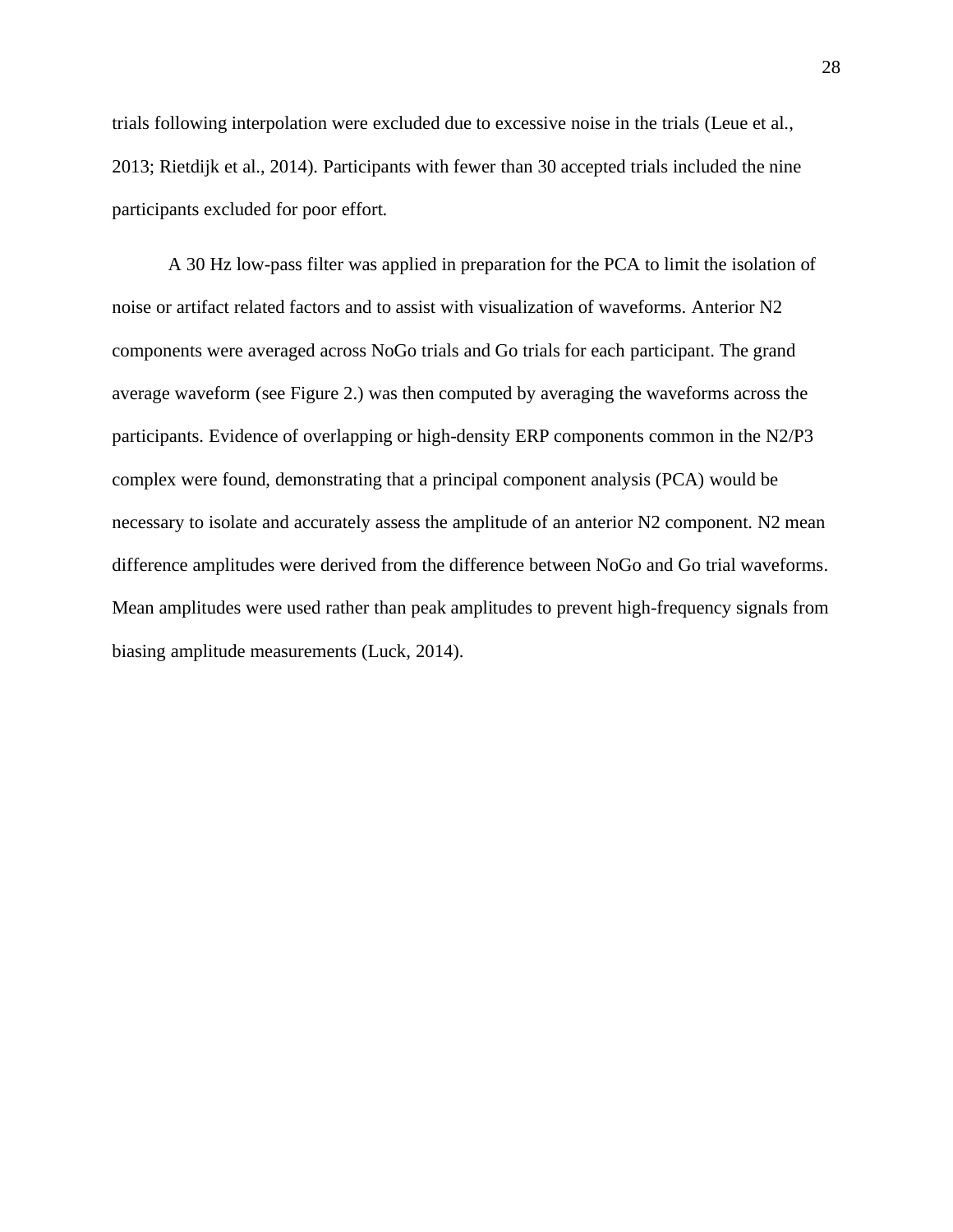trials following interpolation were excluded due to excessive noise in the trials (Leue et al., 2013; Rietdijk et al., 2014). Participants with fewer than 30 accepted trials included the nine participants excluded for poor effort.

A 30 Hz low-pass filter was applied in preparation for the PCA to limit the isolation of noise or artifact related factors and to assist with visualization of waveforms. Anterior N2 components were averaged across NoGo trials and Go trials for each participant. The grand average waveform (see Figure 2.) was then computed by averaging the waveforms across the participants. Evidence of overlapping or high-density ERP components common in the N2/P3 complex were found, demonstrating that a principal component analysis (PCA) would be necessary to isolate and accurately assess the amplitude of an anterior N2 component. N2 mean difference amplitudes were derived from the difference between NoGo and Go trial waveforms. Mean amplitudes were used rather than peak amplitudes to prevent high-frequency signals from biasing amplitude measurements (Luck, 2014).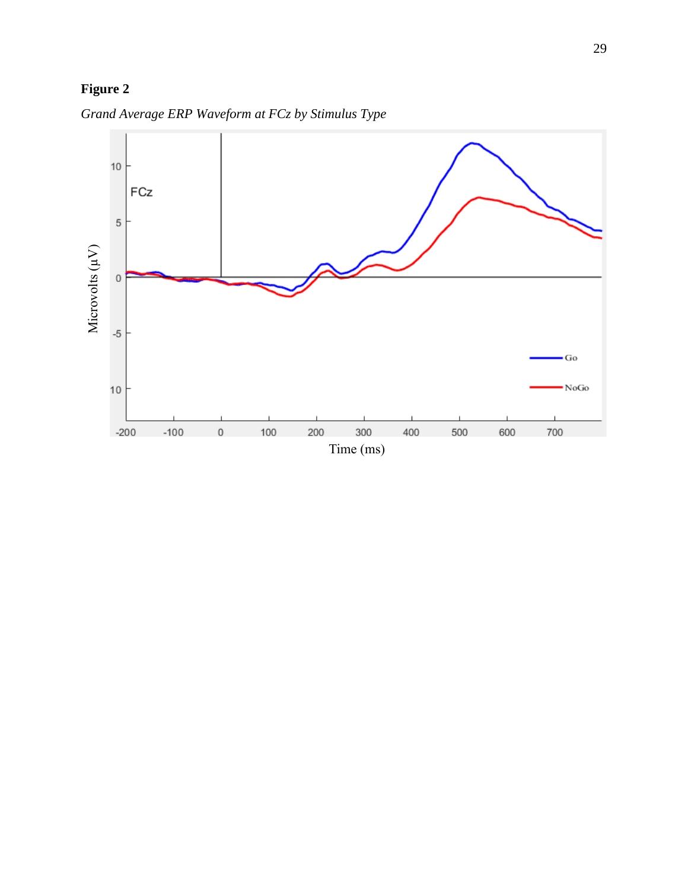**Figure 2**

*Grand Average ERP Waveform at FCz by Stimulus Type*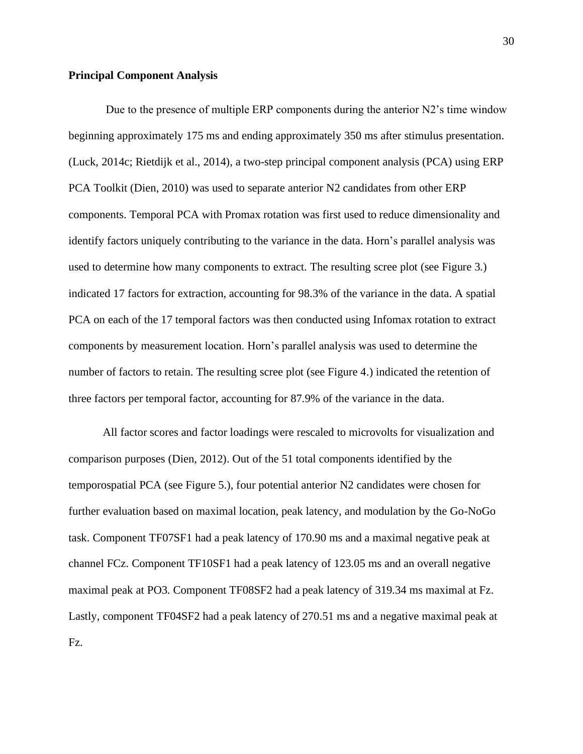**Principal Component Analysis**

Due to the presence of multiple ERP components during the anterior N2's time window beginning approximately 175 ms and ending approximately 350 ms after stimulus presentation. (Luck, 2014c; Rietdijk et al., 2014), a two-step principal component analysis (PCA) using ERP PCA Toolkit (Dien, 2010) was used to separate anterior N2 candidates from other ERP components. Temporal PCA with Promax rotation was first used to reduce dimensionality and identify factors uniquely contributing to the variance in the data. Horn's parallel analysis was used to determine how many components to extract. The resulting scree plot (see Figure 3.) indicated 17 factors for extraction, accounting for 98.3% of the variance in the data. A spatial PCA on each of the 17 temporal factors was then conducted using Infomax rotation to extract components by measurement location. Horn's parallel analysis was used to determine the number of factors to retain. The resulting scree plot (see Figure 4.) indicated the retention of three factors per temporal factor, accounting for 87.9% of the variance in the data.

All factor scores and factor loadings were rescaled to microvolts for visualization and comparison purposes (Dien, 2012). Out of the 51 total components identified by the temporospatial PCA (see Figure 5.), four potential anterior N2 candidates were chosen for further evaluation based on maximal location, peak latency, and modulation by the Go-NoGo task. Component TF07SF1 had a peak latency of 170.90 ms and a maximal negative peak at channel FCz. Component TF10SF1 had a peak latency of 123.05 ms and an overall negative maximal peak at PO3. Component TF08SF2 had a peak latency of 319.34 ms maximal at Fz. Lastly, component TF04SF2 had a peak latency of 270.51 ms and a negative maximal peak at Fz.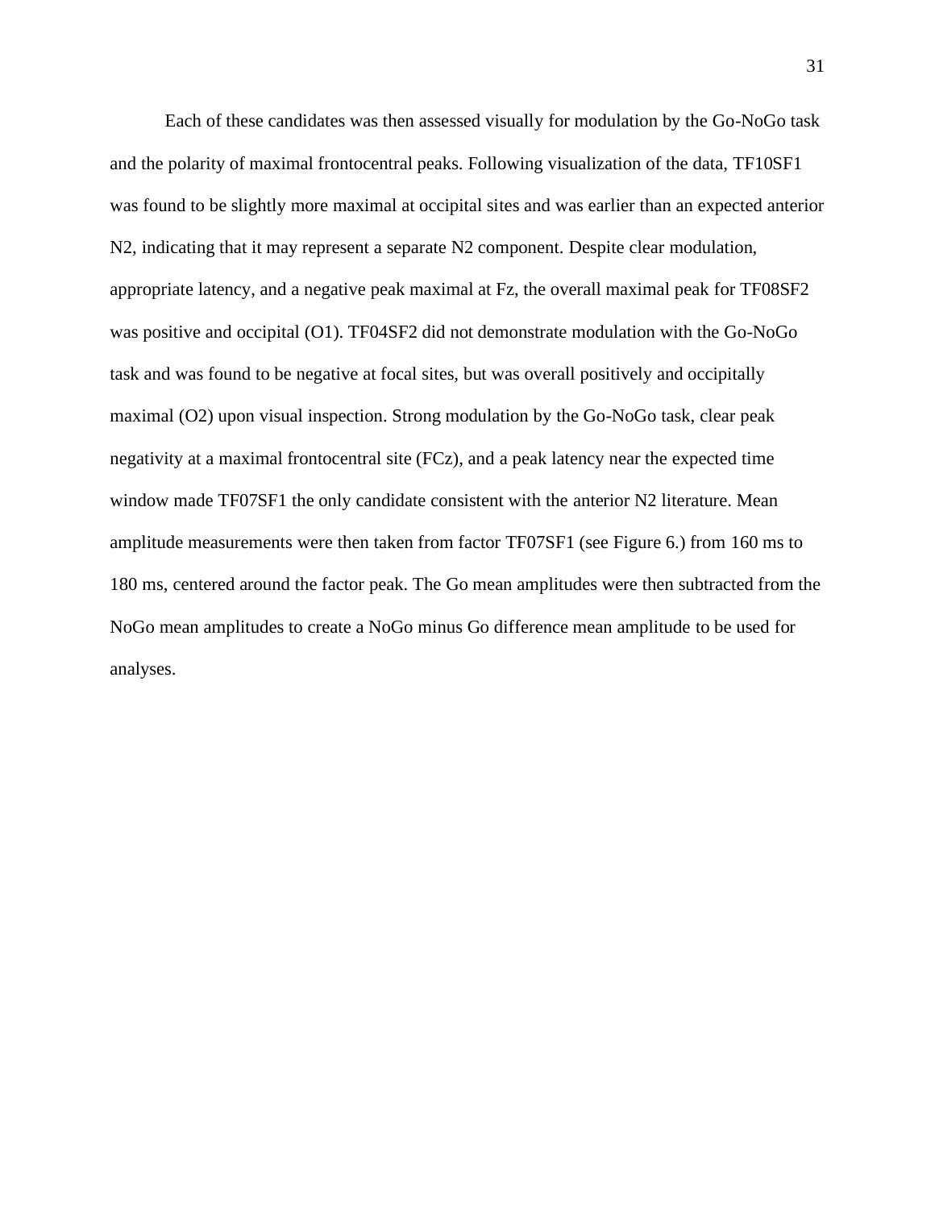Each of these candidates was then assessed visually for modulation by the Go-NoGo task and the polarity of maximal frontocentral peaks. Following visualization of the data, TF10SF1 was found to be slightly more maximal at occipital sites and was earlier than an expected anterior N2, indicating that it may represent a separate N2 component. Despite clear modulation, appropriate latency, and a negative peak maximal at Fz, the overall maximal peak for TF08SF2 was positive and occipital (O1). TF04SF2 did not demonstrate modulation with the Go-NoGo task and was found to be negative at focal sites, but was overall positively and occipitally maximal (O2) upon visual inspection. Strong modulation by the Go-NoGo task, clear peak negativity at a maximal frontocentral site (FCz), and a peak latency near the expected time window made TF07SF1 the only candidate consistent with the anterior N2 literature. Mean amplitude measurements were then taken from factor TF07SF1 (see Figure 6.) from 160 ms to 180 ms, centered around the factor peak. The Go mean amplitudes were then subtracted from the NoGo mean amplitudes to create a NoGo minus Go difference mean amplitude to be used for analyses.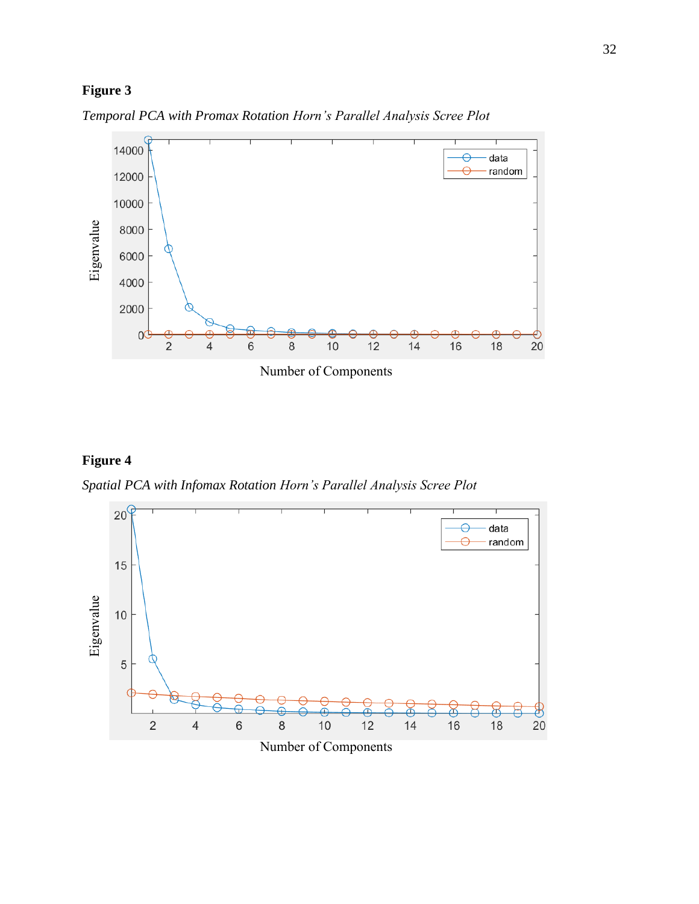**Figure 3**

*Temporal PCA with Promax Rotation Horn's Parallel Analysis Scree Plot*

**Figure 4**

*Spatial PCA with Infomax Rotation Horn's Parallel Analysis Scree Plot*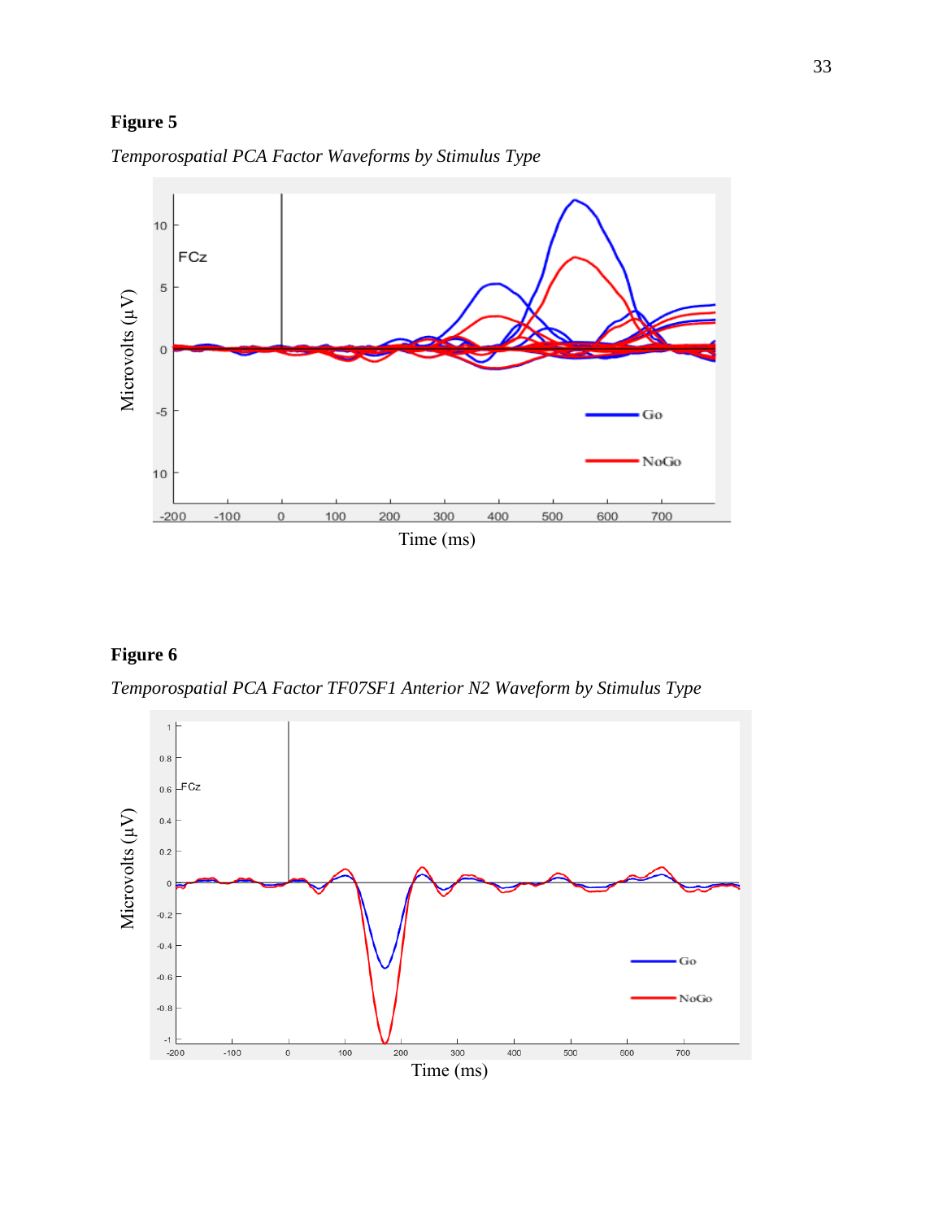**Figure 5**

*Temporospatial PCA Factor Waveforms by Stimulus Type*

**Figure 6**

*Temporospatial PCA Factor TF07SF1 Anterior N2 Waveform by Stimulus Type*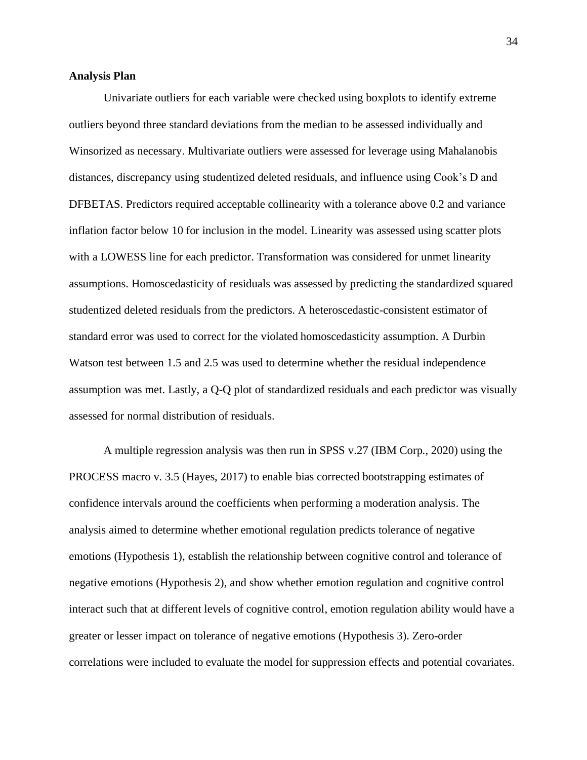**Analysis Plan**

Univariate outliers for each variable were checked using boxplots to identify extreme outliers beyond three standard deviations from the median to be assessed individually and Winsorized as necessary. Multivariate outliers were assessed for leverage using Mahalanobis distances, discrepancy using studentized deleted residuals, and influence using Cook's D and DFBETAS. Predictors required acceptable collinearity with a tolerance above 0.2 and variance inflation factor below 10 for inclusion in the model. Linearity was assessed using scatter plots with a LOWESS line for each predictor. Transformation was considered for unmet linearity assumptions. Homoscedasticity of residuals was assessed by predicting the standardized squared studentized deleted residuals from the predictors. A heteroscedastic-consistent estimator of standard error was used to correct for the violated homoscedasticity assumption. A Durbin Watson test between 1.5 and 2.5 was used to determine whether the residual independence assumption was met. Lastly, a Q-Q plot of standardized residuals and each predictor was visually assessed for normal distribution of residuals.

A multiple regression analysis was then run in SPSS v.27 (IBM Corp., 2020) using the PROCESS macro v. 3.5 (Hayes, 2017) to enable bias corrected bootstrapping estimates of confidence intervals around the coefficients when performing a moderation analysis. The analysis aimed to determine whether emotional regulation predicts tolerance of negative emotions (Hypothesis 1), establish the relationship between cognitive control and tolerance of negative emotions (Hypothesis 2), and show whether emotion regulation and cognitive control interact such that at different levels of cognitive control, emotion regulation ability would have a greater or lesser impact on tolerance of negative emotions (Hypothesis 3). Zero-order correlations were included to evaluate the model for suppression effects and potential covariates.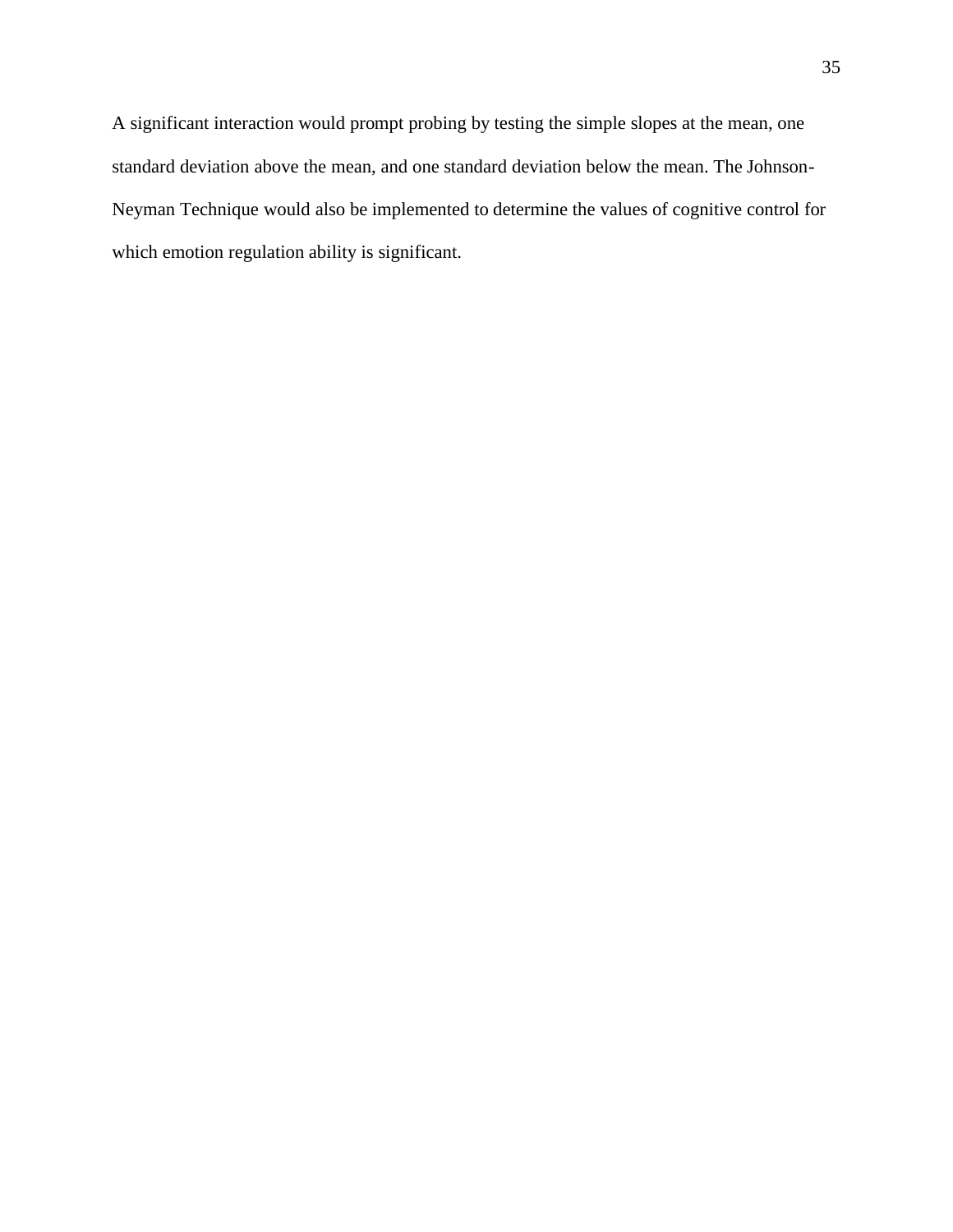A significant interaction would prompt probing by testing the simple slopes at the mean, one standard deviation above the mean, and one standard deviation below the mean. The Johnson-Neyman Technique would also be implemented to determine the values of cognitive control for which emotion regulation ability is significant.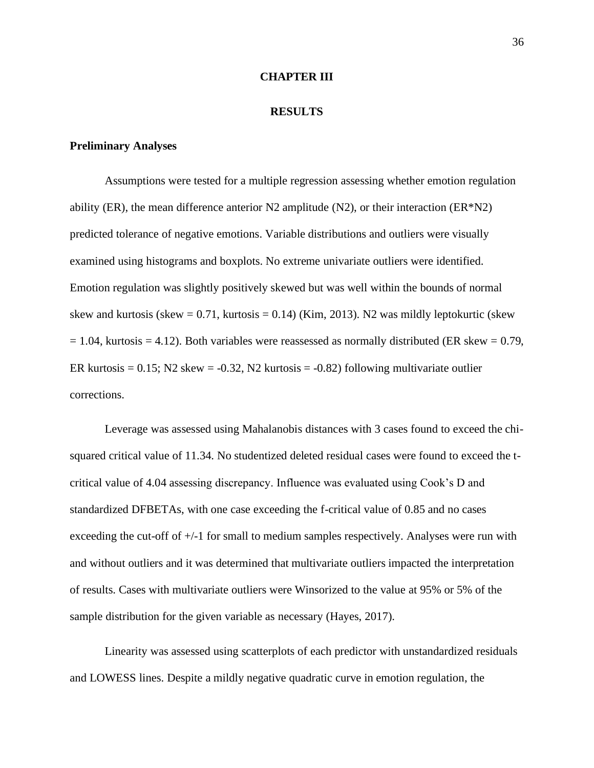# CHAPTER III

# RESULTS

## Preliminary Analyses

Assumptions were tested for a multiple regression assessing whether emotion regulation ability (ER), the mean difference anterior N2 amplitude (N2), or their interaction (ER*N2) predicted tolerance of negative emotions. Variable distributions and outliers were visually examined using histograms and boxplots. No extreme univariate outliers were identified. Emotion regulation was slightly positively skewed but was well within the bounds of normal skew and kurtosis (skew = 0.71, kurtosis = 0.14) (Kim, 2013). N2 was mildly leptokurtic (skew = 1.04, kurtosis = 4.12). Both variables were reassessed as normally distributed (ER skew = 0.79, ER kurtosis = 0.15; N2 skew = -0.32, N2 kurtosis = -0.82) following multivariate outlier corrections.

Leverage was assessed using Mahalanobis distances with 3 cases found to exceed the chi-squared critical value of 11.34. No studentized deleted residual cases were found to exceed the t-critical value of 4.04 assessing discrepancy. Influence was evaluated using Cook's D and standardized DFBETAs, with one case exceeding the f-critical value of 0.85 and no cases exceeding the cut-off of +/-1 for small to medium samples respectively. Analyses were run with and without outliers and it was determined that multivariate outliers impacted the interpretation of results. Cases with multivariate outliers were Winsorized to the value at 95% or 5% of the sample distribution for the given variable as necessary (Hayes, 2017).

Linearity was assessed using scatterplots of each predictor with unstandardized residuals and LOWESS lines. Despite a mildly negative quadratic curve in emotion regulation, the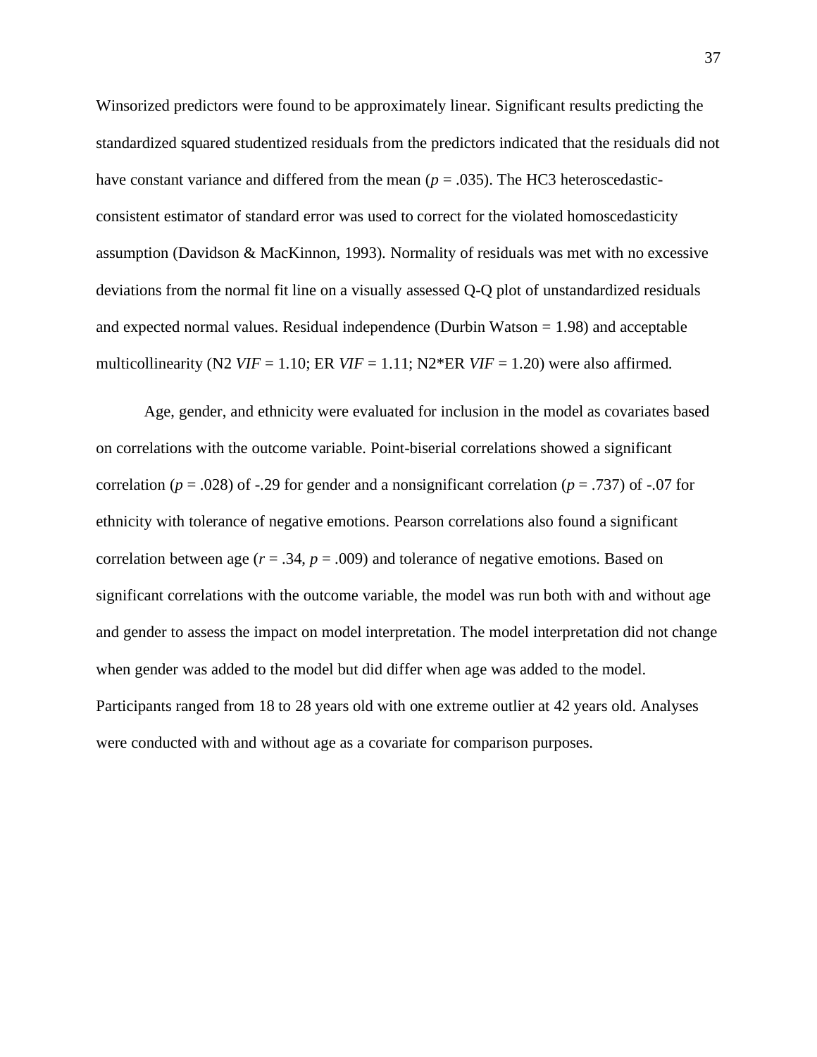Winsorized predictors were found to be approximately linear. Significant results predicting the standardized squared studentized residuals from the predictors indicated that the residuals did not have constant variance and differed from the mean ($p$ = .035). The HC3 heteroscedastic-consistent estimator of standard error was used to correct for the violated homoscedasticity assumption (Davidson & MacKinnon, 1993). Normality of residuals was met with no excessive deviations from the normal fit line on a visually assessed Q-Q plot of unstandardized residuals and expected normal values. Residual independence (Durbin Watson = 1.98) and acceptable multicollinearity (N2 *VIF* = 1.10; ER *VIF* = 1.11; N2*ER *VIF* = 1.20) were also affirmed.

Age, gender, and ethnicity were evaluated for inclusion in the model as covariates based on correlations with the outcome variable. Point-biserial correlations showed a significant correlation ($p$ = .028) of -.29 for gender and a nonsignificant correlation ($p$ = .737) of -.07 for ethnicity with tolerance of negative emotions. Pearson correlations also found a significant correlation between age ($r$ = .34, $p$ = .009) and tolerance of negative emotions. Based on significant correlations with the outcome variable, the model was run both with and without age and gender to assess the impact on model interpretation. The model interpretation did not change when gender was added to the model but did differ when age was added to the model. Participants ranged from 18 to 28 years old with one extreme outlier at 42 years old. Analyses were conducted with and without age as a covariate for comparison purposes.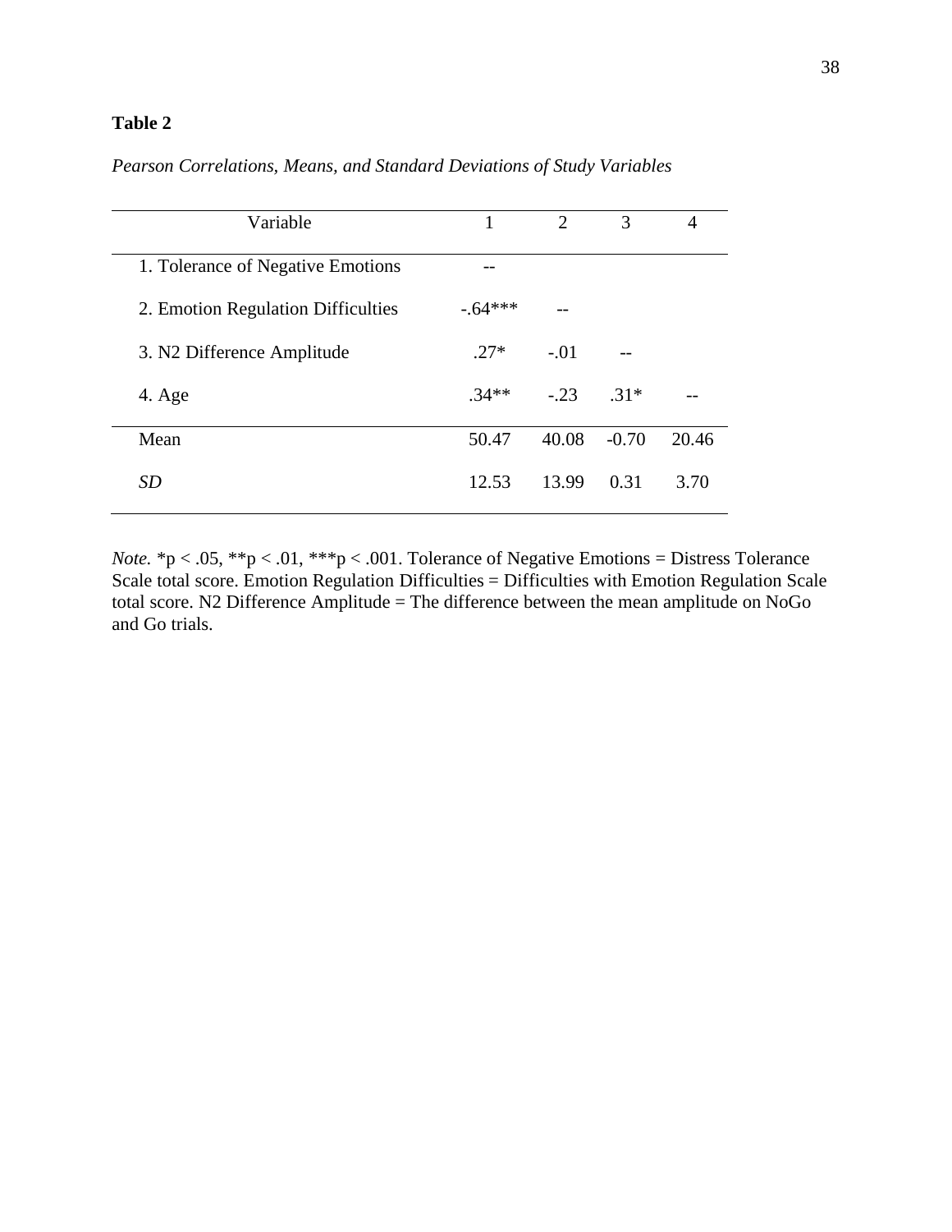**Table 2**

*Pearson Correlations, Means, and Standard Deviations of Study Variables*

| Variable | 1 | 2 | 3 | 4 |
|---|---|---|---|---|
| 1. Tolerance of Negative Emotions | -- | | | |
| 2. Emotion Regulation Difficulties | -.64*** | -- | | |
| 3. N2 Difference Amplitude | .27* | -.01 | -- | |
| 4. Age | .34** | -.23 | .31* | -- |
| Mean | 50.47 | 40.08 | -0.70 | 20.46 |
| *SD* | 12.53 | 13.99 | 0.31 | 3.70 |

*Note.* *p < .05, **p < .01, ***p < .001. Tolerance of Negative Emotions = Distress Tolerance Scale total score. Emotion Regulation Difficulties = Difficulties with Emotion Regulation Scale total score. N2 Difference Amplitude = The difference between the mean amplitude on NoGo and Go trials.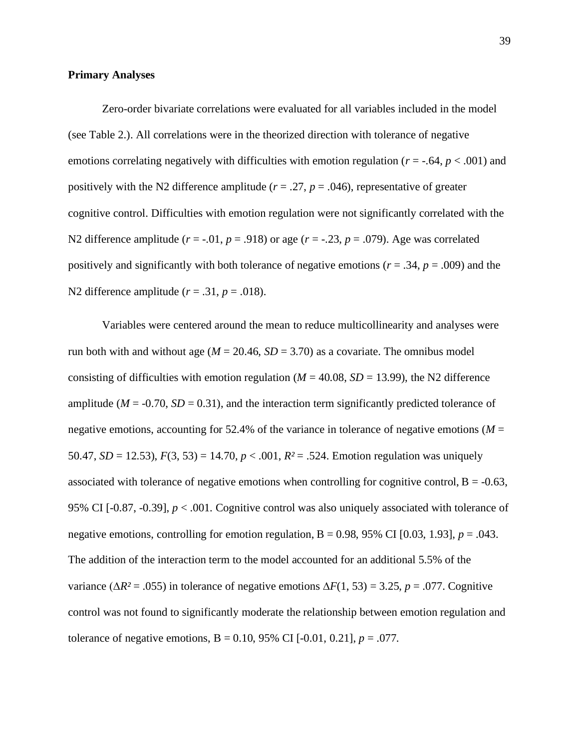**Primary Analyses**

Zero-order bivariate correlations were evaluated for all variables included in the model (see Table 2.). All correlations were in the theorized direction with tolerance of negative emotions correlating negatively with difficulties with emotion regulation ($r$ = -.64, $p$ < .001) and positively with the N2 difference amplitude ($r$ = .27, $p$ = .046), representative of greater cognitive control. Difficulties with emotion regulation were not significantly correlated with the N2 difference amplitude ($r$ = -.01, $p$ = .918) or age ($r$ = -.23, $p$ = .079). Age was correlated positively and significantly with both tolerance of negative emotions ($r$ = .34, $p$ = .009) and the N2 difference amplitude ($r$ = .31, $p$ = .018).

Variables were centered around the mean to reduce multicollinearity and analyses were run both with and without age ($M$ = 20.46, $SD$ = 3.70) as a covariate. The omnibus model consisting of difficulties with emotion regulation ($M$ = 40.08, $SD$ = 13.99), the N2 difference amplitude ($M$ = -0.70, $SD$ = 0.31), and the interaction term significantly predicted tolerance of negative emotions, accounting for 52.4% of the variance in tolerance of negative emotions ($M$ = 50.47, $SD$ = 12.53), $F(3, 53) = 14.70$, $p$ < .001, $R^2$ = .524. Emotion regulation was uniquely associated with tolerance of negative emotions when controlling for cognitive control, B = -0.63, 95% CI [-0.87, -0.39], $p$ < .001. Cognitive control was also uniquely associated with tolerance of negative emotions, controlling for emotion regulation, B = 0.98, 95% CI [0.03, 1.93], $p$ = .043. The addition of the interaction term to the model accounted for an additional 5.5% of the variance ($\Delta R^2$ = .055) in tolerance of negative emotions $\Delta F(1, 53) = 3.25$, $p$ = .077. Cognitive control was not found to significantly moderate the relationship between emotion regulation and tolerance of negative emotions, B = 0.10, 95% CI [-0.01, 0.21], $p$ = .077.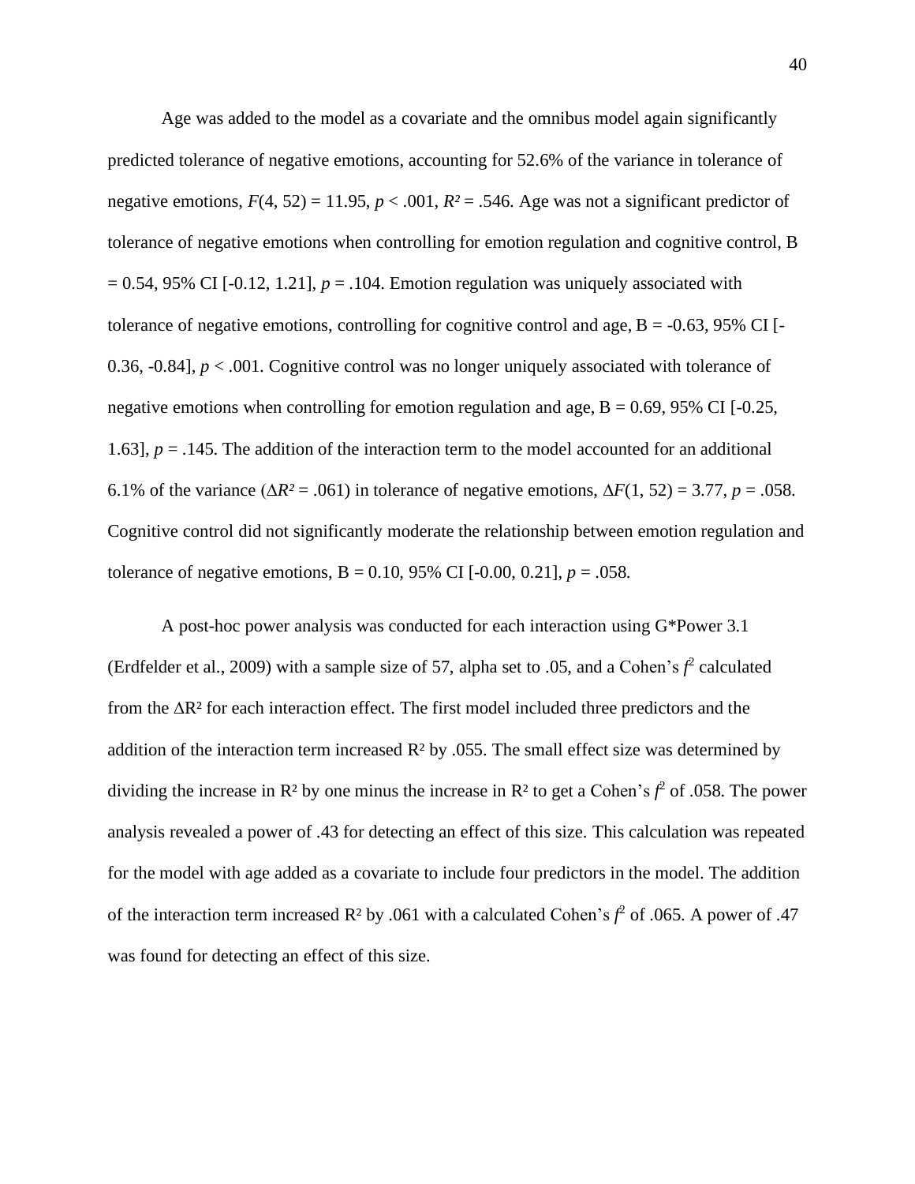Age was added to the model as a covariate and the omnibus model again significantly predicted tolerance of negative emotions, accounting for 52.6% of the variance in tolerance of negative emotions, $F(4, 52) = 11.95$, $p < .001$, $R^2 = .546$. Age was not a significant predictor of tolerance of negative emotions when controlling for emotion regulation and cognitive control, B = 0.54, 95% CI [-0.12, 1.21], $p = .104$. Emotion regulation was uniquely associated with tolerance of negative emotions, controlling for cognitive control and age, B = -0.63, 95% CI [-0.36, -0.84], $p < .001$. Cognitive control was no longer uniquely associated with tolerance of negative emotions when controlling for emotion regulation and age, B = 0.69, 95% CI [-0.25, 1.63], $p = .145$. The addition of the interaction term to the model accounted for an additional 6.1% of the variance ($\Delta R^2 = .061$) in tolerance of negative emotions, $\Delta F(1, 52) = 3.77$, $p = .058$. Cognitive control did not significantly moderate the relationship between emotion regulation and tolerance of negative emotions, B = 0.10, 95% CI [-0.00, 0.21], $p = .058$.

A post-hoc power analysis was conducted for each interaction using G*Power 3.1 (Erdfelder et al., 2009) with a sample size of 57, alpha set to .05, and a Cohen's $f^2$ calculated from the $\Delta R^2$ for each interaction effect. The first model included three predictors and the addition of the interaction term increased $R^2$ by .055. The small effect size was determined by dividing the increase in $R^2$ by one minus the increase in $R^2$ to get a Cohen's $f^2$ of .058. The power analysis revealed a power of .43 for detecting an effect of this size. This calculation was repeated for the model with age added as a covariate to include four predictors in the model. The addition of the interaction term increased $R^2$ by .061 with a calculated Cohen's $f^2$ of .065. A power of .47 was found for detecting an effect of this size.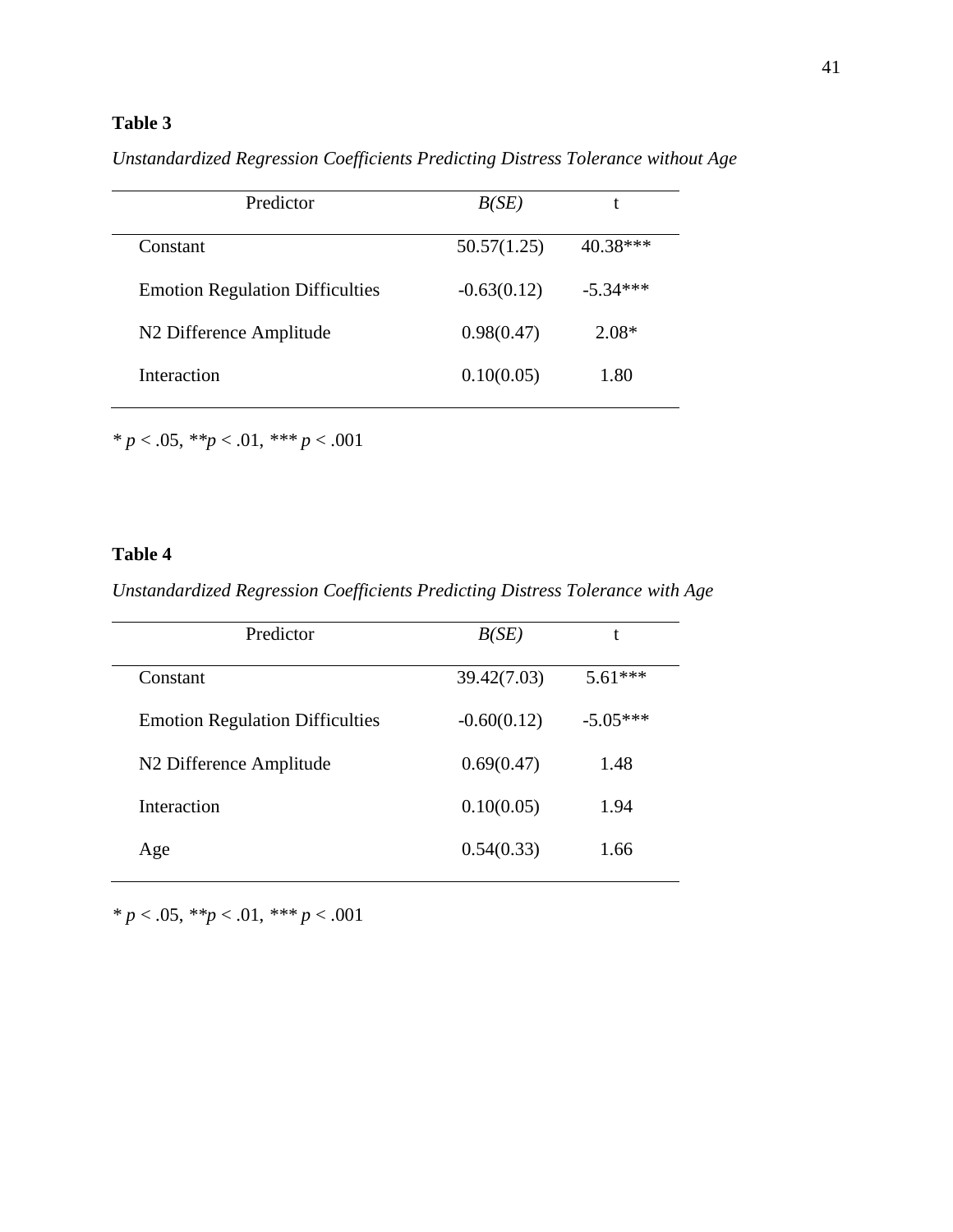**Table 3**

*Unstandardized Regression Coefficients Predicting Distress Tolerance without Age*

| Predictor | *B(SE)* | t |
|---|---|---|
| Constant | 50.57(1.25) | 40.38*** |
| Emotion Regulation Difficulties | -0.63(0.12) | -5.34*** |
| N2 Difference Amplitude | 0.98(0.47) | 2.08* |
| Interaction | 0.10(0.05) | 1.80 |

\* $p < .05$, \*\* $p < .01$, \*\*\* $p < .001$

**Table 4**

*Unstandardized Regression Coefficients Predicting Distress Tolerance with Age*

| Predictor | *B(SE)* | t |
|---|---|---|
| Constant | 39.42(7.03) | 5.61*** |
| Emotion Regulation Difficulties | -0.60(0.12) | -5.05*** |
| N2 Difference Amplitude | 0.69(0.47) | 1.48 |
| Interaction | 0.10(0.05) | 1.94 |
| Age | 0.54(0.33) | 1.66 |

\* $p < .05$, \*\* $p < .01$, \*\*\* $p < .001$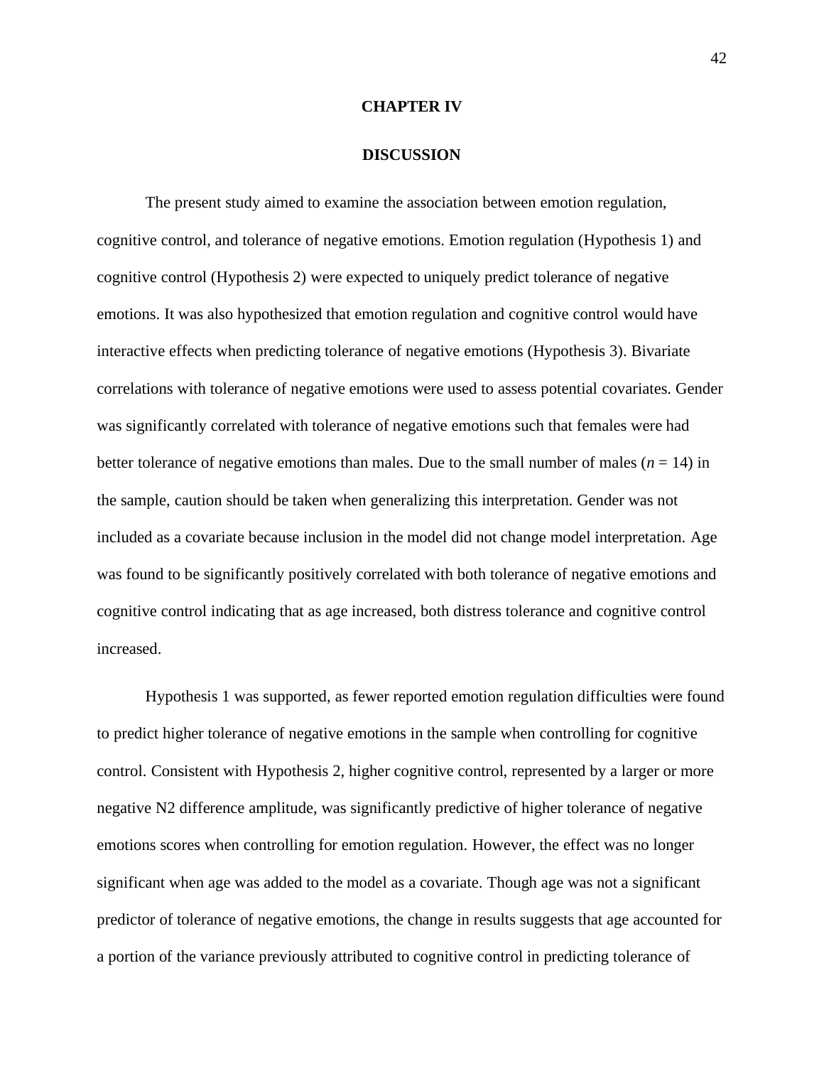# CHAPTER IV

# DISCUSSION

The present study aimed to examine the association between emotion regulation, cognitive control, and tolerance of negative emotions. Emotion regulation (Hypothesis 1) and cognitive control (Hypothesis 2) were expected to uniquely predict tolerance of negative emotions. It was also hypothesized that emotion regulation and cognitive control would have interactive effects when predicting tolerance of negative emotions (Hypothesis 3). Bivariate correlations with tolerance of negative emotions were used to assess potential covariates. Gender was significantly correlated with tolerance of negative emotions such that females were had better tolerance of negative emotions than males. Due to the small number of males ($n$ = 14) in the sample, caution should be taken when generalizing this interpretation. Gender was not included as a covariate because inclusion in the model did not change model interpretation. Age was found to be significantly positively correlated with both tolerance of negative emotions and cognitive control indicating that as age increased, both distress tolerance and cognitive control increased.

Hypothesis 1 was supported, as fewer reported emotion regulation difficulties were found to predict higher tolerance of negative emotions in the sample when controlling for cognitive control. Consistent with Hypothesis 2, higher cognitive control, represented by a larger or more negative N2 difference amplitude, was significantly predictive of higher tolerance of negative emotions scores when controlling for emotion regulation. However, the effect was no longer significant when age was added to the model as a covariate. Though age was not a significant predictor of tolerance of negative emotions, the change in results suggests that age accounted for a portion of the variance previously attributed to cognitive control in predicting tolerance of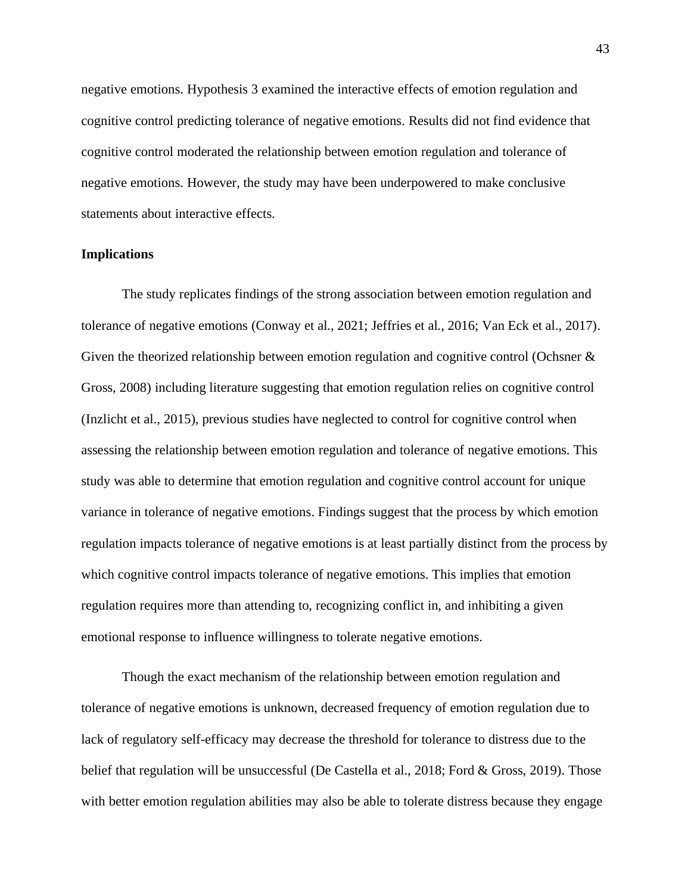negative emotions. Hypothesis 3 examined the interactive effects of emotion regulation and cognitive control predicting tolerance of negative emotions. Results did not find evidence that cognitive control moderated the relationship between emotion regulation and tolerance of negative emotions. However, the study may have been underpowered to make conclusive statements about interactive effects.

## Implications

The study replicates findings of the strong association between emotion regulation and tolerance of negative emotions (Conway et al., 2021; Jeffries et al., 2016; Van Eck et al., 2017). Given the theorized relationship between emotion regulation and cognitive control (Ochsner & Gross, 2008) including literature suggesting that emotion regulation relies on cognitive control (Inzlicht et al., 2015), previous studies have neglected to control for cognitive control when assessing the relationship between emotion regulation and tolerance of negative emotions. This study was able to determine that emotion regulation and cognitive control account for unique variance in tolerance of negative emotions. Findings suggest that the process by which emotion regulation impacts tolerance of negative emotions is at least partially distinct from the process by which cognitive control impacts tolerance of negative emotions. This implies that emotion regulation requires more than attending to, recognizing conflict in, and inhibiting a given emotional response to influence willingness to tolerate negative emotions.

Though the exact mechanism of the relationship between emotion regulation and tolerance of negative emotions is unknown, decreased frequency of emotion regulation due to lack of regulatory self-efficacy may decrease the threshold for tolerance to distress due to the belief that regulation will be unsuccessful (De Castella et al., 2018; Ford & Gross, 2019). Those with better emotion regulation abilities may also be able to tolerate distress because they engage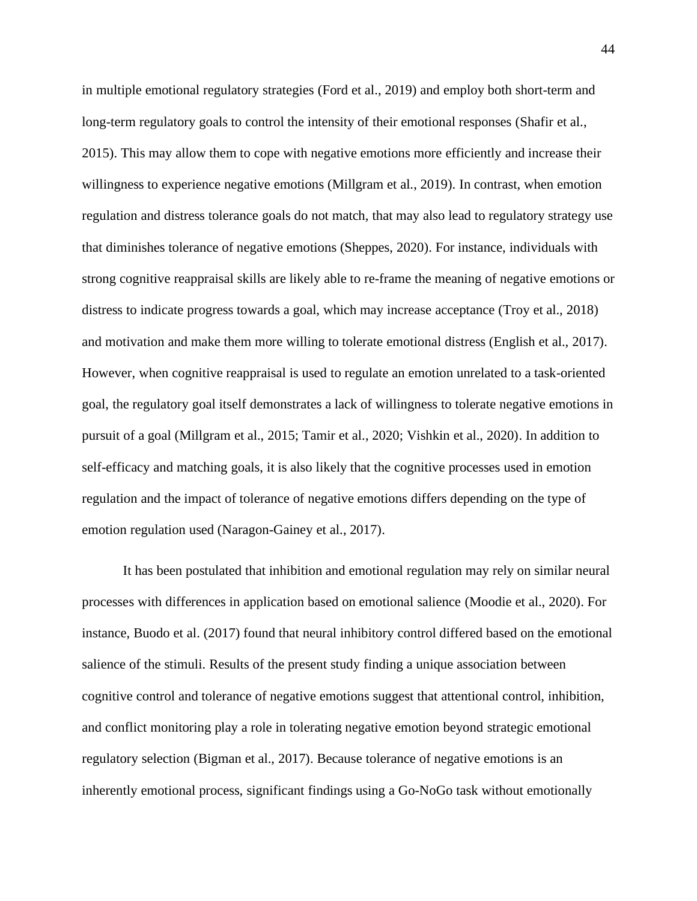in multiple emotional regulatory strategies (Ford et al., 2019) and employ both short-term and long-term regulatory goals to control the intensity of their emotional responses (Shafir et al., 2015). This may allow them to cope with negative emotions more efficiently and increase their willingness to experience negative emotions (Millgram et al., 2019). In contrast, when emotion regulation and distress tolerance goals do not match, that may also lead to regulatory strategy use that diminishes tolerance of negative emotions (Sheppes, 2020). For instance, individuals with strong cognitive reappraisal skills are likely able to re-frame the meaning of negative emotions or distress to indicate progress towards a goal, which may increase acceptance (Troy et al., 2018) and motivation and make them more willing to tolerate emotional distress (English et al., 2017). However, when cognitive reappraisal is used to regulate an emotion unrelated to a task-oriented goal, the regulatory goal itself demonstrates a lack of willingness to tolerate negative emotions in pursuit of a goal (Millgram et al., 2015; Tamir et al., 2020; Vishkin et al., 2020). In addition to self-efficacy and matching goals, it is also likely that the cognitive processes used in emotion regulation and the impact of tolerance of negative emotions differs depending on the type of emotion regulation used (Naragon-Gainey et al., 2017).

It has been postulated that inhibition and emotional regulation may rely on similar neural processes with differences in application based on emotional salience (Moodie et al., 2020). For instance, Buodo et al. (2017) found that neural inhibitory control differed based on the emotional salience of the stimuli. Results of the present study finding a unique association between cognitive control and tolerance of negative emotions suggest that attentional control, inhibition, and conflict monitoring play a role in tolerating negative emotion beyond strategic emotional regulatory selection (Bigman et al., 2017). Because tolerance of negative emotions is an inherently emotional process, significant findings using a Go-NoGo task without emotionally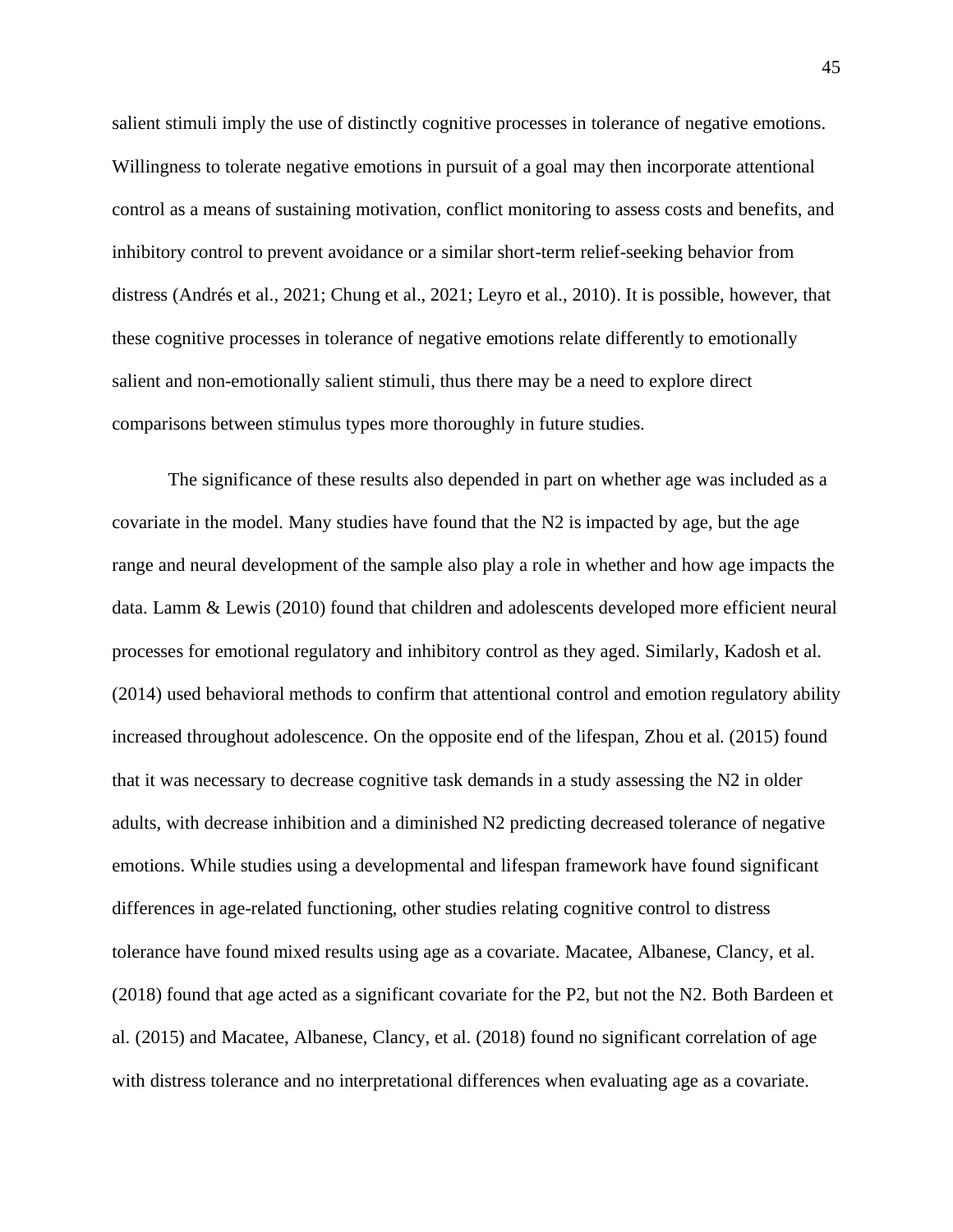salient stimuli imply the use of distinctly cognitive processes in tolerance of negative emotions. Willingness to tolerate negative emotions in pursuit of a goal may then incorporate attentional control as a means of sustaining motivation, conflict monitoring to assess costs and benefits, and inhibitory control to prevent avoidance or a similar short-term relief-seeking behavior from distress (Andrés et al., 2021; Chung et al., 2021; Leyro et al., 2010). It is possible, however, that these cognitive processes in tolerance of negative emotions relate differently to emotionally salient and non-emotionally salient stimuli, thus there may be a need to explore direct comparisons between stimulus types more thoroughly in future studies.

The significance of these results also depended in part on whether age was included as a covariate in the model. Many studies have found that the N2 is impacted by age, but the age range and neural development of the sample also play a role in whether and how age impacts the data. Lamm & Lewis (2010) found that children and adolescents developed more efficient neural processes for emotional regulatory and inhibitory control as they aged. Similarly, Kadosh et al. (2014) used behavioral methods to confirm that attentional control and emotion regulatory ability increased throughout adolescence. On the opposite end of the lifespan, Zhou et al. (2015) found that it was necessary to decrease cognitive task demands in a study assessing the N2 in older adults, with decrease inhibition and a diminished N2 predicting decreased tolerance of negative emotions. While studies using a developmental and lifespan framework have found significant differences in age-related functioning, other studies relating cognitive control to distress tolerance have found mixed results using age as a covariate. Macatee, Albanese, Clancy, et al. (2018) found that age acted as a significant covariate for the P2, but not the N2. Both Bardeen et al. (2015) and Macatee, Albanese, Clancy, et al. (2018) found no significant correlation of age with distress tolerance and no interpretational differences when evaluating age as a covariate.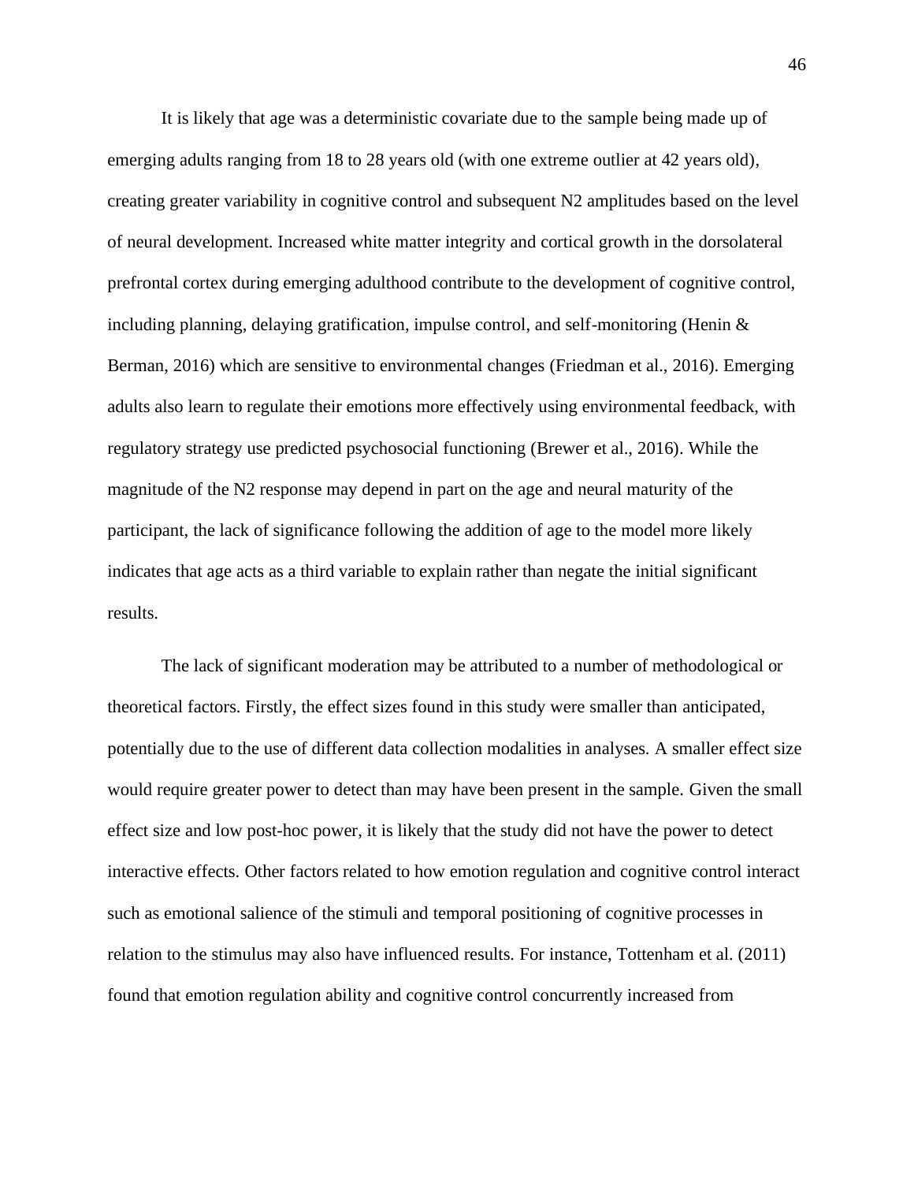It is likely that age was a deterministic covariate due to the sample being made up of emerging adults ranging from 18 to 28 years old (with one extreme outlier at 42 years old), creating greater variability in cognitive control and subsequent N2 amplitudes based on the level of neural development. Increased white matter integrity and cortical growth in the dorsolateral prefrontal cortex during emerging adulthood contribute to the development of cognitive control, including planning, delaying gratification, impulse control, and self-monitoring (Henin & Berman, 2016) which are sensitive to environmental changes (Friedman et al., 2016). Emerging adults also learn to regulate their emotions more effectively using environmental feedback, with regulatory strategy use predicted psychosocial functioning (Brewer et al., 2016). While the magnitude of the N2 response may depend in part on the age and neural maturity of the participant, the lack of significance following the addition of age to the model more likely indicates that age acts as a third variable to explain rather than negate the initial significant results.

The lack of significant moderation may be attributed to a number of methodological or theoretical factors. Firstly, the effect sizes found in this study were smaller than anticipated, potentially due to the use of different data collection modalities in analyses. A smaller effect size would require greater power to detect than may have been present in the sample. Given the small effect size and low post-hoc power, it is likely that the study did not have the power to detect interactive effects. Other factors related to how emotion regulation and cognitive control interact such as emotional salience of the stimuli and temporal positioning of cognitive processes in relation to the stimulus may also have influenced results. For instance, Tottenham et al. (2011) found that emotion regulation ability and cognitive control concurrently increased from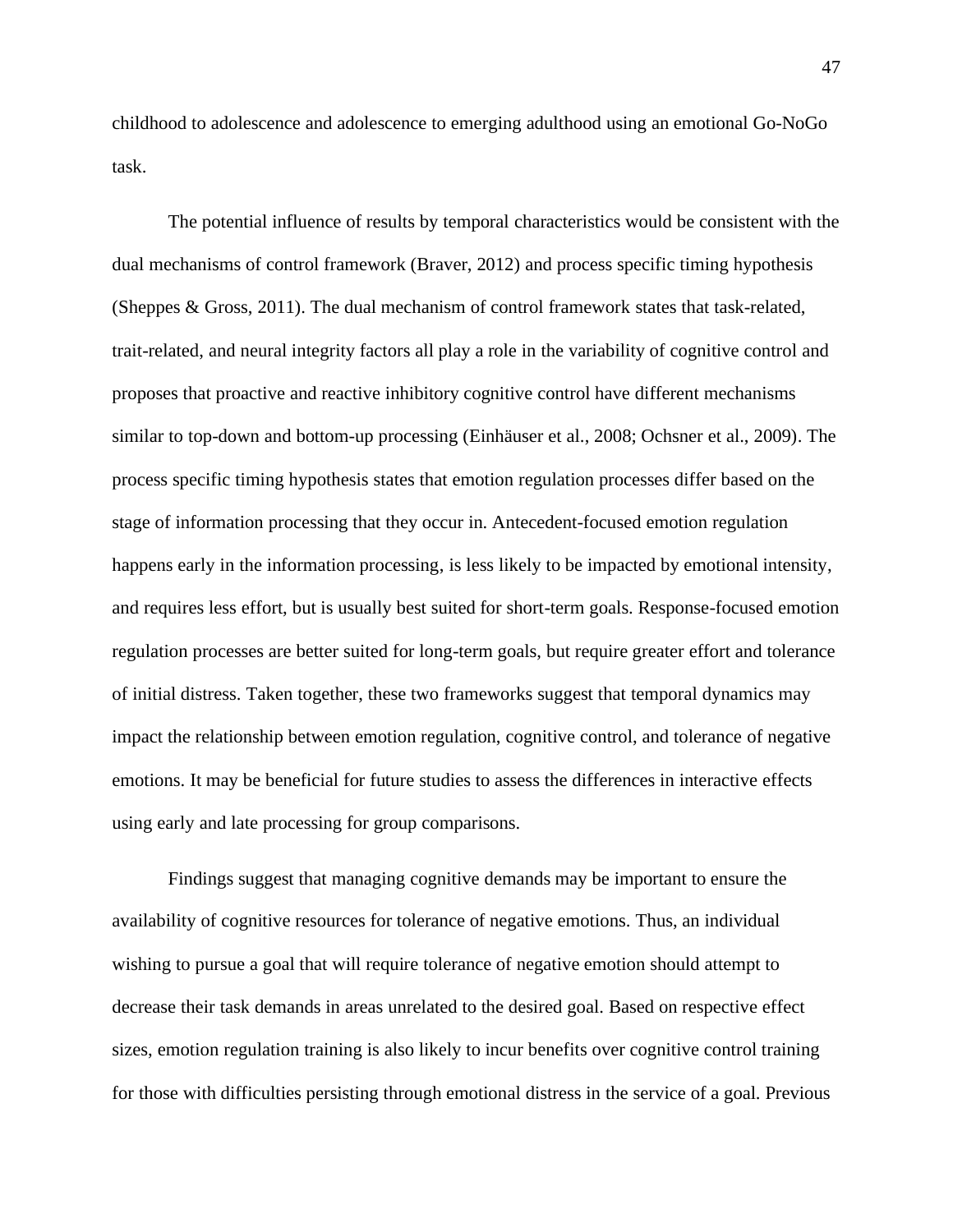childhood to adolescence and adolescence to emerging adulthood using an emotional Go-NoGo task.

The potential influence of results by temporal characteristics would be consistent with the dual mechanisms of control framework (Braver, 2012) and process specific timing hypothesis (Sheppes & Gross, 2011). The dual mechanism of control framework states that task-related, trait-related, and neural integrity factors all play a role in the variability of cognitive control and proposes that proactive and reactive inhibitory cognitive control have different mechanisms similar to top-down and bottom-up processing (Einhäuser et al., 2008; Ochsner et al., 2009). The process specific timing hypothesis states that emotion regulation processes differ based on the stage of information processing that they occur in. Antecedent-focused emotion regulation happens early in the information processing, is less likely to be impacted by emotional intensity, and requires less effort, but is usually best suited for short-term goals. Response-focused emotion regulation processes are better suited for long-term goals, but require greater effort and tolerance of initial distress. Taken together, these two frameworks suggest that temporal dynamics may impact the relationship between emotion regulation, cognitive control, and tolerance of negative emotions. It may be beneficial for future studies to assess the differences in interactive effects using early and late processing for group comparisons.

Findings suggest that managing cognitive demands may be important to ensure the availability of cognitive resources for tolerance of negative emotions. Thus, an individual wishing to pursue a goal that will require tolerance of negative emotion should attempt to decrease their task demands in areas unrelated to the desired goal. Based on respective effect sizes, emotion regulation training is also likely to incur benefits over cognitive control training for those with difficulties persisting through emotional distress in the service of a goal. Previous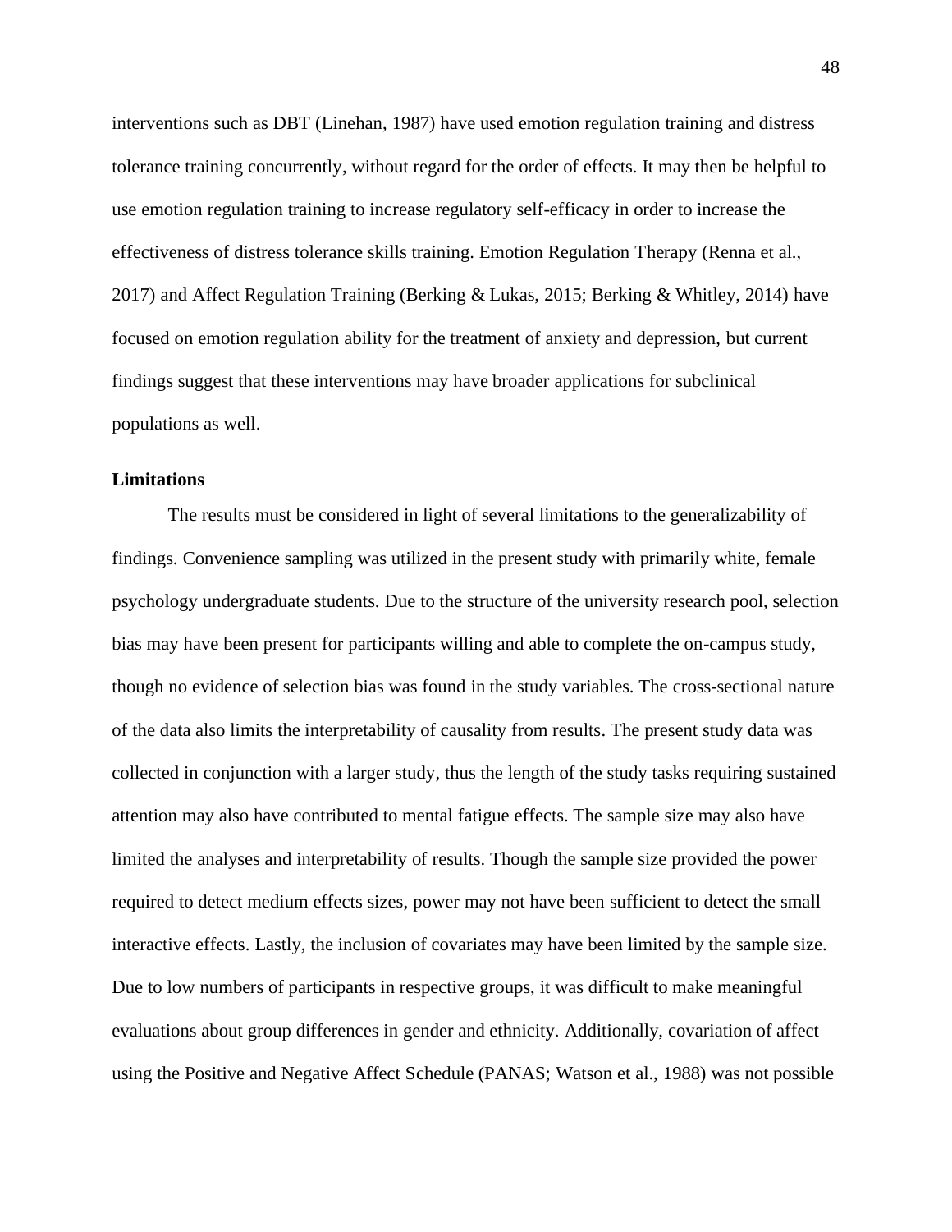interventions such as DBT (Linehan, 1987) have used emotion regulation training and distress tolerance training concurrently, without regard for the order of effects. It may then be helpful to use emotion regulation training to increase regulatory self-efficacy in order to increase the effectiveness of distress tolerance skills training. Emotion Regulation Therapy (Renna et al., 2017) and Affect Regulation Training (Berking & Lukas, 2015; Berking & Whitley, 2014) have focused on emotion regulation ability for the treatment of anxiety and depression, but current findings suggest that these interventions may have broader applications for subclinical populations as well.

**Limitations**

The results must be considered in light of several limitations to the generalizability of findings. Convenience sampling was utilized in the present study with primarily white, female psychology undergraduate students. Due to the structure of the university research pool, selection bias may have been present for participants willing and able to complete the on-campus study, though no evidence of selection bias was found in the study variables. The cross-sectional nature of the data also limits the interpretability of causality from results. The present study data was collected in conjunction with a larger study, thus the length of the study tasks requiring sustained attention may also have contributed to mental fatigue effects. The sample size may also have limited the analyses and interpretability of results. Though the sample size provided the power required to detect medium effects sizes, power may not have been sufficient to detect the small interactive effects. Lastly, the inclusion of covariates may have been limited by the sample size. Due to low numbers of participants in respective groups, it was difficult to make meaningful evaluations about group differences in gender and ethnicity. Additionally, covariation of affect using the Positive and Negative Affect Schedule (PANAS; Watson et al., 1988) was not possible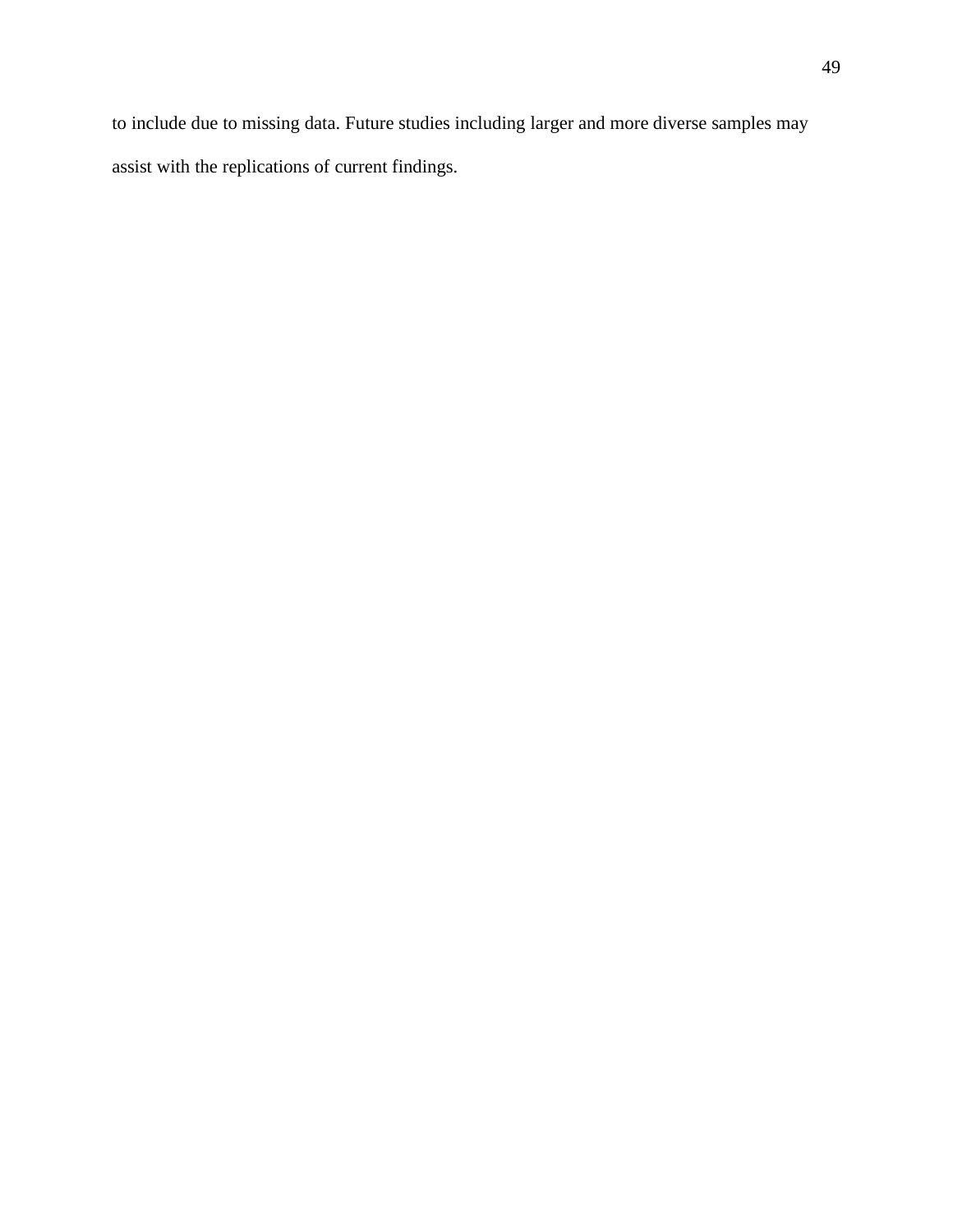to include due to missing data. Future studies including larger and more diverse samples may assist with the replications of current findings.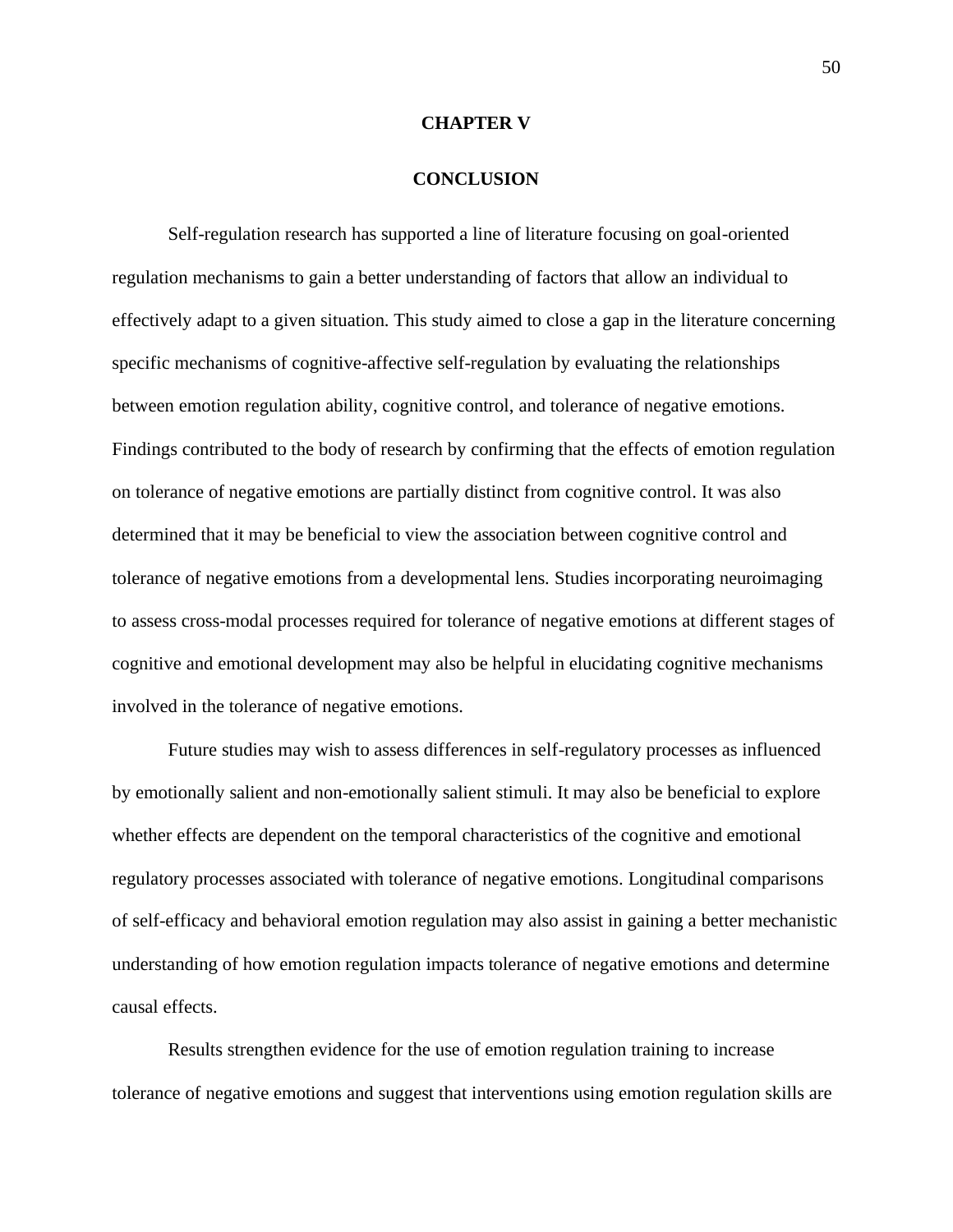# CHAPTER V

# CONCLUSION

Self-regulation research has supported a line of literature focusing on goal-oriented regulation mechanisms to gain a better understanding of factors that allow an individual to effectively adapt to a given situation. This study aimed to close a gap in the literature concerning specific mechanisms of cognitive-affective self-regulation by evaluating the relationships between emotion regulation ability, cognitive control, and tolerance of negative emotions. Findings contributed to the body of research by confirming that the effects of emotion regulation on tolerance of negative emotions are partially distinct from cognitive control. It was also determined that it may be beneficial to view the association between cognitive control and tolerance of negative emotions from a developmental lens. Studies incorporating neuroimaging to assess cross-modal processes required for tolerance of negative emotions at different stages of cognitive and emotional development may also be helpful in elucidating cognitive mechanisms involved in the tolerance of negative emotions.

Future studies may wish to assess differences in self-regulatory processes as influenced by emotionally salient and non-emotionally salient stimuli. It may also be beneficial to explore whether effects are dependent on the temporal characteristics of the cognitive and emotional regulatory processes associated with tolerance of negative emotions. Longitudinal comparisons of self-efficacy and behavioral emotion regulation may also assist in gaining a better mechanistic understanding of how emotion regulation impacts tolerance of negative emotions and determine causal effects.

Results strengthen evidence for the use of emotion regulation training to increase tolerance of negative emotions and suggest that interventions using emotion regulation skills are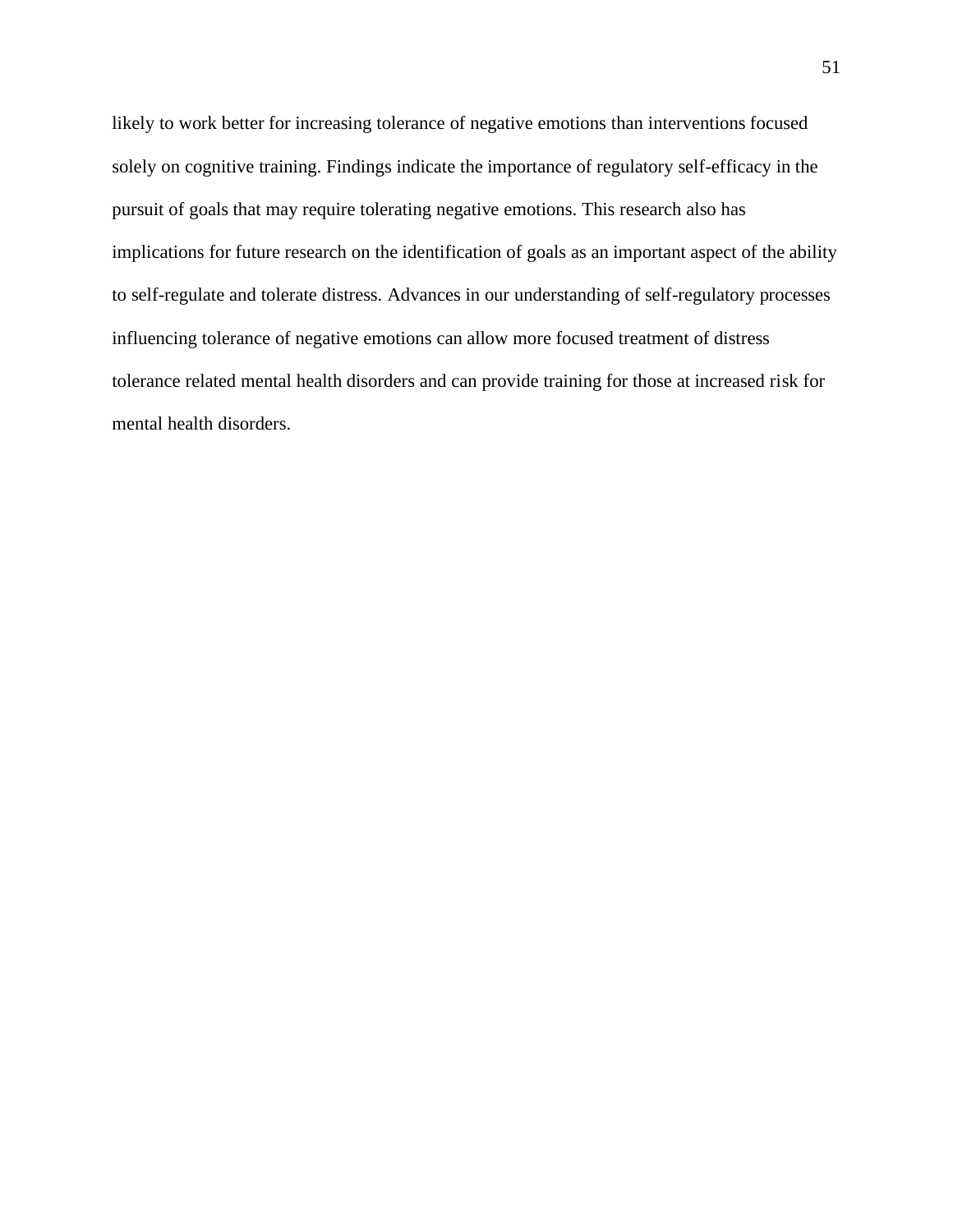likely to work better for increasing tolerance of negative emotions than interventions focused solely on cognitive training. Findings indicate the importance of regulatory self-efficacy in the pursuit of goals that may require tolerating negative emotions. This research also has implications for future research on the identification of goals as an important aspect of the ability to self-regulate and tolerate distress. Advances in our understanding of self-regulatory processes influencing tolerance of negative emotions can allow more focused treatment of distress tolerance related mental health disorders and can provide training for those at increased risk for mental health disorders.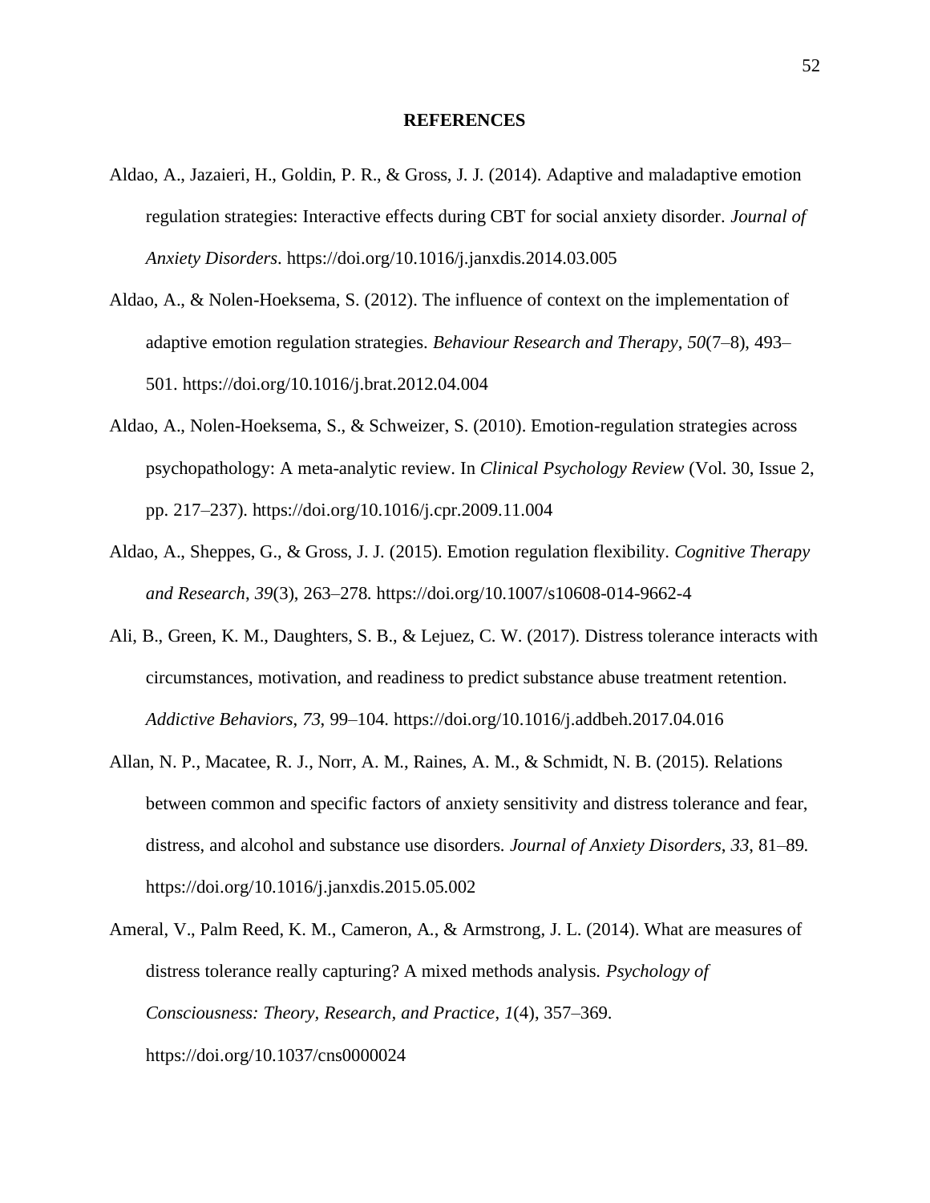# REFERENCES

Aldao, A., Jazaieri, H., Goldin, P. R., & Gross, J. J. (2014). Adaptive and maladaptive emotion regulation strategies: Interactive effects during CBT for social anxiety disorder. *Journal of Anxiety Disorders*. https://doi.org/10.1016/j.janxdis.2014.03.005

Aldao, A., & Nolen-Hoeksema, S. (2012). The influence of context on the implementation of adaptive emotion regulation strategies. *Behaviour Research and Therapy*, *50*(7–8), 493–501. https://doi.org/10.1016/j.brat.2012.04.004

Aldao, A., Nolen-Hoeksema, S., & Schweizer, S. (2010). Emotion-regulation strategies across psychopathology: A meta-analytic review. In *Clinical Psychology Review* (Vol. 30, Issue 2, pp. 217–237). https://doi.org/10.1016/j.cpr.2009.11.004

Aldao, A., Sheppes, G., & Gross, J. J. (2015). Emotion regulation flexibility. *Cognitive Therapy and Research*, *39*(3), 263–278. https://doi.org/10.1007/s10608-014-9662-4

Ali, B., Green, K. M., Daughters, S. B., & Lejuez, C. W. (2017). Distress tolerance interacts with circumstances, motivation, and readiness to predict substance abuse treatment retention. *Addictive Behaviors*, *73*, 99–104. https://doi.org/10.1016/j.addbeh.2017.04.016

Allan, N. P., Macatee, R. J., Norr, A. M., Raines, A. M., & Schmidt, N. B. (2015). Relations between common and specific factors of anxiety sensitivity and distress tolerance and fear, distress, and alcohol and substance use disorders. *Journal of Anxiety Disorders*, *33*, 81–89. https://doi.org/10.1016/j.janxdis.2015.05.002

Ameral, V., Palm Reed, K. M., Cameron, A., & Armstrong, J. L. (2014). What are measures of distress tolerance really capturing? A mixed methods analysis. *Psychology of Consciousness: Theory, Research, and Practice*, *1*(4), 357–369. https://doi.org/10.1037/cns0000024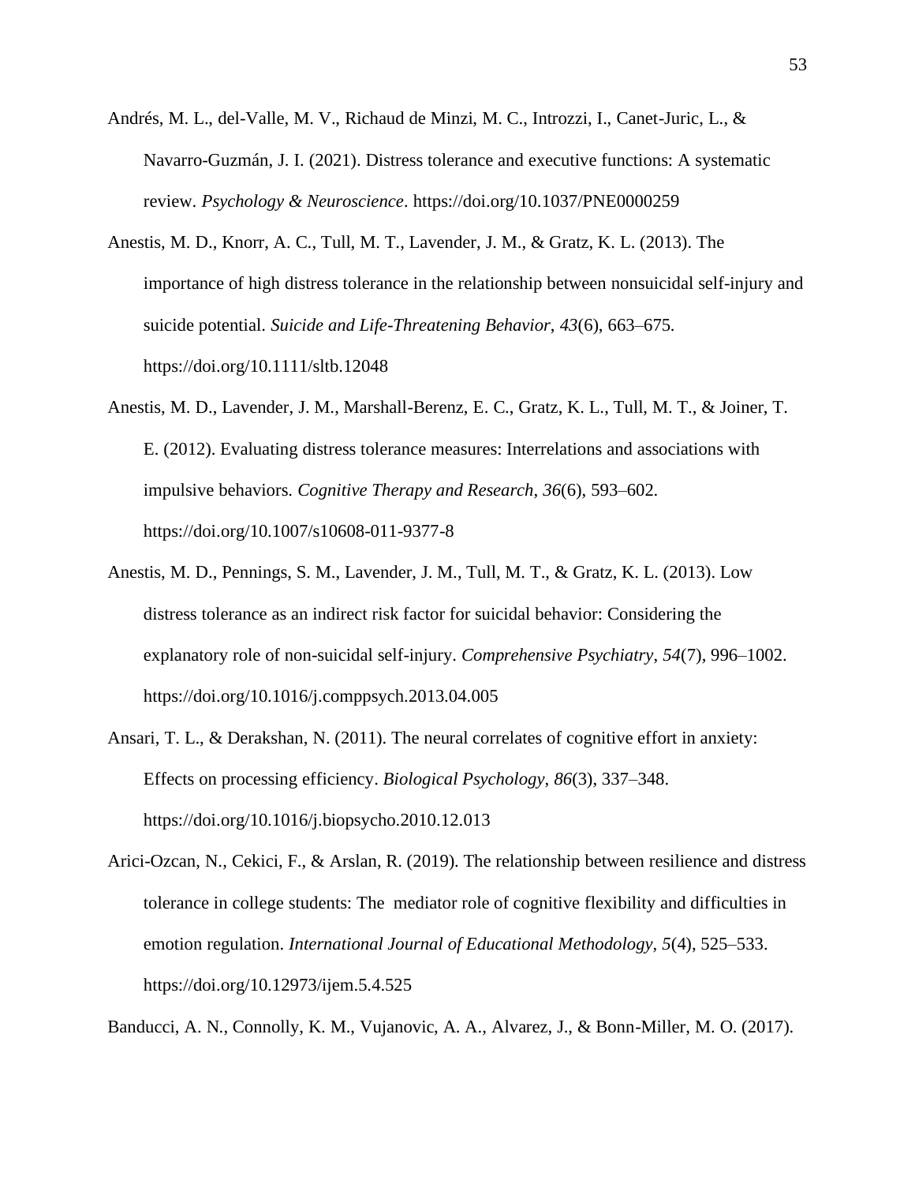Andrés, M. L., del-Valle, M. V., Richaud de Minzi, M. C., Introzzi, I., Canet-Juric, L., & Navarro-Guzmán, J. I. (2021). Distress tolerance and executive functions: A systematic review. *Psychology & Neuroscience*. https://doi.org/10.1037/PNE0000259

Anestis, M. D., Knorr, A. C., Tull, M. T., Lavender, J. M., & Gratz, K. L. (2013). The importance of high distress tolerance in the relationship between nonsuicidal self-injury and suicide potential. *Suicide and Life-Threatening Behavior*, *43*(6), 663–675. https://doi.org/10.1111/sltb.12048

Anestis, M. D., Lavender, J. M., Marshall-Berenz, E. C., Gratz, K. L., Tull, M. T., & Joiner, T. E. (2012). Evaluating distress tolerance measures: Interrelations and associations with impulsive behaviors. *Cognitive Therapy and Research*, *36*(6), 593–602. https://doi.org/10.1007/s10608-011-9377-8

Anestis, M. D., Pennings, S. M., Lavender, J. M., Tull, M. T., & Gratz, K. L. (2013). Low distress tolerance as an indirect risk factor for suicidal behavior: Considering the explanatory role of non-suicidal self-injury. *Comprehensive Psychiatry*, *54*(7), 996–1002. https://doi.org/10.1016/j.comppsych.2013.04.005

Ansari, T. L., & Derakshan, N. (2011). The neural correlates of cognitive effort in anxiety: Effects on processing efficiency. *Biological Psychology*, *86*(3), 337–348. https://doi.org/10.1016/j.biopsycho.2010.12.013

Arici-Ozcan, N., Cekici, F., & Arslan, R. (2019). The relationship between resilience and distress tolerance in college students: The mediator role of cognitive flexibility and difficulties in emotion regulation. *International Journal of Educational Methodology*, *5*(4), 525–533. https://doi.org/10.12973/ijem.5.4.525

Banducci, A. N., Connolly, K. M., Vujanovic, A. A., Alvarez, J., & Bonn-Miller, M. O. (2017).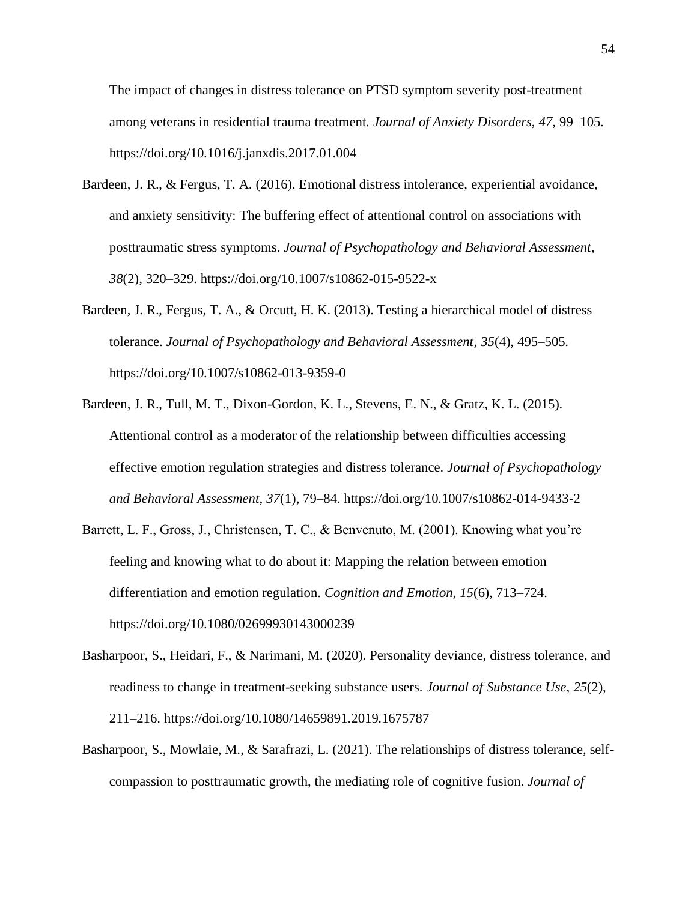The impact of changes in distress tolerance on PTSD symptom severity post-treatment among veterans in residential trauma treatment. *Journal of Anxiety Disorders*, *47*, 99–105. https://doi.org/10.1016/j.janxdis.2017.01.004

Bardeen, J. R., & Fergus, T. A. (2016). Emotional distress intolerance, experiential avoidance, and anxiety sensitivity: The buffering effect of attentional control on associations with posttraumatic stress symptoms. *Journal of Psychopathology and Behavioral Assessment*, *38*(2), 320–329. https://doi.org/10.1007/s10862-015-9522-x

Bardeen, J. R., Fergus, T. A., & Orcutt, H. K. (2013). Testing a hierarchical model of distress tolerance. *Journal of Psychopathology and Behavioral Assessment*, *35*(4), 495–505. https://doi.org/10.1007/s10862-013-9359-0

Bardeen, J. R., Tull, M. T., Dixon-Gordon, K. L., Stevens, E. N., & Gratz, K. L. (2015). Attentional control as a moderator of the relationship between difficulties accessing effective emotion regulation strategies and distress tolerance. *Journal of Psychopathology and Behavioral Assessment*, *37*(1), 79–84. https://doi.org/10.1007/s10862-014-9433-2

Barrett, L. F., Gross, J., Christensen, T. C., & Benvenuto, M. (2001). Knowing what you're feeling and knowing what to do about it: Mapping the relation between emotion differentiation and emotion regulation. *Cognition and Emotion*, *15*(6), 713–724. https://doi.org/10.1080/02699930143000239

Basharpoor, S., Heidari, F., & Narimani, M. (2020). Personality deviance, distress tolerance, and readiness to change in treatment-seeking substance users. *Journal of Substance Use*, *25*(2), 211–216. https://doi.org/10.1080/14659891.2019.1675787

Basharpoor, S., Mowlaie, M., & Sarafrazi, L. (2021). The relationships of distress tolerance, self-compassion to posttraumatic growth, the mediating role of cognitive fusion. *Journal of*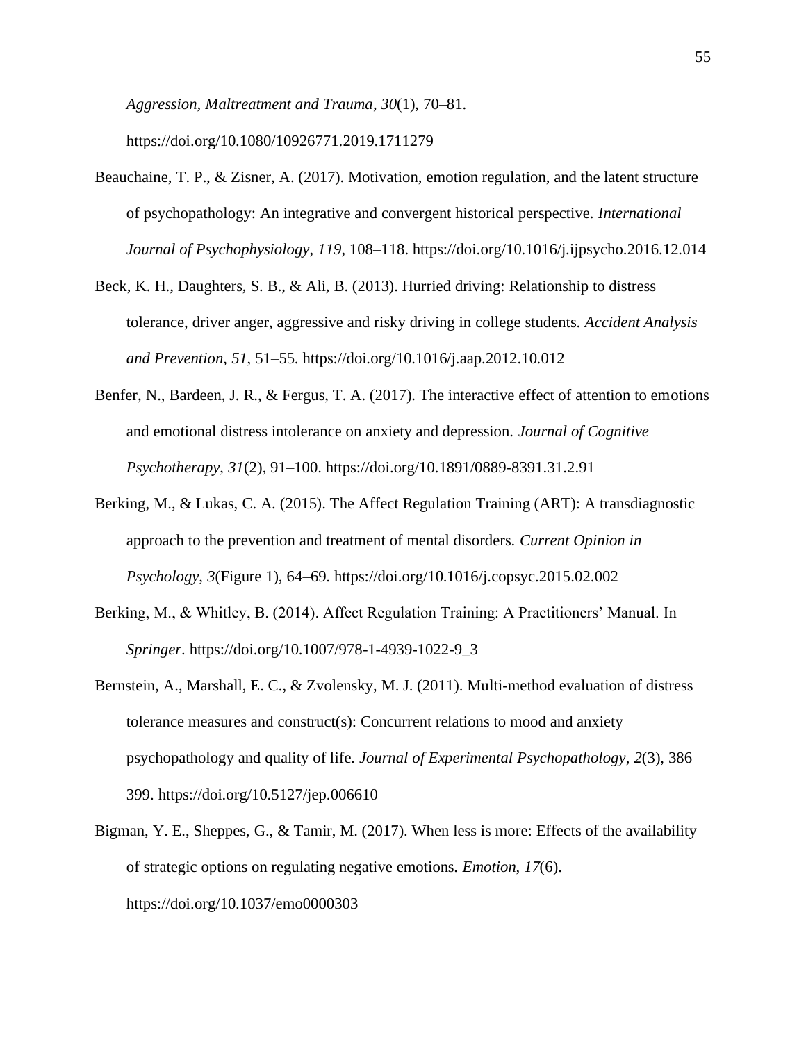*Aggression, Maltreatment and Trauma*, *30*(1), 70–81. https://doi.org/10.1080/10926771.2019.1711279

Beauchaine, T. P., & Zisner, A. (2017). Motivation, emotion regulation, and the latent structure of psychopathology: An integrative and convergent historical perspective. *International Journal of Psychophysiology*, *119*, 108–118. https://doi.org/10.1016/j.ijpsycho.2016.12.014

Beck, K. H., Daughters, S. B., & Ali, B. (2013). Hurried driving: Relationship to distress tolerance, driver anger, aggressive and risky driving in college students. *Accident Analysis and Prevention*, *51*, 51–55. https://doi.org/10.1016/j.aap.2012.10.012

Benfer, N., Bardeen, J. R., & Fergus, T. A. (2017). The interactive effect of attention to emotions and emotional distress intolerance on anxiety and depression. *Journal of Cognitive Psychotherapy*, *31*(2), 91–100. https://doi.org/10.1891/0889-8391.31.2.91

Berking, M., & Lukas, C. A. (2015). The Affect Regulation Training (ART): A transdiagnostic approach to the prevention and treatment of mental disorders. *Current Opinion in Psychology*, *3*(Figure 1), 64–69. https://doi.org/10.1016/j.copsyc.2015.02.002

Berking, M., & Whitley, B. (2014). Affect Regulation Training: A Practitioners' Manual. In *Springer*. https://doi.org/10.1007/978-1-4939-1022-9_3

Bernstein, A., Marshall, E. C., & Zvolensky, M. J. (2011). Multi-method evaluation of distress tolerance measures and construct(s): Concurrent relations to mood and anxiety psychopathology and quality of life. *Journal of Experimental Psychopathology*, *2*(3), 386–399. https://doi.org/10.5127/jep.006610

Bigman, Y. E., Sheppes, G., & Tamir, M. (2017). When less is more: Effects of the availability of strategic options on regulating negative emotions. *Emotion*, *17*(6). https://doi.org/10.1037/emo0000303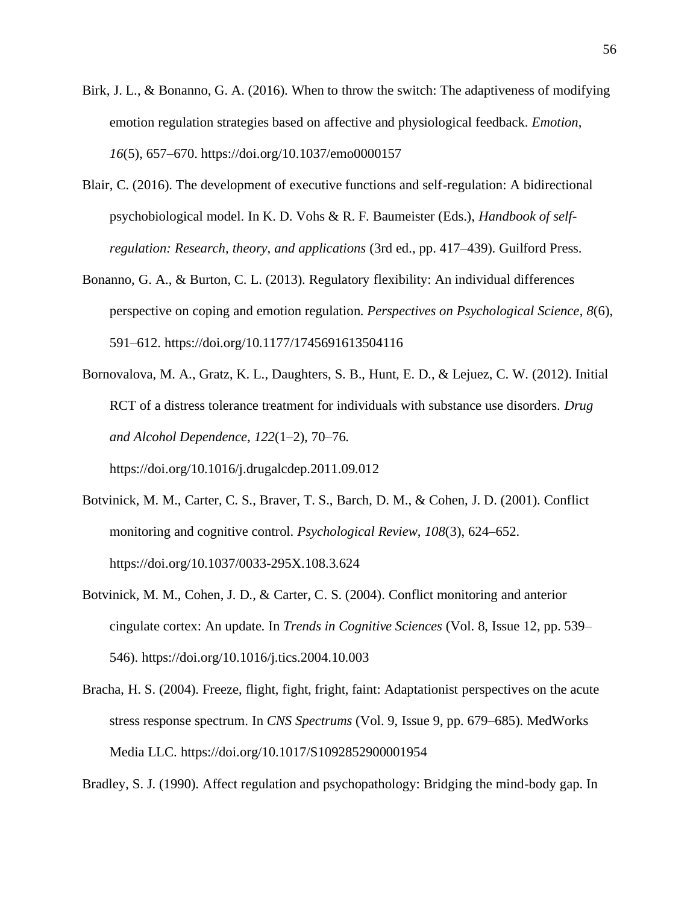Birk, J. L., & Bonanno, G. A. (2016). When to throw the switch: The adaptiveness of modifying emotion regulation strategies based on affective and physiological feedback. *Emotion*, *16*(5), 657–670. https://doi.org/10.1037/emo0000157

Blair, C. (2016). The development of executive functions and self-regulation: A bidirectional psychobiological model. In K. D. Vohs & R. F. Baumeister (Eds.), *Handbook of self-regulation: Research, theory, and applications* (3rd ed., pp. 417–439). Guilford Press.

Bonanno, G. A., & Burton, C. L. (2013). Regulatory flexibility: An individual differences perspective on coping and emotion regulation. *Perspectives on Psychological Science*, *8*(6), 591–612. https://doi.org/10.1177/1745691613504116

Bornovalova, M. A., Gratz, K. L., Daughters, S. B., Hunt, E. D., & Lejuez, C. W. (2012). Initial RCT of a distress tolerance treatment for individuals with substance use disorders. *Drug and Alcohol Dependence*, *122*(1–2), 70–76. https://doi.org/10.1016/j.drugalcdep.2011.09.012

Botvinick, M. M., Carter, C. S., Braver, T. S., Barch, D. M., & Cohen, J. D. (2001). Conflict monitoring and cognitive control. *Psychological Review*, *108*(3), 624–652. https://doi.org/10.1037/0033-295X.108.3.624

Botvinick, M. M., Cohen, J. D., & Carter, C. S. (2004). Conflict monitoring and anterior cingulate cortex: An update. In *Trends in Cognitive Sciences* (Vol. 8, Issue 12, pp. 539–546). https://doi.org/10.1016/j.tics.2004.10.003

Bracha, H. S. (2004). Freeze, flight, fight, fright, faint: Adaptationist perspectives on the acute stress response spectrum. In *CNS Spectrums* (Vol. 9, Issue 9, pp. 679–685). MedWorks Media LLC. https://doi.org/10.1017/S1092852900001954

Bradley, S. J. (1990). Affect regulation and psychopathology: Bridging the mind-body gap. In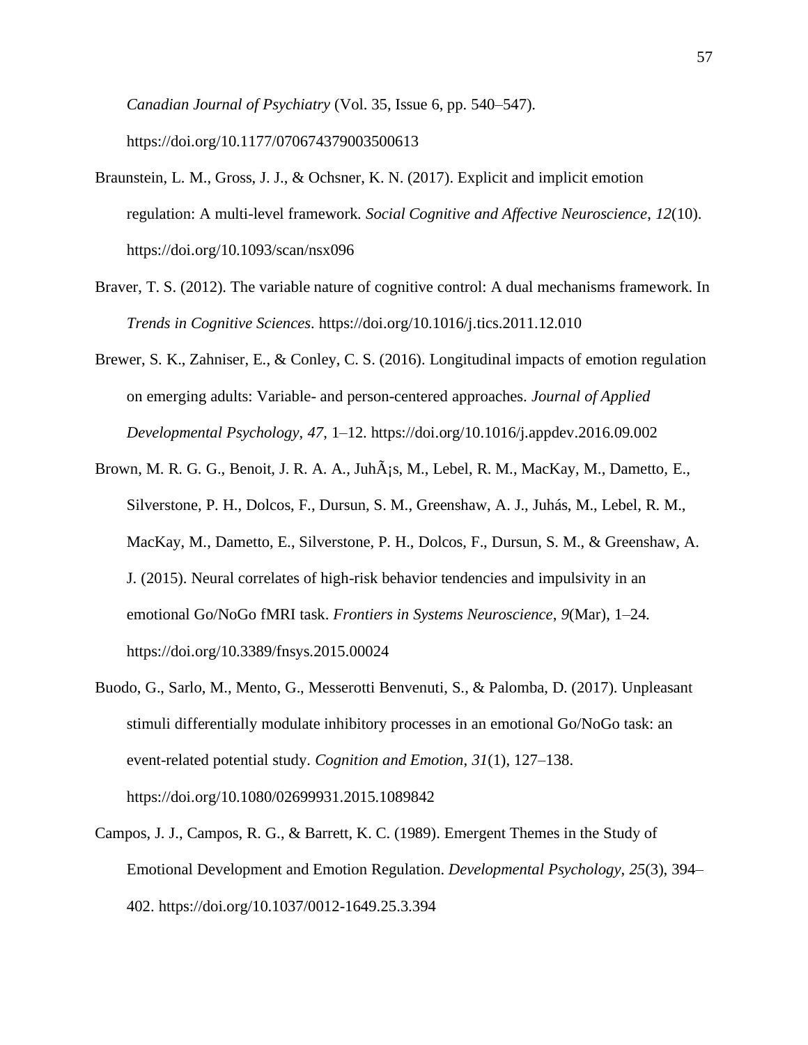*Canadian Journal of Psychiatry* (Vol. 35, Issue 6, pp. 540–547). https://doi.org/10.1177/070674379003500613

Braunstein, L. M., Gross, J. J., & Ochsner, K. N. (2017). Explicit and implicit emotion regulation: A multi-level framework. *Social Cognitive and Affective Neuroscience*, *12*(10). https://doi.org/10.1093/scan/nsx096

Braver, T. S. (2012). The variable nature of cognitive control: A dual mechanisms framework. In *Trends in Cognitive Sciences*. https://doi.org/10.1016/j.tics.2011.12.010

Brewer, S. K., Zahniser, E., & Conley, C. S. (2016). Longitudinal impacts of emotion regulation on emerging adults: Variable- and person-centered approaches. *Journal of Applied Developmental Psychology*, *47*, 1–12. https://doi.org/10.1016/j.appdev.2016.09.002

Brown, M. R. G. G., Benoit, J. R. A. A., JuhÃ¡s, M., Lebel, R. M., MacKay, M., Dametto, E., Silverstone, P. H., Dolcos, F., Dursun, S. M., Greenshaw, A. J., Juhás, M., Lebel, R. M., MacKay, M., Dametto, E., Silverstone, P. H., Dolcos, F., Dursun, S. M., & Greenshaw, A. J. (2015). Neural correlates of high-risk behavior tendencies and impulsivity in an emotional Go/NoGo fMRI task. *Frontiers in Systems Neuroscience*, *9*(Mar), 1–24. https://doi.org/10.3389/fnsys.2015.00024

Buodo, G., Sarlo, M., Mento, G., Messerotti Benvenuti, S., & Palomba, D. (2017). Unpleasant stimuli differentially modulate inhibitory processes in an emotional Go/NoGo task: an event-related potential study. *Cognition and Emotion*, *31*(1), 127–138. https://doi.org/10.1080/02699931.2015.1089842

Campos, J. J., Campos, R. G., & Barrett, K. C. (1989). Emergent Themes in the Study of Emotional Development and Emotion Regulation. *Developmental Psychology*, *25*(3), 394–402. https://doi.org/10.1037/0012-1649.25.3.394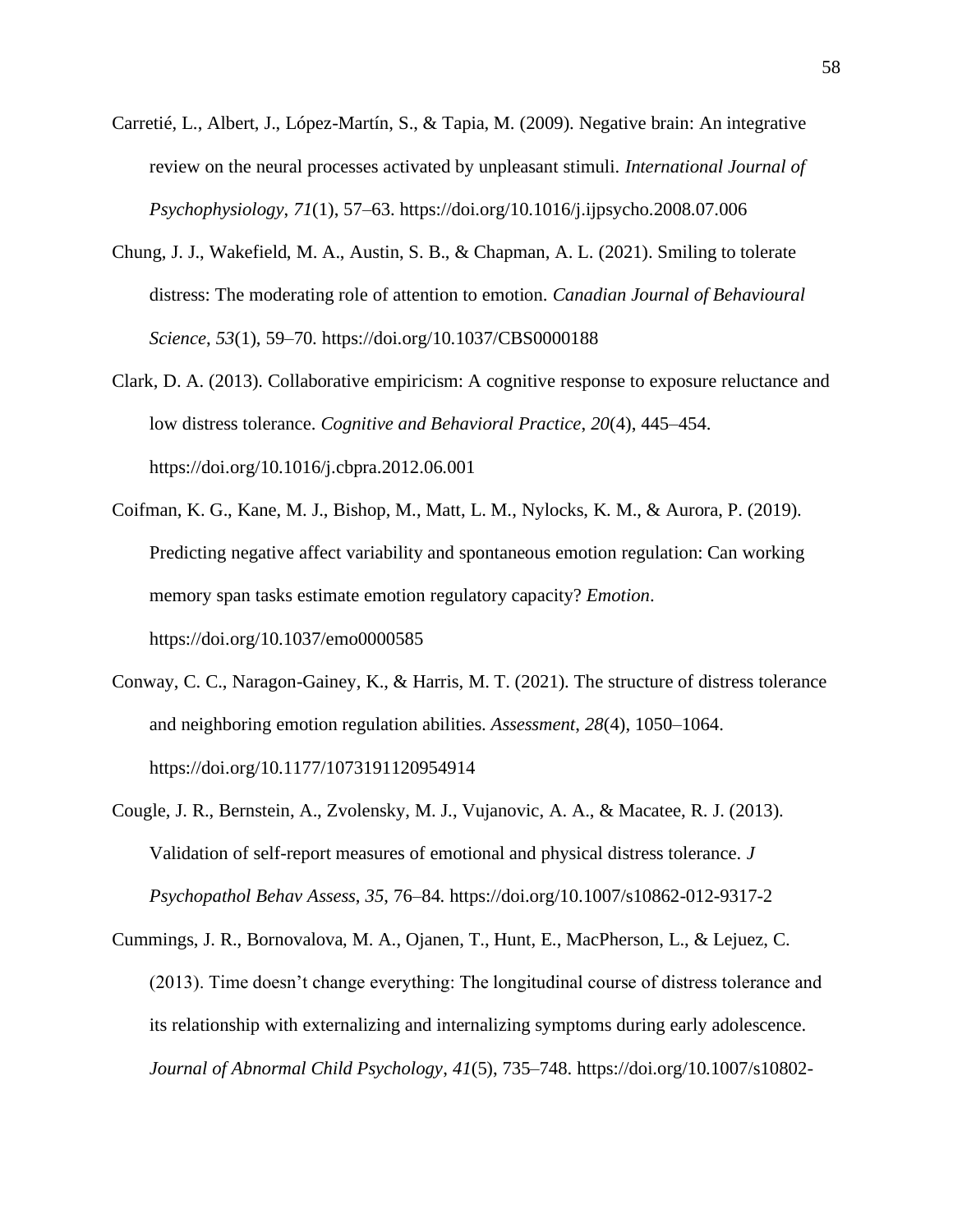Carretié, L., Albert, J., López-Martín, S., & Tapia, M. (2009). Negative brain: An integrative review on the neural processes activated by unpleasant stimuli. *International Journal of Psychophysiology*, *71*(1), 57–63. https://doi.org/10.1016/j.ijpsycho.2008.07.006

Chung, J. J., Wakefield, M. A., Austin, S. B., & Chapman, A. L. (2021). Smiling to tolerate distress: The moderating role of attention to emotion. *Canadian Journal of Behavioural Science*, *53*(1), 59–70. https://doi.org/10.1037/CBS0000188

Clark, D. A. (2013). Collaborative empiricism: A cognitive response to exposure reluctance and low distress tolerance. *Cognitive and Behavioral Practice*, *20*(4), 445–454. https://doi.org/10.1016/j.cbpra.2012.06.001

Coifman, K. G., Kane, M. J., Bishop, M., Matt, L. M., Nylocks, K. M., & Aurora, P. (2019). Predicting negative affect variability and spontaneous emotion regulation: Can working memory span tasks estimate emotion regulatory capacity? *Emotion*. https://doi.org/10.1037/emo0000585

Conway, C. C., Naragon-Gainey, K., & Harris, M. T. (2021). The structure of distress tolerance and neighboring emotion regulation abilities. *Assessment*, *28*(4), 1050–1064. https://doi.org/10.1177/1073191120954914

Cougle, J. R., Bernstein, A., Zvolensky, M. J., Vujanovic, A. A., & Macatee, R. J. (2013). Validation of self-report measures of emotional and physical distress tolerance. *J Psychopathol Behav Assess*, *35*, 76–84. https://doi.org/10.1007/s10862-012-9317-2

Cummings, J. R., Bornovalova, M. A., Ojanen, T., Hunt, E., MacPherson, L., & Lejuez, C. (2013). Time doesn't change everything: The longitudinal course of distress tolerance and its relationship with externalizing and internalizing symptoms during early adolescence. *Journal of Abnormal Child Psychology*, *41*(5), 735–748. https://doi.org/10.1007/s10802-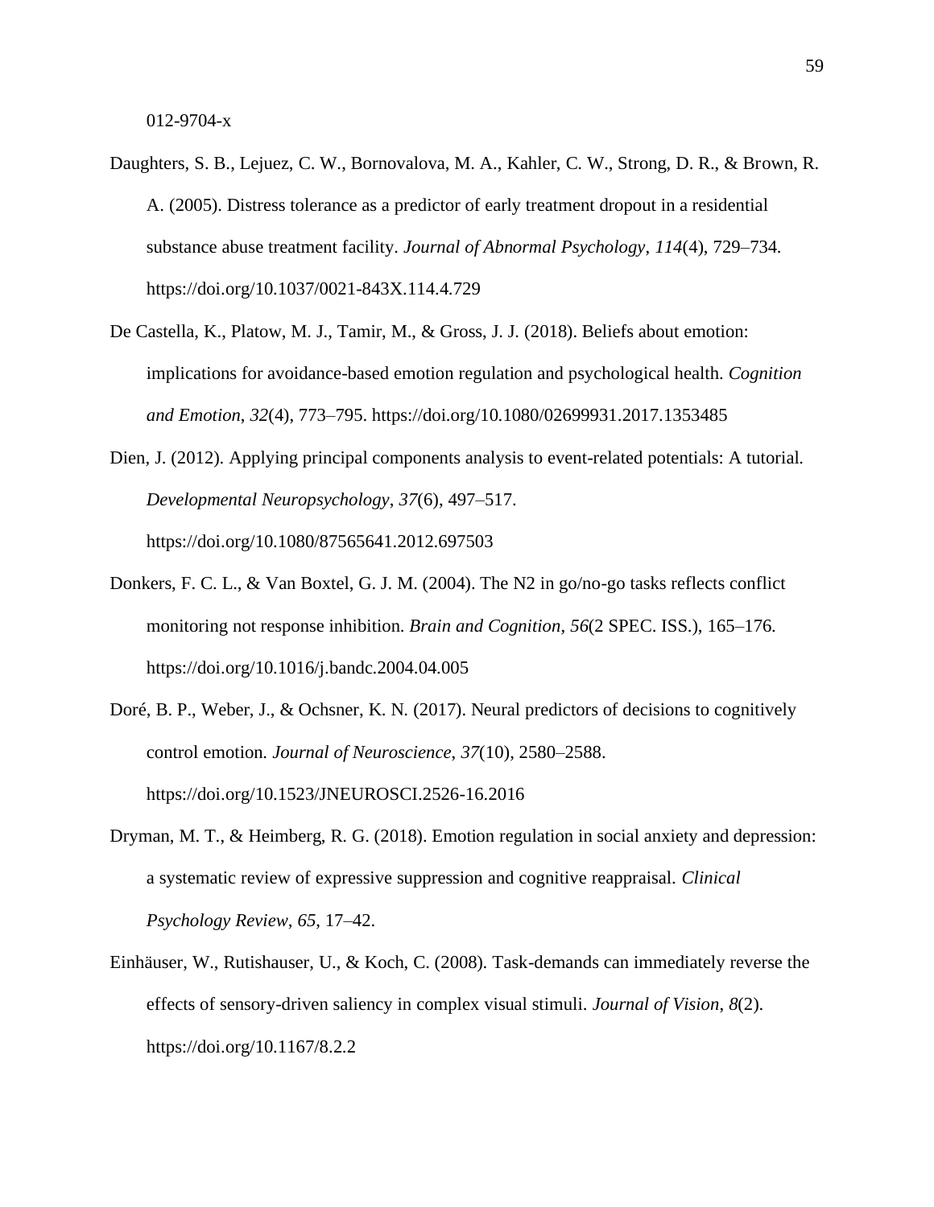012-9704-x

Daughters, S. B., Lejuez, C. W., Bornovalova, M. A., Kahler, C. W., Strong, D. R., & Brown, R. A. (2005). Distress tolerance as a predictor of early treatment dropout in a residential substance abuse treatment facility. *Journal of Abnormal Psychology*, *114*(4), 729–734. https://doi.org/10.1037/0021-843X.114.4.729

De Castella, K., Platow, M. J., Tamir, M., & Gross, J. J. (2018). Beliefs about emotion: implications for avoidance-based emotion regulation and psychological health. *Cognition and Emotion*, *32*(4), 773–795. https://doi.org/10.1080/02699931.2017.1353485

Dien, J. (2012). Applying principal components analysis to event-related potentials: A tutorial. *Developmental Neuropsychology*, *37*(6), 497–517. https://doi.org/10.1080/87565641.2012.697503

Donkers, F. C. L., & Van Boxtel, G. J. M. (2004). The N2 in go/no-go tasks reflects conflict monitoring not response inhibition. *Brain and Cognition*, *56*(2 SPEC. ISS.), 165–176. https://doi.org/10.1016/j.bandc.2004.04.005

Doré, B. P., Weber, J., & Ochsner, K. N. (2017). Neural predictors of decisions to cognitively control emotion. *Journal of Neuroscience*, *37*(10), 2580–2588. https://doi.org/10.1523/JNEUROSCI.2526-16.2016

Dryman, M. T., & Heimberg, R. G. (2018). Emotion regulation in social anxiety and depression: a systematic review of expressive suppression and cognitive reappraisal. *Clinical Psychology Review*, *65*, 17–42.

Einhäuser, W., Rutishauser, U., & Koch, C. (2008). Task-demands can immediately reverse the effects of sensory-driven saliency in complex visual stimuli. *Journal of Vision*, *8*(2). https://doi.org/10.1167/8.2.2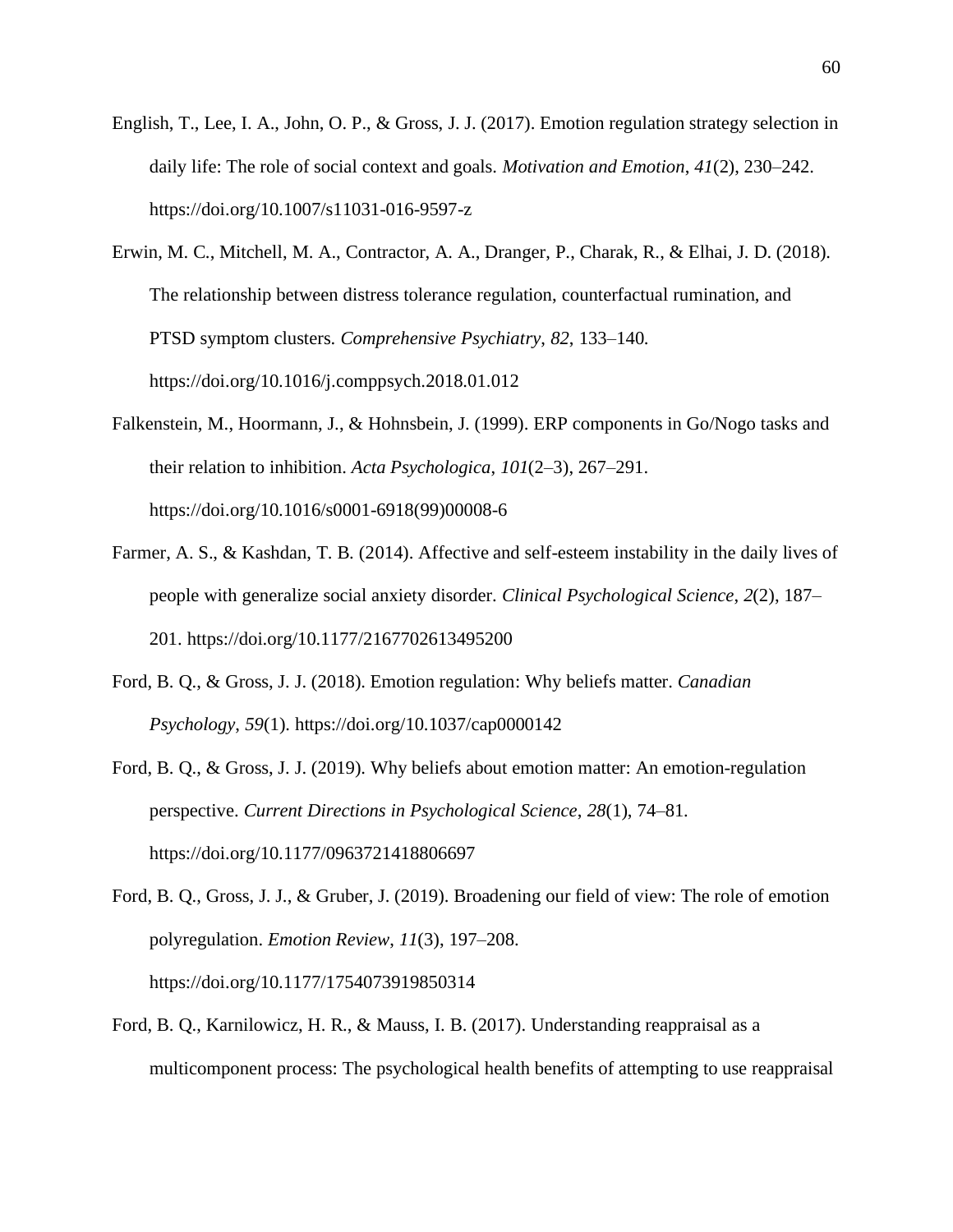English, T., Lee, I. A., John, O. P., & Gross, J. J. (2017). Emotion regulation strategy selection in daily life: The role of social context and goals. *Motivation and Emotion*, *41*(2), 230–242. https://doi.org/10.1007/s11031-016-9597-z

Erwin, M. C., Mitchell, M. A., Contractor, A. A., Dranger, P., Charak, R., & Elhai, J. D. (2018). The relationship between distress tolerance regulation, counterfactual rumination, and PTSD symptom clusters. *Comprehensive Psychiatry*, *82*, 133–140. https://doi.org/10.1016/j.comppsych.2018.01.012

Falkenstein, M., Hoormann, J., & Hohnsbein, J. (1999). ERP components in Go/Nogo tasks and their relation to inhibition. *Acta Psychologica*, *101*(2–3), 267–291. https://doi.org/10.1016/s0001-6918(99)00008-6

Farmer, A. S., & Kashdan, T. B. (2014). Affective and self-esteem instability in the daily lives of people with generalize social anxiety disorder. *Clinical Psychological Science*, *2*(2), 187–201. https://doi.org/10.1177/2167702613495200

Ford, B. Q., & Gross, J. J. (2018). Emotion regulation: Why beliefs matter. *Canadian Psychology*, *59*(1). https://doi.org/10.1037/cap0000142

Ford, B. Q., & Gross, J. J. (2019). Why beliefs about emotion matter: An emotion-regulation perspective. *Current Directions in Psychological Science*, *28*(1), 74–81. https://doi.org/10.1177/0963721418806697

Ford, B. Q., Gross, J. J., & Gruber, J. (2019). Broadening our field of view: The role of emotion polyregulation. *Emotion Review*, *11*(3), 197–208. https://doi.org/10.1177/1754073919850314

Ford, B. Q., Karnilowicz, H. R., & Mauss, I. B. (2017). Understanding reappraisal as a multicomponent process: The psychological health benefits of attempting to use reappraisal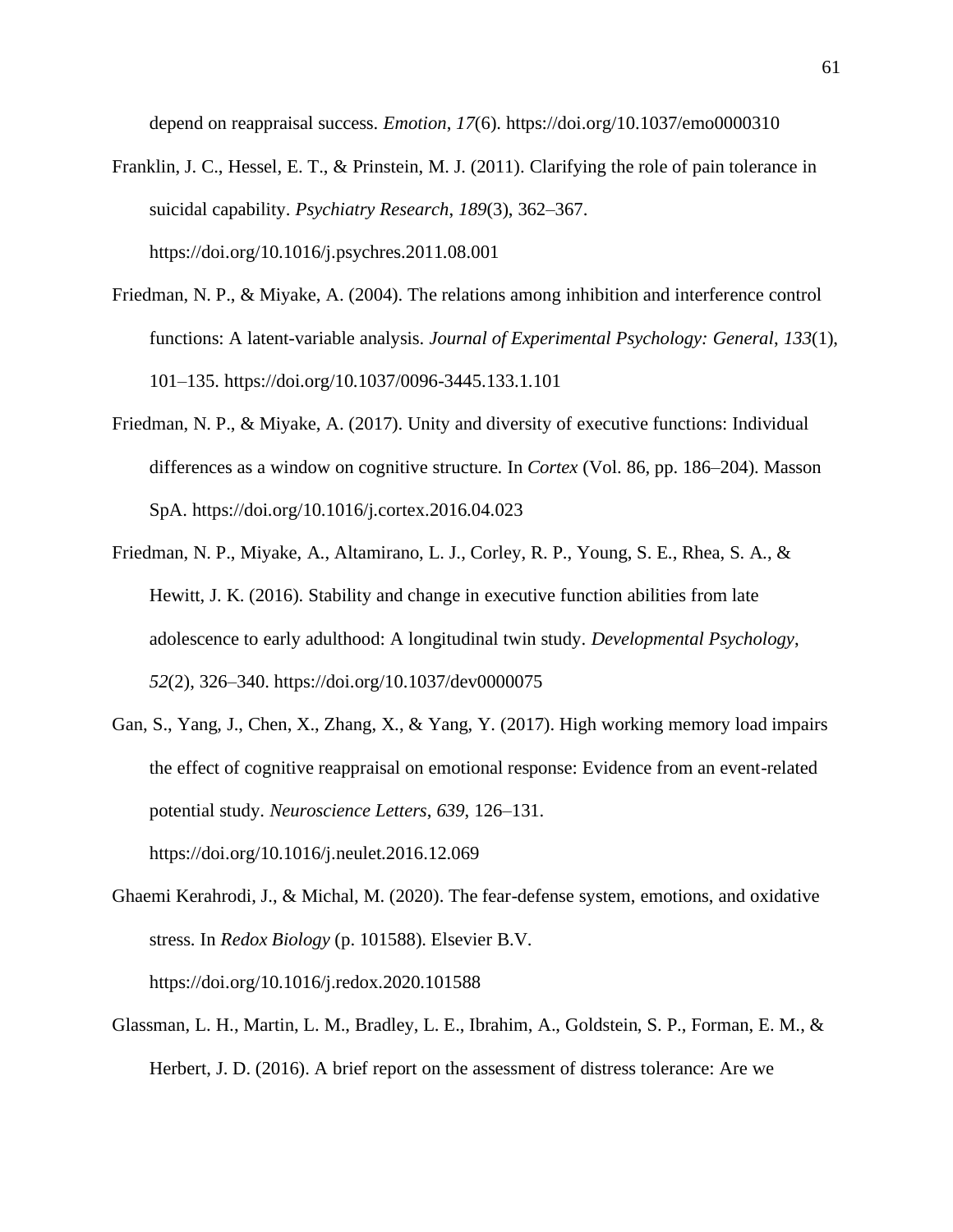depend on reappraisal success. *Emotion*, *17*(6). https://doi.org/10.1037/emo0000310

Franklin, J. C., Hessel, E. T., & Prinstein, M. J. (2011). Clarifying the role of pain tolerance in suicidal capability. *Psychiatry Research*, *189*(3), 362–367. https://doi.org/10.1016/j.psychres.2011.08.001

Friedman, N. P., & Miyake, A. (2004). The relations among inhibition and interference control functions: A latent-variable analysis. *Journal of Experimental Psychology: General*, *133*(1), 101–135. https://doi.org/10.1037/0096-3445.133.1.101

Friedman, N. P., & Miyake, A. (2017). Unity and diversity of executive functions: Individual differences as a window on cognitive structure. In *Cortex* (Vol. 86, pp. 186–204). Masson SpA. https://doi.org/10.1016/j.cortex.2016.04.023

Friedman, N. P., Miyake, A., Altamirano, L. J., Corley, R. P., Young, S. E., Rhea, S. A., & Hewitt, J. K. (2016). Stability and change in executive function abilities from late adolescence to early adulthood: A longitudinal twin study. *Developmental Psychology*, *52*(2), 326–340. https://doi.org/10.1037/dev0000075

Gan, S., Yang, J., Chen, X., Zhang, X., & Yang, Y. (2017). High working memory load impairs the effect of cognitive reappraisal on emotional response: Evidence from an event-related potential study. *Neuroscience Letters*, *639*, 126–131. https://doi.org/10.1016/j.neulet.2016.12.069

Ghaemi Kerahrodi, J., & Michal, M. (2020). The fear-defense system, emotions, and oxidative stress. In *Redox Biology* (p. 101588). Elsevier B.V. https://doi.org/10.1016/j.redox.2020.101588

Glassman, L. H., Martin, L. M., Bradley, L. E., Ibrahim, A., Goldstein, S. P., Forman, E. M., & Herbert, J. D. (2016). A brief report on the assessment of distress tolerance: Are we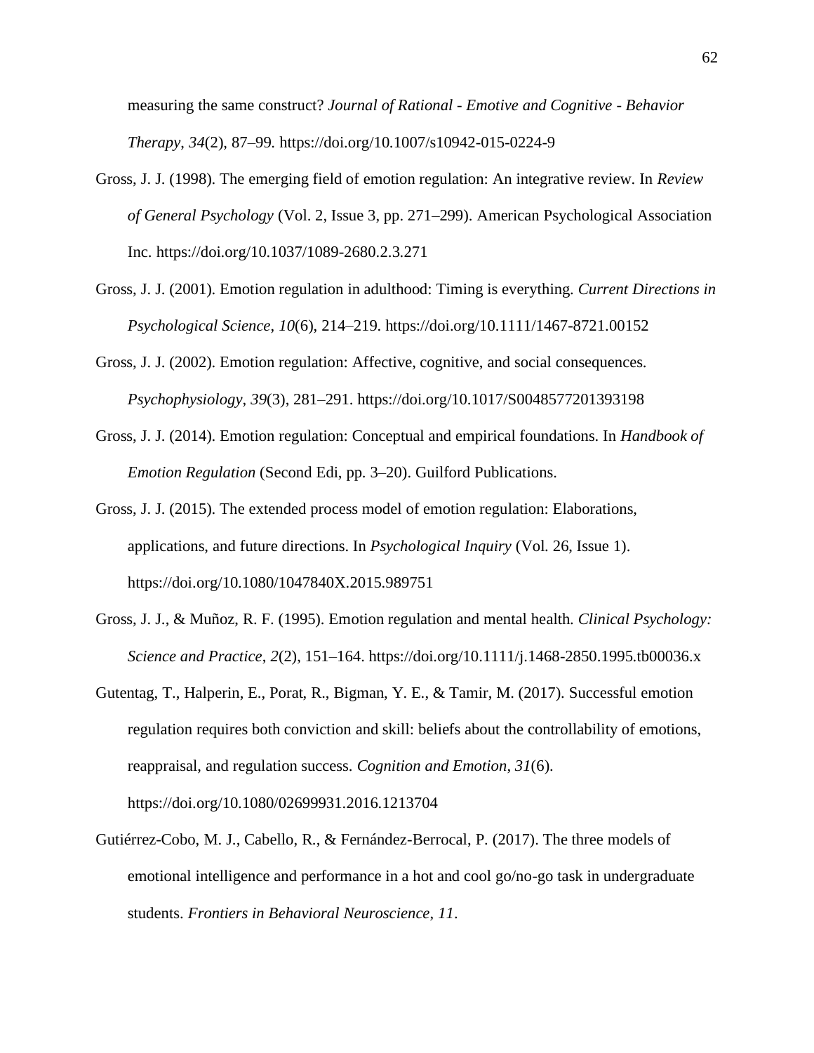measuring the same construct? *Journal of Rational - Emotive and Cognitive - Behavior Therapy*, *34*(2), 87–99. https://doi.org/10.1007/s10942-015-0224-9

Gross, J. J. (1998). The emerging field of emotion regulation: An integrative review. In *Review of General Psychology* (Vol. 2, Issue 3, pp. 271–299). American Psychological Association Inc. https://doi.org/10.1037/1089-2680.2.3.271

Gross, J. J. (2001). Emotion regulation in adulthood: Timing is everything. *Current Directions in Psychological Science*, *10*(6), 214–219. https://doi.org/10.1111/1467-8721.00152

Gross, J. J. (2002). Emotion regulation: Affective, cognitive, and social consequences. *Psychophysiology*, *39*(3), 281–291. https://doi.org/10.1017/S0048577201393198

Gross, J. J. (2014). Emotion regulation: Conceptual and empirical foundations. In *Handbook of Emotion Regulation* (Second Edi, pp. 3–20). Guilford Publications.

Gross, J. J. (2015). The extended process model of emotion regulation: Elaborations, applications, and future directions. In *Psychological Inquiry* (Vol. 26, Issue 1). https://doi.org/10.1080/1047840X.2015.989751

Gross, J. J., & Muñoz, R. F. (1995). Emotion regulation and mental health. *Clinical Psychology: Science and Practice*, *2*(2), 151–164. https://doi.org/10.1111/j.1468-2850.1995.tb00036.x

Gutentag, T., Halperin, E., Porat, R., Bigman, Y. E., & Tamir, M. (2017). Successful emotion regulation requires both conviction and skill: beliefs about the controllability of emotions, reappraisal, and regulation success. *Cognition and Emotion*, *31*(6). https://doi.org/10.1080/02699931.2016.1213704

Gutiérrez-Cobo, M. J., Cabello, R., & Fernández-Berrocal, P. (2017). The three models of emotional intelligence and performance in a hot and cool go/no-go task in undergraduate students. *Frontiers in Behavioral Neuroscience*, *11*.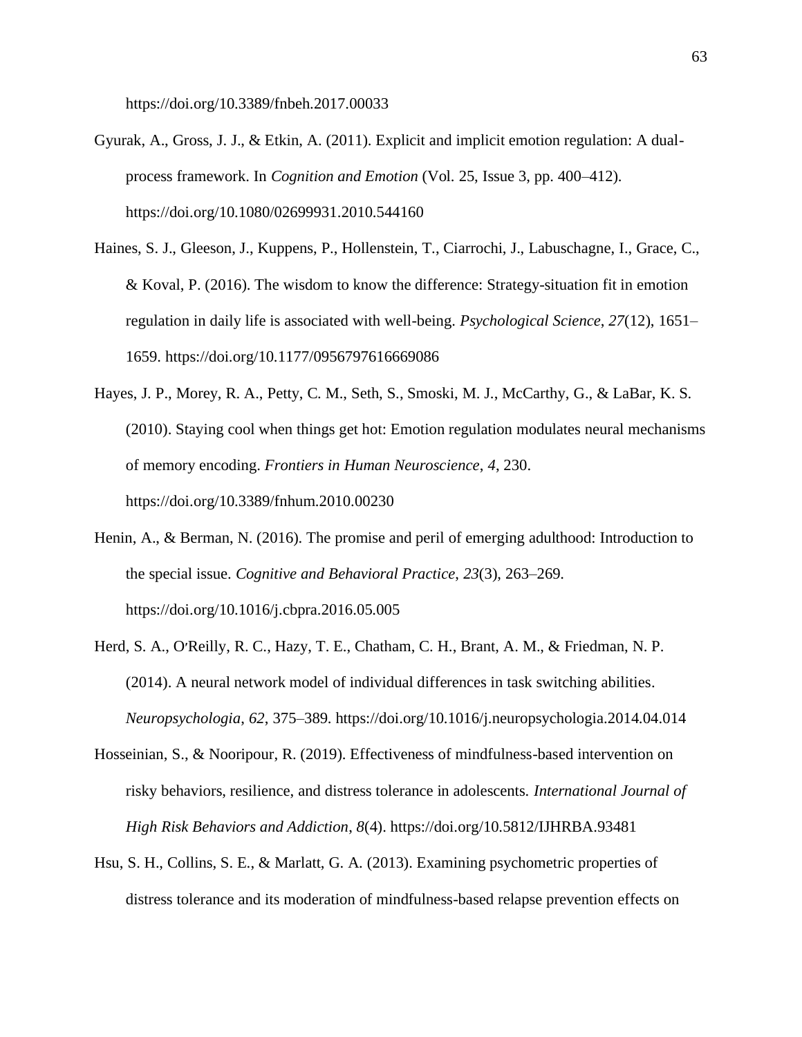https://doi.org/10.3389/fnbeh.2017.00033

Gyurak, A., Gross, J. J., & Etkin, A. (2011). Explicit and implicit emotion regulation: A dual-process framework. In *Cognition and Emotion* (Vol. 25, Issue 3, pp. 400–412). https://doi.org/10.1080/02699931.2010.544160

Haines, S. J., Gleeson, J., Kuppens, P., Hollenstein, T., Ciarrochi, J., Labuschagne, I., Grace, C., & Koval, P. (2016). The wisdom to know the difference: Strategy-situation fit in emotion regulation in daily life is associated with well-being. *Psychological Science*, *27*(12), 1651–1659. https://doi.org/10.1177/0956797616669086

Hayes, J. P., Morey, R. A., Petty, C. M., Seth, S., Smoski, M. J., McCarthy, G., & LaBar, K. S. (2010). Staying cool when things get hot: Emotion regulation modulates neural mechanisms of memory encoding. *Frontiers in Human Neuroscience*, *4*, 230. https://doi.org/10.3389/fnhum.2010.00230

Henin, A., & Berman, N. (2016). The promise and peril of emerging adulthood: Introduction to the special issue. *Cognitive and Behavioral Practice*, *23*(3), 263–269. https://doi.org/10.1016/j.cbpra.2016.05.005

Herd, S. A., O'Reilly, R. C., Hazy, T. E., Chatham, C. H., Brant, A. M., & Friedman, N. P. (2014). A neural network model of individual differences in task switching abilities. *Neuropsychologia*, *62*, 375–389. https://doi.org/10.1016/j.neuropsychologia.2014.04.014

Hosseinian, S., & Nooripour, R. (2019). Effectiveness of mindfulness-based intervention on risky behaviors, resilience, and distress tolerance in adolescents. *International Journal of High Risk Behaviors and Addiction*, *8*(4). https://doi.org/10.5812/IJHRBA.93481

Hsu, S. H., Collins, S. E., & Marlatt, G. A. (2013). Examining psychometric properties of distress tolerance and its moderation of mindfulness-based relapse prevention effects on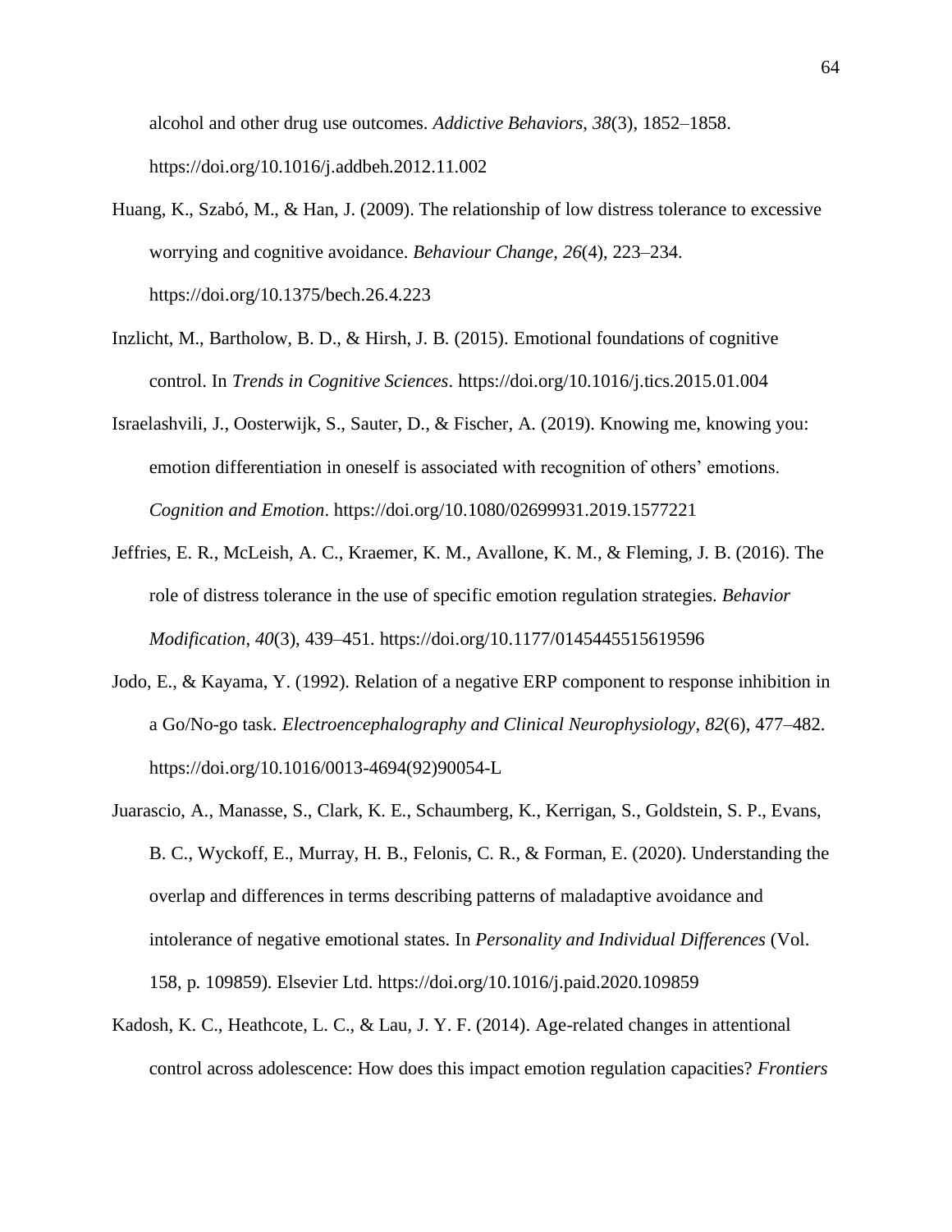alcohol and other drug use outcomes. *Addictive Behaviors*, *38*(3), 1852–1858. https://doi.org/10.1016/j.addbeh.2012.11.002

Huang, K., Szabó, M., & Han, J. (2009). The relationship of low distress tolerance to excessive worrying and cognitive avoidance. *Behaviour Change*, *26*(4), 223–234. https://doi.org/10.1375/bech.26.4.223

Inzlicht, M., Bartholow, B. D., & Hirsh, J. B. (2015). Emotional foundations of cognitive control. In *Trends in Cognitive Sciences*. https://doi.org/10.1016/j.tics.2015.01.004

Israelashvili, J., Oosterwijk, S., Sauter, D., & Fischer, A. (2019). Knowing me, knowing you: emotion differentiation in oneself is associated with recognition of others' emotions. *Cognition and Emotion*. https://doi.org/10.1080/02699931.2019.1577221

Jeffries, E. R., McLeish, A. C., Kraemer, K. M., Avallone, K. M., & Fleming, J. B. (2016). The role of distress tolerance in the use of specific emotion regulation strategies. *Behavior Modification*, *40*(3), 439–451. https://doi.org/10.1177/0145445515619596

Jodo, E., & Kayama, Y. (1992). Relation of a negative ERP component to response inhibition in a Go/No-go task. *Electroencephalography and Clinical Neurophysiology*, *82*(6), 477–482. https://doi.org/10.1016/0013-4694(92)90054-L

Juarascio, A., Manasse, S., Clark, K. E., Schaumberg, K., Kerrigan, S., Goldstein, S. P., Evans, B. C., Wyckoff, E., Murray, H. B., Felonis, C. R., & Forman, E. (2020). Understanding the overlap and differences in terms describing patterns of maladaptive avoidance and intolerance of negative emotional states. In *Personality and Individual Differences* (Vol. 158, p. 109859). Elsevier Ltd. https://doi.org/10.1016/j.paid.2020.109859

Kadosh, K. C., Heathcote, L. C., & Lau, J. Y. F. (2014). Age-related changes in attentional control across adolescence: How does this impact emotion regulation capacities? *Frontiers*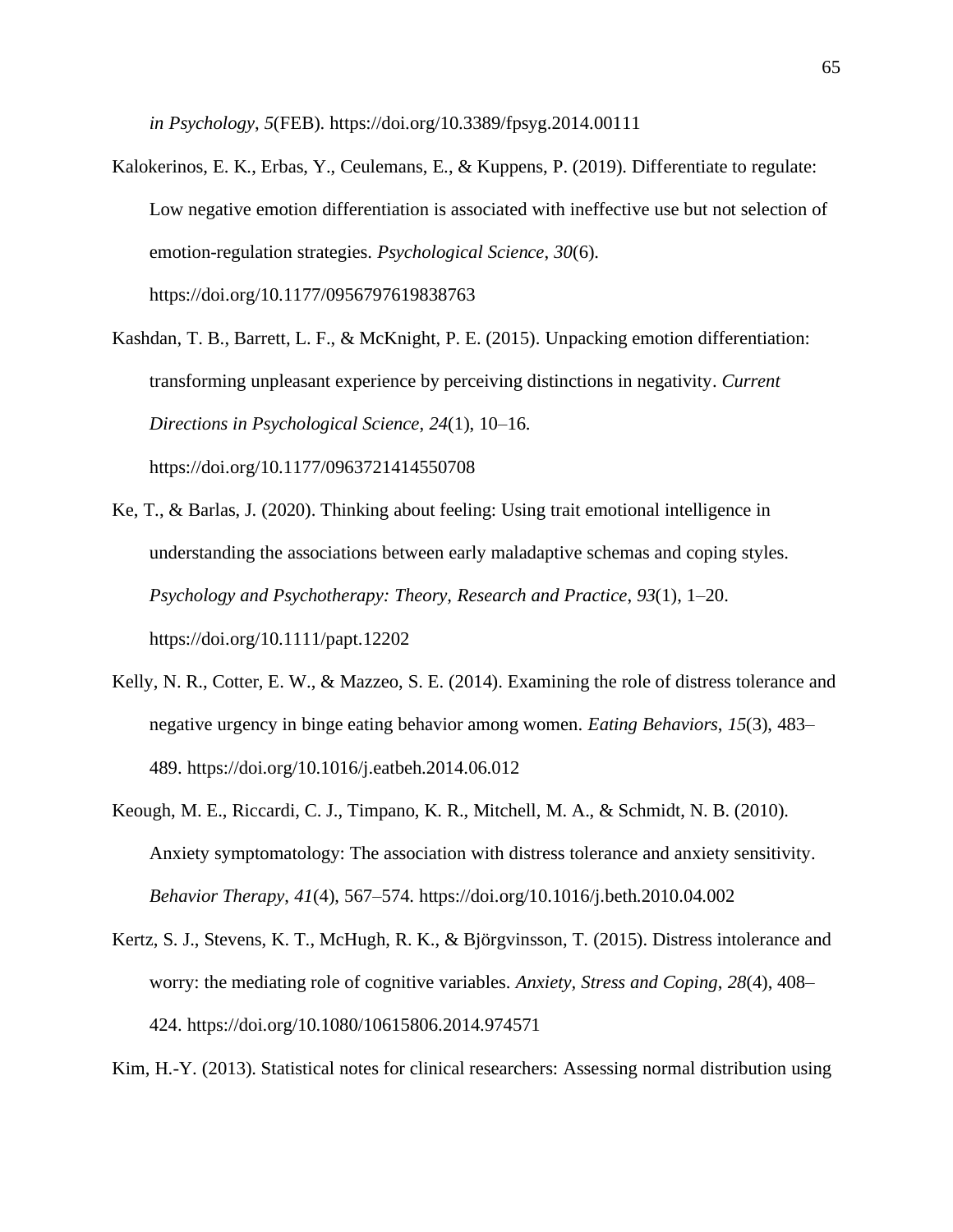*in Psychology*, *5*(FEB). https://doi.org/10.3389/fpsyg.2014.00111

Kalokerinos, E. K., Erbas, Y., Ceulemans, E., & Kuppens, P. (2019). Differentiate to regulate: Low negative emotion differentiation is associated with ineffective use but not selection of emotion-regulation strategies. *Psychological Science*, *30*(6). https://doi.org/10.1177/0956797619838763

Kashdan, T. B., Barrett, L. F., & McKnight, P. E. (2015). Unpacking emotion differentiation: transforming unpleasant experience by perceiving distinctions in negativity. *Current Directions in Psychological Science*, *24*(1), 10–16. https://doi.org/10.1177/0963721414550708

Ke, T., & Barlas, J. (2020). Thinking about feeling: Using trait emotional intelligence in understanding the associations between early maladaptive schemas and coping styles. *Psychology and Psychotherapy: Theory, Research and Practice*, *93*(1), 1–20. https://doi.org/10.1111/papt.12202

Kelly, N. R., Cotter, E. W., & Mazzeo, S. E. (2014). Examining the role of distress tolerance and negative urgency in binge eating behavior among women. *Eating Behaviors*, *15*(3), 483–489. https://doi.org/10.1016/j.eatbeh.2014.06.012

Keough, M. E., Riccardi, C. J., Timpano, K. R., Mitchell, M. A., & Schmidt, N. B. (2010). Anxiety symptomatology: The association with distress tolerance and anxiety sensitivity. *Behavior Therapy*, *41*(4), 567–574. https://doi.org/10.1016/j.beth.2010.04.002

Kertz, S. J., Stevens, K. T., McHugh, R. K., & Björgvinsson, T. (2015). Distress intolerance and worry: the mediating role of cognitive variables. *Anxiety, Stress and Coping*, *28*(4), 408–424. https://doi.org/10.1080/10615806.2014.974571

Kim, H.-Y. (2013). Statistical notes for clinical researchers: Assessing normal distribution using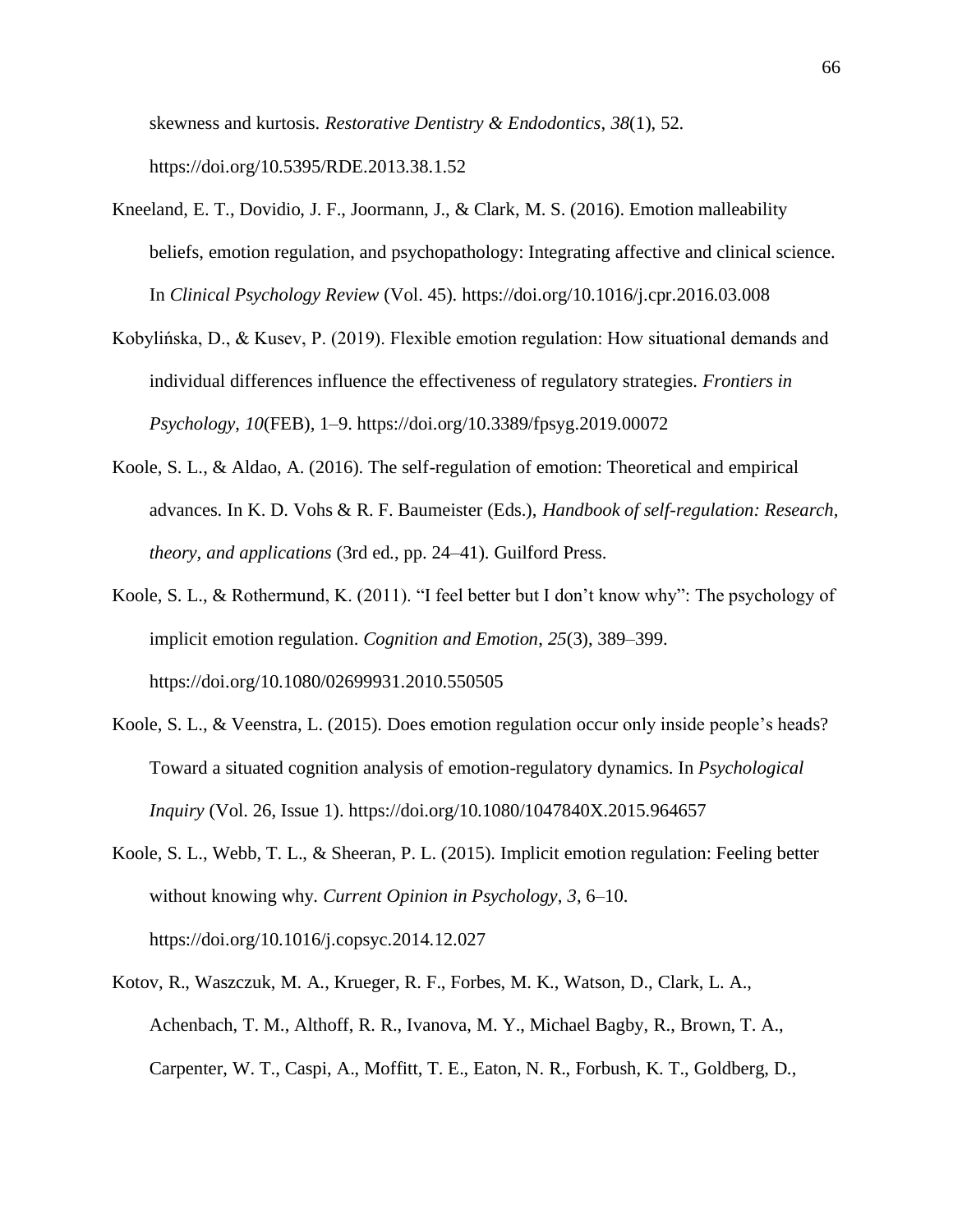skewness and kurtosis. *Restorative Dentistry & Endodontics*, *38*(1), 52. https://doi.org/10.5395/RDE.2013.38.1.52

Kneeland, E. T., Dovidio, J. F., Joormann, J., & Clark, M. S. (2016). Emotion malleability beliefs, emotion regulation, and psychopathology: Integrating affective and clinical science. In *Clinical Psychology Review* (Vol. 45). https://doi.org/10.1016/j.cpr.2016.03.008

Kobylińska, D., & Kusev, P. (2019). Flexible emotion regulation: How situational demands and individual differences influence the effectiveness of regulatory strategies. *Frontiers in Psychology*, *10*(FEB), 1–9. https://doi.org/10.3389/fpsyg.2019.00072

Koole, S. L., & Aldao, A. (2016). The self-regulation of emotion: Theoretical and empirical advances. In K. D. Vohs & R. F. Baumeister (Eds.), *Handbook of self-regulation: Research, theory, and applications* (3rd ed., pp. 24–41). Guilford Press.

Koole, S. L., & Rothermund, K. (2011). "I feel better but I don't know why": The psychology of implicit emotion regulation. *Cognition and Emotion*, *25*(3), 389–399. https://doi.org/10.1080/02699931.2010.550505

Koole, S. L., & Veenstra, L. (2015). Does emotion regulation occur only inside people's heads? Toward a situated cognition analysis of emotion-regulatory dynamics. In *Psychological Inquiry* (Vol. 26, Issue 1). https://doi.org/10.1080/1047840X.2015.964657

Koole, S. L., Webb, T. L., & Sheeran, P. L. (2015). Implicit emotion regulation: Feeling better without knowing why. *Current Opinion in Psychology*, *3*, 6–10. https://doi.org/10.1016/j.copsyc.2014.12.027

Kotov, R., Waszczuk, M. A., Krueger, R. F., Forbes, M. K., Watson, D., Clark, L. A., Achenbach, T. M., Althoff, R. R., Ivanova, M. Y., Michael Bagby, R., Brown, T. A., Carpenter, W. T., Caspi, A., Moffitt, T. E., Eaton, N. R., Forbush, K. T., Goldberg, D.,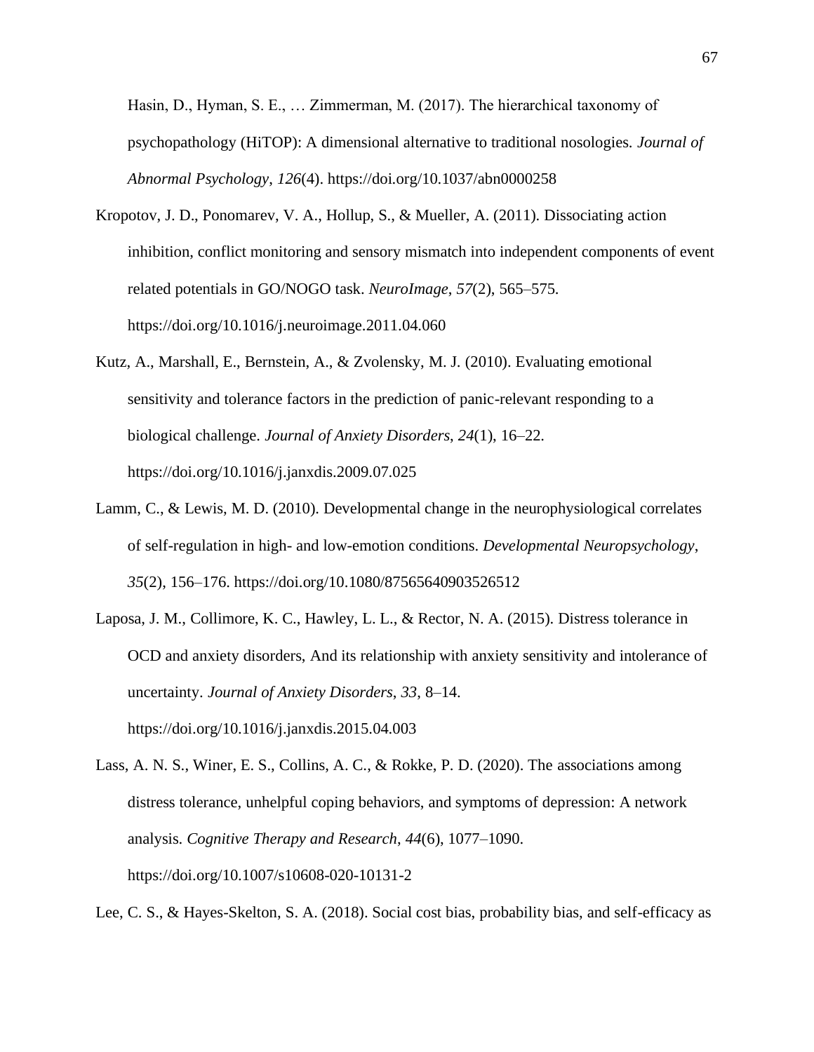Hasin, D., Hyman, S. E., … Zimmerman, M. (2017). The hierarchical taxonomy of psychopathology (HiTOP): A dimensional alternative to traditional nosologies. *Journal of Abnormal Psychology*, *126*(4). https://doi.org/10.1037/abn0000258

Kropotov, J. D., Ponomarev, V. A., Hollup, S., & Mueller, A. (2011). Dissociating action inhibition, conflict monitoring and sensory mismatch into independent components of event related potentials in GO/NOGO task. *NeuroImage*, *57*(2), 565–575. https://doi.org/10.1016/j.neuroimage.2011.04.060

Kutz, A., Marshall, E., Bernstein, A., & Zvolensky, M. J. (2010). Evaluating emotional sensitivity and tolerance factors in the prediction of panic-relevant responding to a biological challenge. *Journal of Anxiety Disorders*, *24*(1), 16–22. https://doi.org/10.1016/j.janxdis.2009.07.025

Lamm, C., & Lewis, M. D. (2010). Developmental change in the neurophysiological correlates of self-regulation in high- and low-emotion conditions. *Developmental Neuropsychology*, *35*(2), 156–176. https://doi.org/10.1080/87565640903526512

Laposa, J. M., Collimore, K. C., Hawley, L. L., & Rector, N. A. (2015). Distress tolerance in OCD and anxiety disorders, And its relationship with anxiety sensitivity and intolerance of uncertainty. *Journal of Anxiety Disorders*, *33*, 8–14. https://doi.org/10.1016/j.janxdis.2015.04.003

Lass, A. N. S., Winer, E. S., Collins, A. C., & Rokke, P. D. (2020). The associations among distress tolerance, unhelpful coping behaviors, and symptoms of depression: A network analysis. *Cognitive Therapy and Research*, *44*(6), 1077–1090. https://doi.org/10.1007/s10608-020-10131-2

Lee, C. S., & Hayes-Skelton, S. A. (2018). Social cost bias, probability bias, and self-efficacy as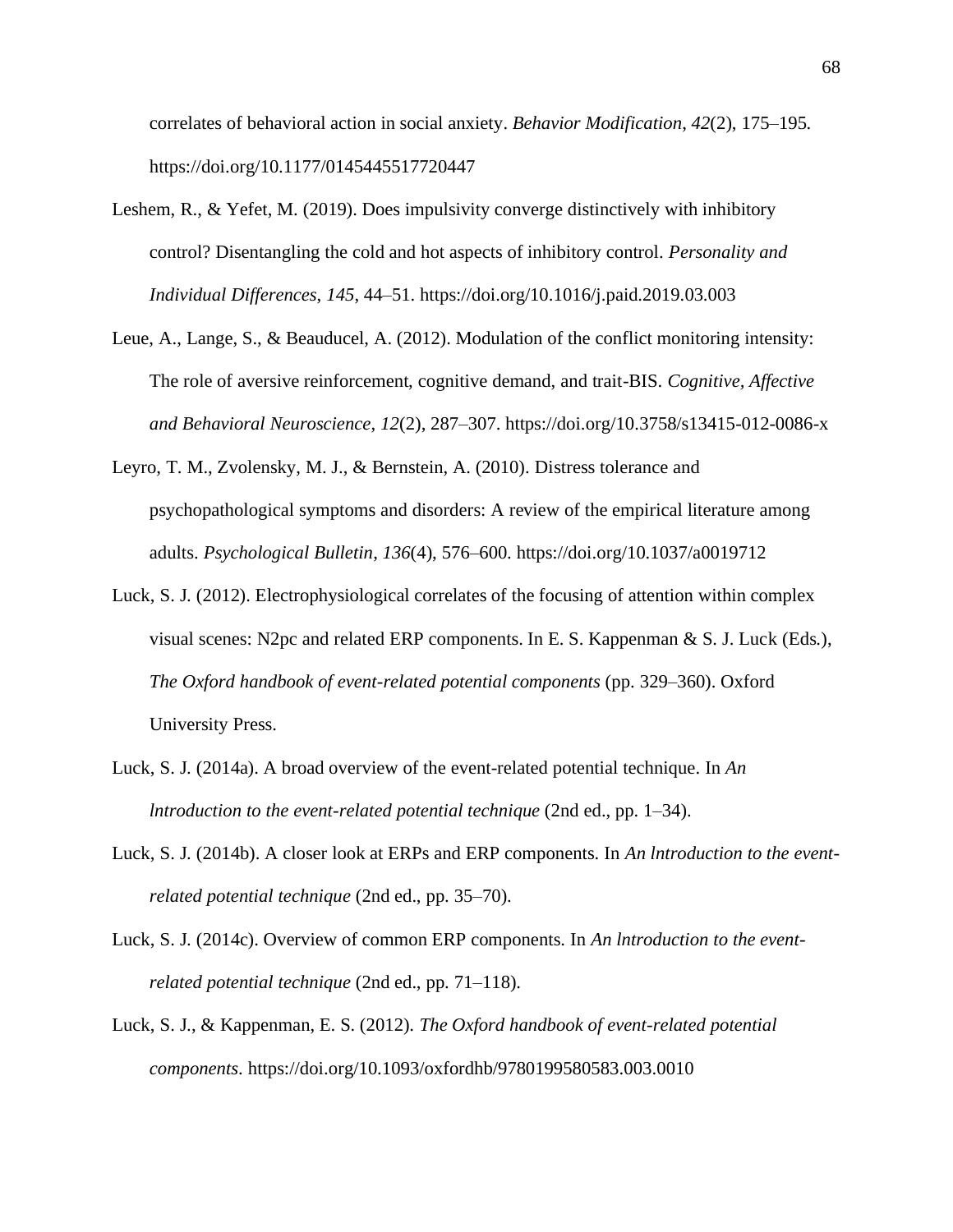correlates of behavioral action in social anxiety. *Behavior Modification*, *42*(2), 175–195. https://doi.org/10.1177/0145445517720447

Leshem, R., & Yefet, M. (2019). Does impulsivity converge distinctively with inhibitory control? Disentangling the cold and hot aspects of inhibitory control. *Personality and Individual Differences*, *145*, 44–51. https://doi.org/10.1016/j.paid.2019.03.003

Leue, A., Lange, S., & Beauducel, A. (2012). Modulation of the conflict monitoring intensity: The role of aversive reinforcement, cognitive demand, and trait-BIS. *Cognitive, Affective and Behavioral Neuroscience*, *12*(2), 287–307. https://doi.org/10.3758/s13415-012-0086-x

Leyro, T. M., Zvolensky, M. J., & Bernstein, A. (2010). Distress tolerance and psychopathological symptoms and disorders: A review of the empirical literature among adults. *Psychological Bulletin*, *136*(4), 576–600. https://doi.org/10.1037/a0019712

Luck, S. J. (2012). Electrophysiological correlates of the focusing of attention within complex visual scenes: N2pc and related ERP components. In E. S. Kappenman & S. J. Luck (Eds.), *The Oxford handbook of event-related potential components* (pp. 329–360). Oxford University Press.

Luck, S. J. (2014a). A broad overview of the event-related potential technique. In *An lntroduction to the event-related potential technique* (2nd ed., pp. 1–34).

Luck, S. J. (2014b). A closer look at ERPs and ERP components. In *An lntroduction to the event-related potential technique* (2nd ed., pp. 35–70).

Luck, S. J. (2014c). Overview of common ERP components. In *An lntroduction to the event-related potential technique* (2nd ed., pp. 71–118).

Luck, S. J., & Kappenman, E. S. (2012). *The Oxford handbook of event-related potential components*. https://doi.org/10.1093/oxfordhb/9780199580583.003.0010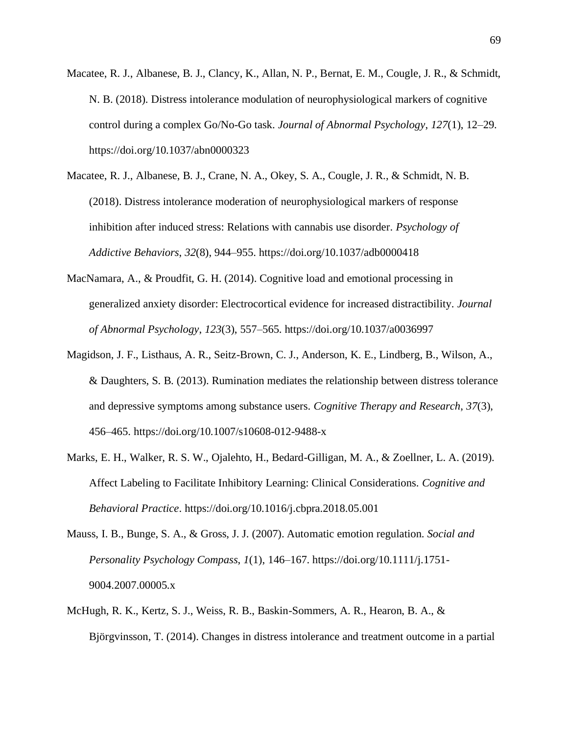Macatee, R. J., Albanese, B. J., Clancy, K., Allan, N. P., Bernat, E. M., Cougle, J. R., & Schmidt, N. B. (2018). Distress intolerance modulation of neurophysiological markers of cognitive control during a complex Go/No-Go task. *Journal of Abnormal Psychology*, *127*(1), 12–29. https://doi.org/10.1037/abn0000323

Macatee, R. J., Albanese, B. J., Crane, N. A., Okey, S. A., Cougle, J. R., & Schmidt, N. B. (2018). Distress intolerance moderation of neurophysiological markers of response inhibition after induced stress: Relations with cannabis use disorder. *Psychology of Addictive Behaviors*, *32*(8), 944–955. https://doi.org/10.1037/adb0000418

MacNamara, A., & Proudfit, G. H. (2014). Cognitive load and emotional processing in generalized anxiety disorder: Electrocortical evidence for increased distractibility. *Journal of Abnormal Psychology*, *123*(3), 557–565. https://doi.org/10.1037/a0036997

Magidson, J. F., Listhaus, A. R., Seitz-Brown, C. J., Anderson, K. E., Lindberg, B., Wilson, A., & Daughters, S. B. (2013). Rumination mediates the relationship between distress tolerance and depressive symptoms among substance users. *Cognitive Therapy and Research*, *37*(3), 456–465. https://doi.org/10.1007/s10608-012-9488-x

Marks, E. H., Walker, R. S. W., Ojalehto, H., Bedard-Gilligan, M. A., & Zoellner, L. A. (2019). Affect Labeling to Facilitate Inhibitory Learning: Clinical Considerations. *Cognitive and Behavioral Practice*. https://doi.org/10.1016/j.cbpra.2018.05.001

Mauss, I. B., Bunge, S. A., & Gross, J. J. (2007). Automatic emotion regulation. *Social and Personality Psychology Compass*, *1*(1), 146–167. https://doi.org/10.1111/j.1751-9004.2007.00005.x

McHugh, R. K., Kertz, S. J., Weiss, R. B., Baskin-Sommers, A. R., Hearon, B. A., & Björgvinsson, T. (2014). Changes in distress intolerance and treatment outcome in a partial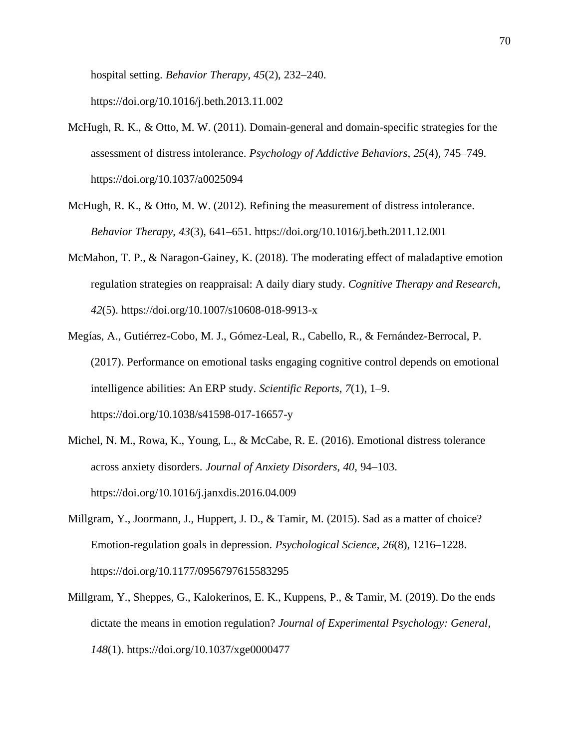hospital setting. *Behavior Therapy*, *45*(2), 232–240. https://doi.org/10.1016/j.beth.2013.11.002

McHugh, R. K., & Otto, M. W. (2011). Domain-general and domain-specific strategies for the assessment of distress intolerance. *Psychology of Addictive Behaviors*, *25*(4), 745–749. https://doi.org/10.1037/a0025094

McHugh, R. K., & Otto, M. W. (2012). Refining the measurement of distress intolerance. *Behavior Therapy*, *43*(3), 641–651. https://doi.org/10.1016/j.beth.2011.12.001

McMahon, T. P., & Naragon-Gainey, K. (2018). The moderating effect of maladaptive emotion regulation strategies on reappraisal: A daily diary study. *Cognitive Therapy and Research*, *42*(5). https://doi.org/10.1007/s10608-018-9913-x

Megías, A., Gutiérrez-Cobo, M. J., Gómez-Leal, R., Cabello, R., & Fernández-Berrocal, P. (2017). Performance on emotional tasks engaging cognitive control depends on emotional intelligence abilities: An ERP study. *Scientific Reports*, *7*(1), 1–9. https://doi.org/10.1038/s41598-017-16657-y

Michel, N. M., Rowa, K., Young, L., & McCabe, R. E. (2016). Emotional distress tolerance across anxiety disorders. *Journal of Anxiety Disorders*, *40*, 94–103. https://doi.org/10.1016/j.janxdis.2016.04.009

Millgram, Y., Joormann, J., Huppert, J. D., & Tamir, M. (2015). Sad as a matter of choice? Emotion-regulation goals in depression. *Psychological Science*, *26*(8), 1216–1228. https://doi.org/10.1177/0956797615583295

Millgram, Y., Sheppes, G., Kalokerinos, E. K., Kuppens, P., & Tamir, M. (2019). Do the ends dictate the means in emotion regulation? *Journal of Experimental Psychology: General*, *148*(1). https://doi.org/10.1037/xge0000477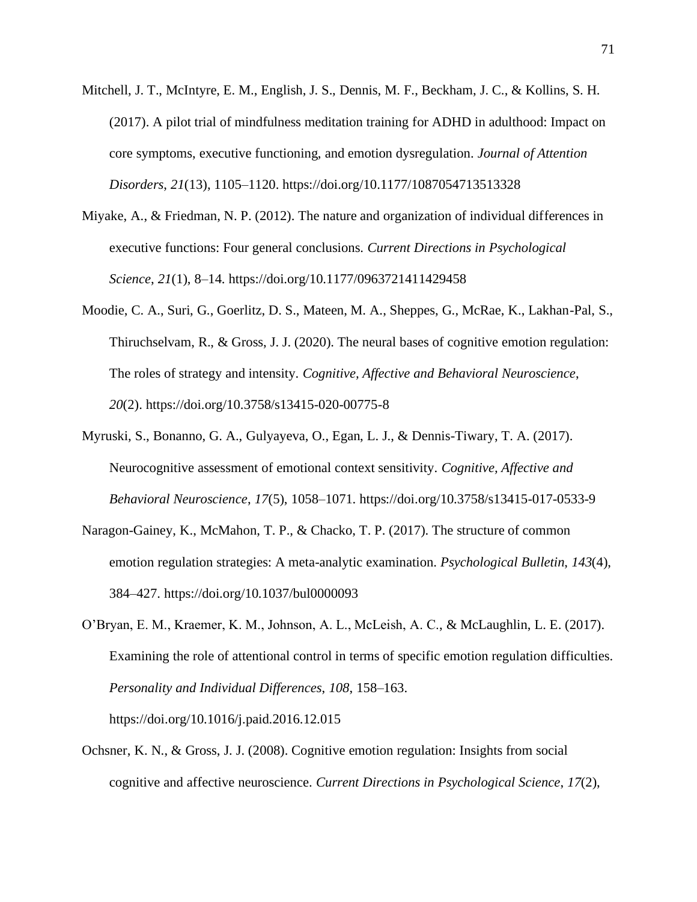Mitchell, J. T., McIntyre, E. M., English, J. S., Dennis, M. F., Beckham, J. C., & Kollins, S. H. (2017). A pilot trial of mindfulness meditation training for ADHD in adulthood: Impact on core symptoms, executive functioning, and emotion dysregulation. *Journal of Attention Disorders*, *21*(13), 1105–1120. https://doi.org/10.1177/1087054713513328

Miyake, A., & Friedman, N. P. (2012). The nature and organization of individual differences in executive functions: Four general conclusions. *Current Directions in Psychological Science*, *21*(1), 8–14. https://doi.org/10.1177/0963721411429458

Moodie, C. A., Suri, G., Goerlitz, D. S., Mateen, M. A., Sheppes, G., McRae, K., Lakhan-Pal, S., Thiruchselvam, R., & Gross, J. J. (2020). The neural bases of cognitive emotion regulation: The roles of strategy and intensity. *Cognitive, Affective and Behavioral Neuroscience*, *20*(2). https://doi.org/10.3758/s13415-020-00775-8

Myruski, S., Bonanno, G. A., Gulyayeva, O., Egan, L. J., & Dennis-Tiwary, T. A. (2017). Neurocognitive assessment of emotional context sensitivity. *Cognitive, Affective and Behavioral Neuroscience*, *17*(5), 1058–1071. https://doi.org/10.3758/s13415-017-0533-9

Naragon-Gainey, K., McMahon, T. P., & Chacko, T. P. (2017). The structure of common emotion regulation strategies: A meta-analytic examination. *Psychological Bulletin*, *143*(4), 384–427. https://doi.org/10.1037/bul0000093

O'Bryan, E. M., Kraemer, K. M., Johnson, A. L., McLeish, A. C., & McLaughlin, L. E. (2017). Examining the role of attentional control in terms of specific emotion regulation difficulties. *Personality and Individual Differences*, *108*, 158–163. https://doi.org/10.1016/j.paid.2016.12.015

Ochsner, K. N., & Gross, J. J. (2008). Cognitive emotion regulation: Insights from social cognitive and affective neuroscience. *Current Directions in Psychological Science*, *17*(2),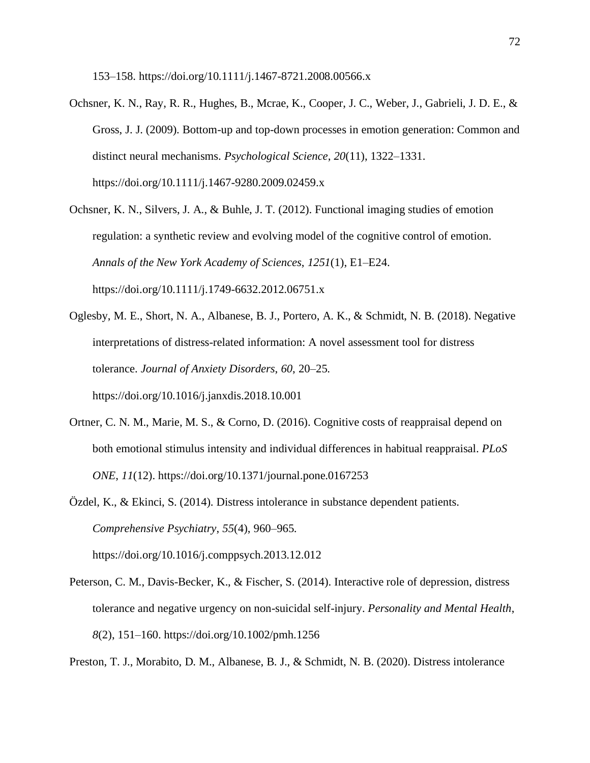153–158. https://doi.org/10.1111/j.1467-8721.2008.00566.x

Ochsner, K. N., Ray, R. R., Hughes, B., Mcrae, K., Cooper, J. C., Weber, J., Gabrieli, J. D. E., & Gross, J. J. (2009). Bottom-up and top-down processes in emotion generation: Common and distinct neural mechanisms. *Psychological Science*, *20*(11), 1322–1331. https://doi.org/10.1111/j.1467-9280.2009.02459.x

Ochsner, K. N., Silvers, J. A., & Buhle, J. T. (2012). Functional imaging studies of emotion regulation: a synthetic review and evolving model of the cognitive control of emotion. *Annals of the New York Academy of Sciences*, *1251*(1), E1–E24. https://doi.org/10.1111/j.1749-6632.2012.06751.x

Oglesby, M. E., Short, N. A., Albanese, B. J., Portero, A. K., & Schmidt, N. B. (2018). Negative interpretations of distress-related information: A novel assessment tool for distress tolerance. *Journal of Anxiety Disorders*, *60*, 20–25. https://doi.org/10.1016/j.janxdis.2018.10.001

Ortner, C. N. M., Marie, M. S., & Corno, D. (2016). Cognitive costs of reappraisal depend on both emotional stimulus intensity and individual differences in habitual reappraisal. *PLoS ONE*, *11*(12). https://doi.org/10.1371/journal.pone.0167253

Özdel, K., & Ekinci, S. (2014). Distress intolerance in substance dependent patients. *Comprehensive Psychiatry*, *55*(4), 960–965. https://doi.org/10.1016/j.comppsych.2013.12.012

Peterson, C. M., Davis-Becker, K., & Fischer, S. (2014). Interactive role of depression, distress tolerance and negative urgency on non-suicidal self-injury. *Personality and Mental Health*, *8*(2), 151–160. https://doi.org/10.1002/pmh.1256

Preston, T. J., Morabito, D. M., Albanese, B. J., & Schmidt, N. B. (2020). Distress intolerance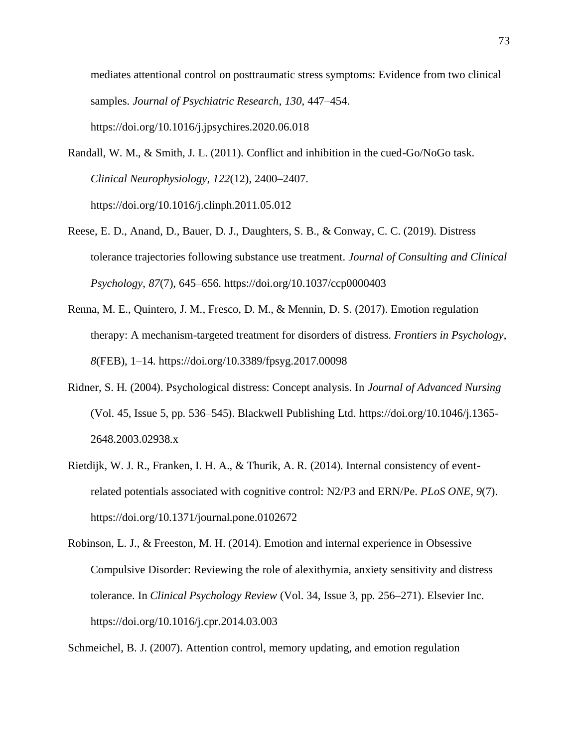mediates attentional control on posttraumatic stress symptoms: Evidence from two clinical samples. *Journal of Psychiatric Research*, *130*, 447–454. https://doi.org/10.1016/j.jpsychires.2020.06.018

Randall, W. M., & Smith, J. L. (2011). Conflict and inhibition in the cued-Go/NoGo task. *Clinical Neurophysiology*, *122*(12), 2400–2407. https://doi.org/10.1016/j.clinph.2011.05.012

Reese, E. D., Anand, D., Bauer, D. J., Daughters, S. B., & Conway, C. C. (2019). Distress tolerance trajectories following substance use treatment. *Journal of Consulting and Clinical Psychology*, *87*(7), 645–656. https://doi.org/10.1037/ccp0000403

Renna, M. E., Quintero, J. M., Fresco, D. M., & Mennin, D. S. (2017). Emotion regulation therapy: A mechanism-targeted treatment for disorders of distress. *Frontiers in Psychology*, *8*(FEB), 1–14. https://doi.org/10.3389/fpsyg.2017.00098

Ridner, S. H. (2004). Psychological distress: Concept analysis. In *Journal of Advanced Nursing* (Vol. 45, Issue 5, pp. 536–545). Blackwell Publishing Ltd. https://doi.org/10.1046/j.1365-2648.2003.02938.x

Rietdijk, W. J. R., Franken, I. H. A., & Thurik, A. R. (2014). Internal consistency of event-related potentials associated with cognitive control: N2/P3 and ERN/Pe. *PLoS ONE*, *9*(7). https://doi.org/10.1371/journal.pone.0102672

Robinson, L. J., & Freeston, M. H. (2014). Emotion and internal experience in Obsessive Compulsive Disorder: Reviewing the role of alexithymia, anxiety sensitivity and distress tolerance. In *Clinical Psychology Review* (Vol. 34, Issue 3, pp. 256–271). Elsevier Inc. https://doi.org/10.1016/j.cpr.2014.03.003

Schmeichel, B. J. (2007). Attention control, memory updating, and emotion regulation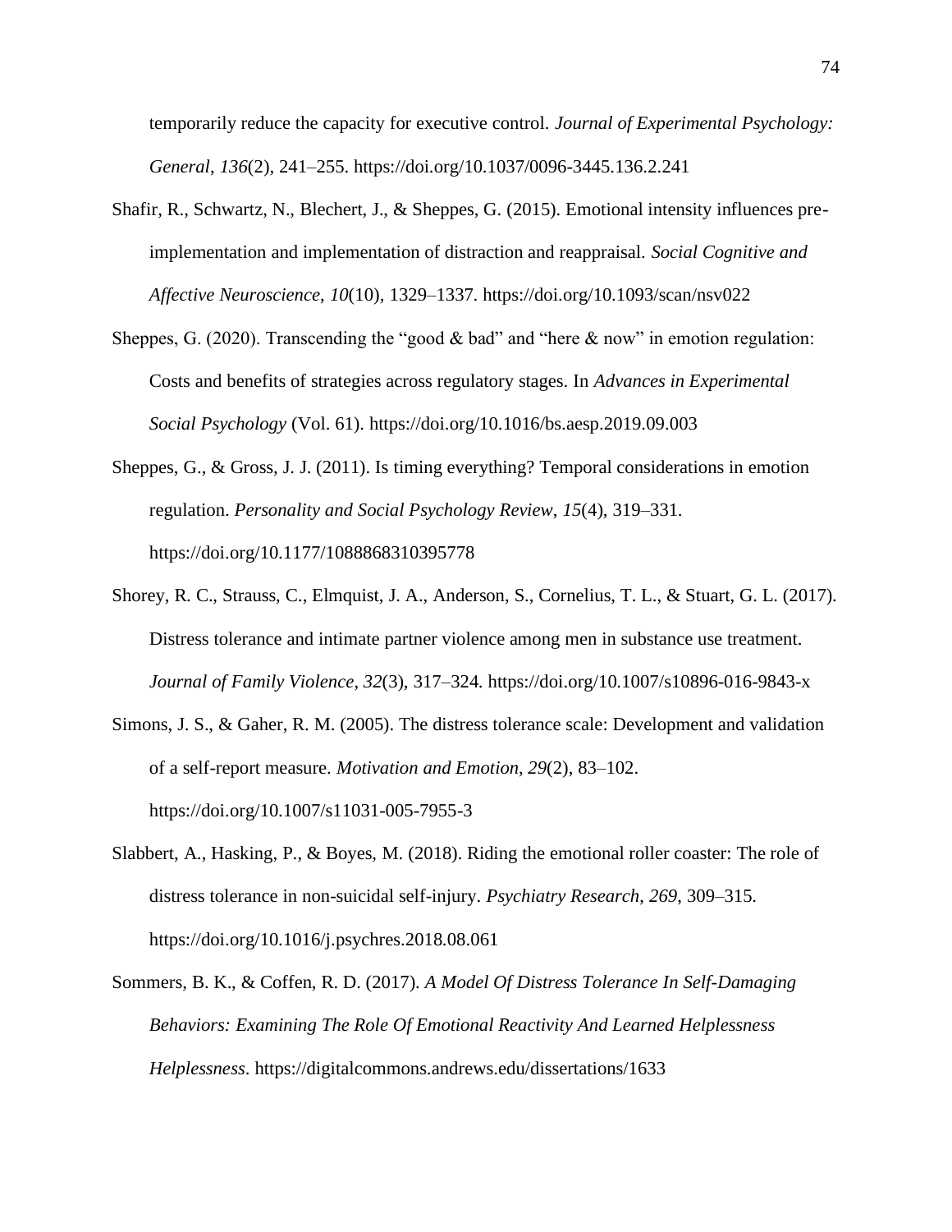temporarily reduce the capacity for executive control. *Journal of Experimental Psychology: General*, *136*(2), 241–255. https://doi.org/10.1037/0096-3445.136.2.241

Shafir, R., Schwartz, N., Blechert, J., & Sheppes, G. (2015). Emotional intensity influences pre-implementation and implementation of distraction and reappraisal. *Social Cognitive and Affective Neuroscience*, *10*(10), 1329–1337. https://doi.org/10.1093/scan/nsv022

Sheppes, G. (2020). Transcending the "good & bad" and "here & now" in emotion regulation: Costs and benefits of strategies across regulatory stages. In *Advances in Experimental Social Psychology* (Vol. 61). https://doi.org/10.1016/bs.aesp.2019.09.003

Sheppes, G., & Gross, J. J. (2011). Is timing everything? Temporal considerations in emotion regulation. *Personality and Social Psychology Review*, *15*(4), 319–331. https://doi.org/10.1177/1088868310395778

Shorey, R. C., Strauss, C., Elmquist, J. A., Anderson, S., Cornelius, T. L., & Stuart, G. L. (2017). Distress tolerance and intimate partner violence among men in substance use treatment. *Journal of Family Violence*, *32*(3), 317–324. https://doi.org/10.1007/s10896-016-9843-x

Simons, J. S., & Gaher, R. M. (2005). The distress tolerance scale: Development and validation of a self-report measure. *Motivation and Emotion*, *29*(2), 83–102. https://doi.org/10.1007/s11031-005-7955-3

Slabbert, A., Hasking, P., & Boyes, M. (2018). Riding the emotional roller coaster: The role of distress tolerance in non-suicidal self-injury. *Psychiatry Research*, *269*, 309–315. https://doi.org/10.1016/j.psychres.2018.08.061

Sommers, B. K., & Coffen, R. D. (2017). *A Model Of Distress Tolerance In Self-Damaging Behaviors: Examining The Role Of Emotional Reactivity And Learned Helplessness Helplessness*. https://digitalcommons.andrews.edu/dissertations/1633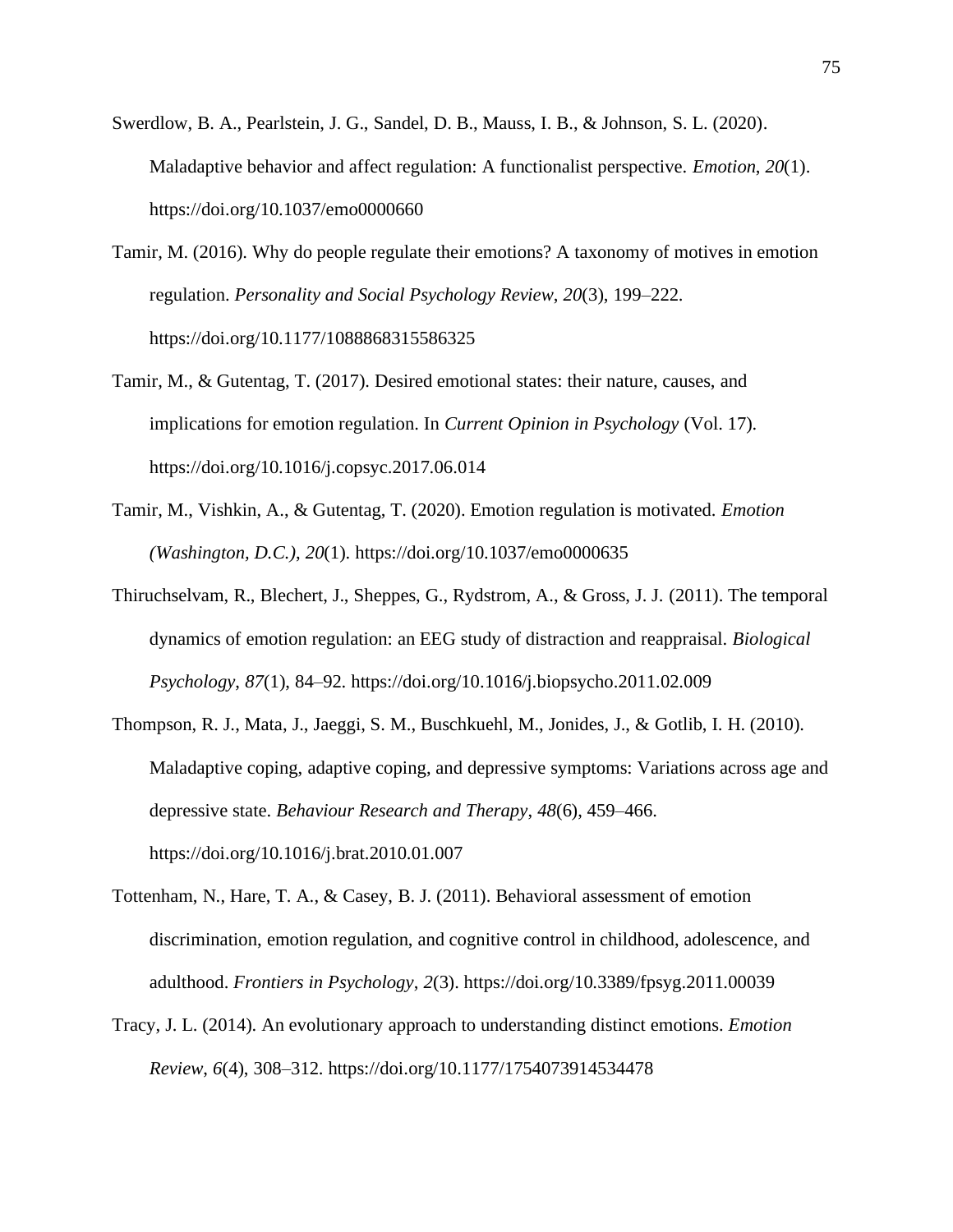Swerdlow, B. A., Pearlstein, J. G., Sandel, D. B., Mauss, I. B., & Johnson, S. L. (2020). Maladaptive behavior and affect regulation: A functionalist perspective. *Emotion*, *20*(1). https://doi.org/10.1037/emo0000660

Tamir, M. (2016). Why do people regulate their emotions? A taxonomy of motives in emotion regulation. *Personality and Social Psychology Review*, *20*(3), 199–222. https://doi.org/10.1177/1088868315586325

Tamir, M., & Gutentag, T. (2017). Desired emotional states: their nature, causes, and implications for emotion regulation. In *Current Opinion in Psychology* (Vol. 17). https://doi.org/10.1016/j.copsyc.2017.06.014

Tamir, M., Vishkin, A., & Gutentag, T. (2020). Emotion regulation is motivated. *Emotion (Washington, D.C.)*, *20*(1). https://doi.org/10.1037/emo0000635

Thiruchselvam, R., Blechert, J., Sheppes, G., Rydstrom, A., & Gross, J. J. (2011). The temporal dynamics of emotion regulation: an EEG study of distraction and reappraisal. *Biological Psychology*, *87*(1), 84–92. https://doi.org/10.1016/j.biopsycho.2011.02.009

Thompson, R. J., Mata, J., Jaeggi, S. M., Buschkuehl, M., Jonides, J., & Gotlib, I. H. (2010). Maladaptive coping, adaptive coping, and depressive symptoms: Variations across age and depressive state. *Behaviour Research and Therapy*, *48*(6), 459–466. https://doi.org/10.1016/j.brat.2010.01.007

Tottenham, N., Hare, T. A., & Casey, B. J. (2011). Behavioral assessment of emotion discrimination, emotion regulation, and cognitive control in childhood, adolescence, and adulthood. *Frontiers in Psychology*, *2*(3). https://doi.org/10.3389/fpsyg.2011.00039

Tracy, J. L. (2014). An evolutionary approach to understanding distinct emotions. *Emotion Review*, *6*(4), 308–312. https://doi.org/10.1177/1754073914534478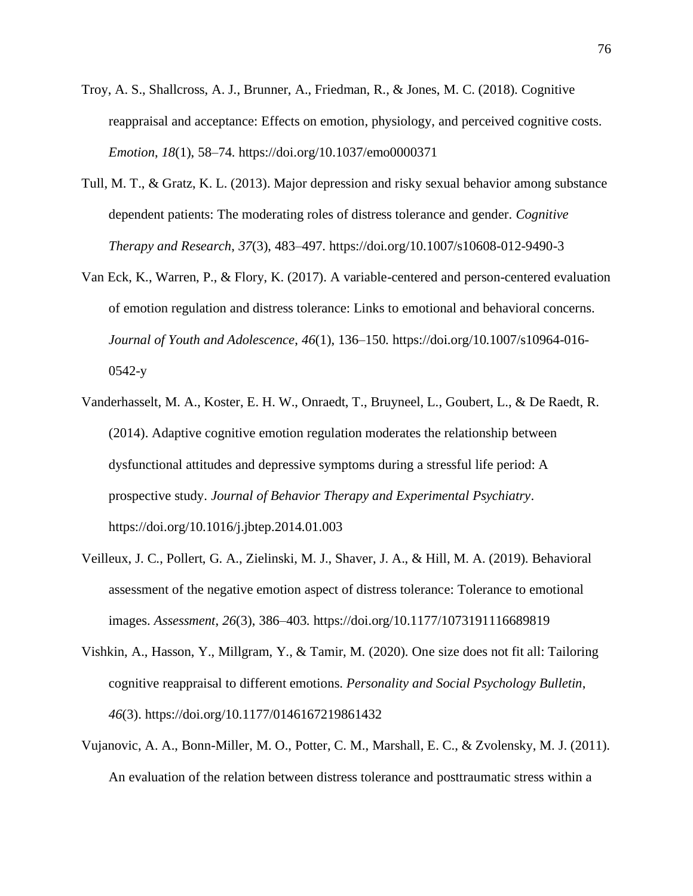Troy, A. S., Shallcross, A. J., Brunner, A., Friedman, R., & Jones, M. C. (2018). Cognitive reappraisal and acceptance: Effects on emotion, physiology, and perceived cognitive costs. *Emotion*, *18*(1), 58–74. https://doi.org/10.1037/emo0000371

Tull, M. T., & Gratz, K. L. (2013). Major depression and risky sexual behavior among substance dependent patients: The moderating roles of distress tolerance and gender. *Cognitive Therapy and Research*, *37*(3), 483–497. https://doi.org/10.1007/s10608-012-9490-3

Van Eck, K., Warren, P., & Flory, K. (2017). A variable-centered and person-centered evaluation of emotion regulation and distress tolerance: Links to emotional and behavioral concerns. *Journal of Youth and Adolescence*, *46*(1), 136–150. https://doi.org/10.1007/s10964-016-0542-y

Vanderhasselt, M. A., Koster, E. H. W., Onraedt, T., Bruyneel, L., Goubert, L., & De Raedt, R. (2014). Adaptive cognitive emotion regulation moderates the relationship between dysfunctional attitudes and depressive symptoms during a stressful life period: A prospective study. *Journal of Behavior Therapy and Experimental Psychiatry*. https://doi.org/10.1016/j.jbtep.2014.01.003

Veilleux, J. C., Pollert, G. A., Zielinski, M. J., Shaver, J. A., & Hill, M. A. (2019). Behavioral assessment of the negative emotion aspect of distress tolerance: Tolerance to emotional images. *Assessment*, *26*(3), 386–403. https://doi.org/10.1177/1073191116689819

Vishkin, A., Hasson, Y., Millgram, Y., & Tamir, M. (2020). One size does not fit all: Tailoring cognitive reappraisal to different emotions. *Personality and Social Psychology Bulletin*, *46*(3). https://doi.org/10.1177/0146167219861432

Vujanovic, A. A., Bonn-Miller, M. O., Potter, C. M., Marshall, E. C., & Zvolensky, M. J. (2011). An evaluation of the relation between distress tolerance and posttraumatic stress within a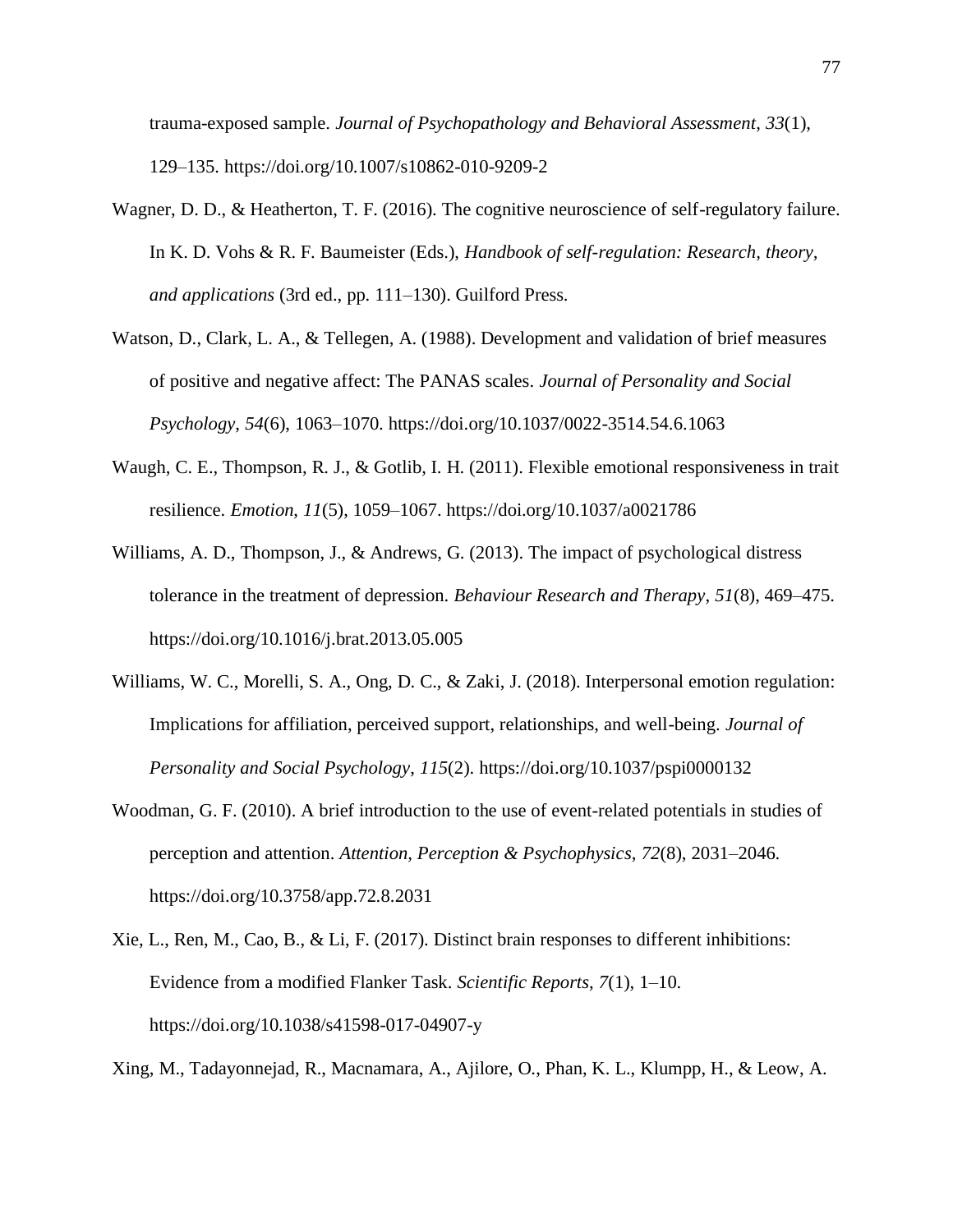trauma-exposed sample. *Journal of Psychopathology and Behavioral Assessment*, *33*(1), 129–135. https://doi.org/10.1007/s10862-010-9209-2

Wagner, D. D., & Heatherton, T. F. (2016). The cognitive neuroscience of self-regulatory failure. In K. D. Vohs & R. F. Baumeister (Eds.), *Handbook of self-regulation: Research, theory, and applications* (3rd ed., pp. 111–130). Guilford Press.

Watson, D., Clark, L. A., & Tellegen, A. (1988). Development and validation of brief measures of positive and negative affect: The PANAS scales. *Journal of Personality and Social Psychology*, *54*(6), 1063–1070. https://doi.org/10.1037/0022-3514.54.6.1063

Waugh, C. E., Thompson, R. J., & Gotlib, I. H. (2011). Flexible emotional responsiveness in trait resilience. *Emotion*, *11*(5), 1059–1067. https://doi.org/10.1037/a0021786

Williams, A. D., Thompson, J., & Andrews, G. (2013). The impact of psychological distress tolerance in the treatment of depression. *Behaviour Research and Therapy*, *51*(8), 469–475. https://doi.org/10.1016/j.brat.2013.05.005

Williams, W. C., Morelli, S. A., Ong, D. C., & Zaki, J. (2018). Interpersonal emotion regulation: Implications for affiliation, perceived support, relationships, and well-being. *Journal of Personality and Social Psychology*, *115*(2). https://doi.org/10.1037/pspi0000132

Woodman, G. F. (2010). A brief introduction to the use of event-related potentials in studies of perception and attention. *Attention, Perception & Psychophysics*, *72*(8), 2031–2046. https://doi.org/10.3758/app.72.8.2031

Xie, L., Ren, M., Cao, B., & Li, F. (2017). Distinct brain responses to different inhibitions: Evidence from a modified Flanker Task. *Scientific Reports*, *7*(1), 1–10. https://doi.org/10.1038/s41598-017-04907-y

Xing, M., Tadayonnejad, R., Macnamara, A., Ajilore, O., Phan, K. L., Klumpp, H., & Leow, A.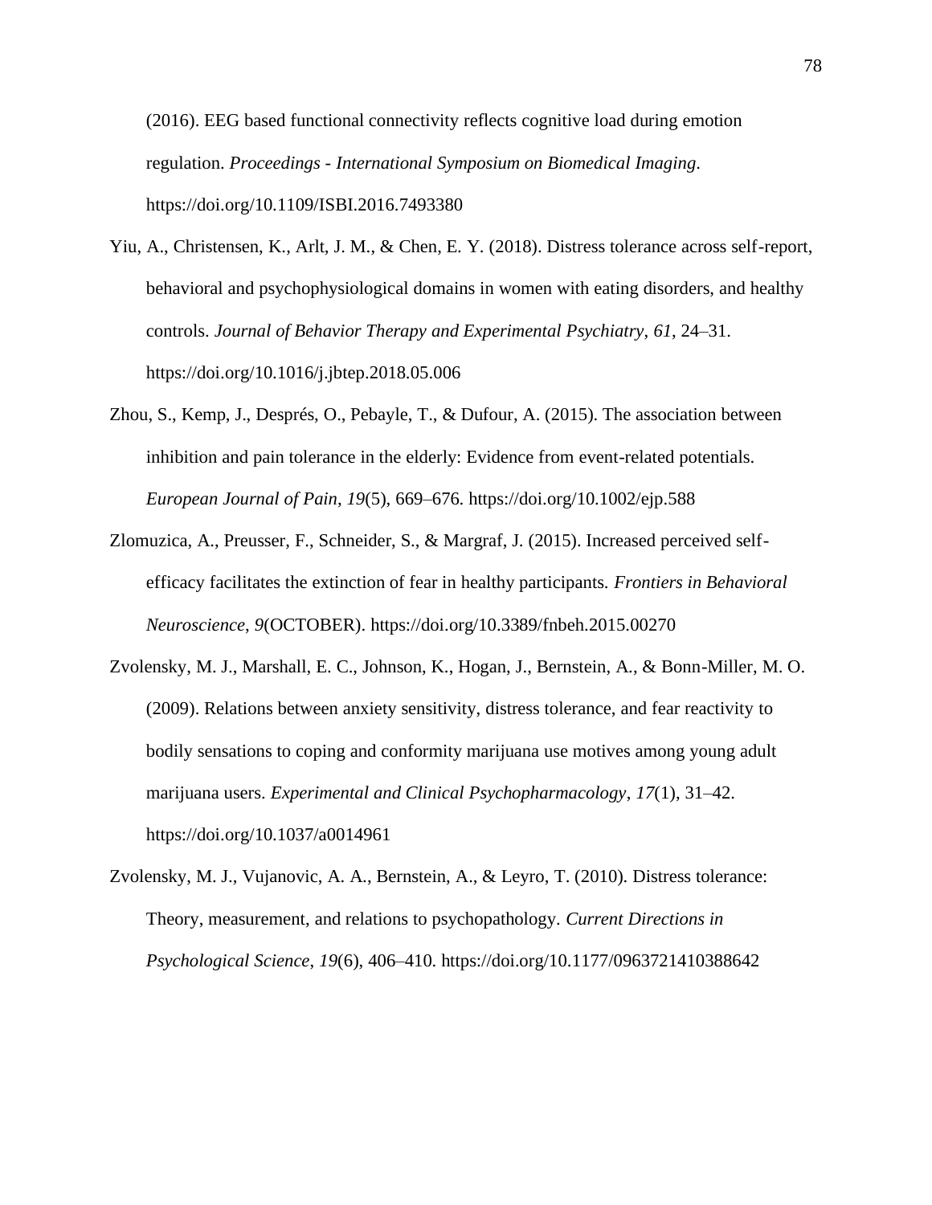(2016). EEG based functional connectivity reflects cognitive load during emotion regulation. *Proceedings - International Symposium on Biomedical Imaging*. https://doi.org/10.1109/ISBI.2016.7493380

Yiu, A., Christensen, K., Arlt, J. M., & Chen, E. Y. (2018). Distress tolerance across self-report, behavioral and psychophysiological domains in women with eating disorders, and healthy controls. *Journal of Behavior Therapy and Experimental Psychiatry*, *61*, 24–31. https://doi.org/10.1016/j.jbtep.2018.05.006

Zhou, S., Kemp, J., Després, O., Pebayle, T., & Dufour, A. (2015). The association between inhibition and pain tolerance in the elderly: Evidence from event-related potentials. *European Journal of Pain*, *19*(5), 669–676. https://doi.org/10.1002/ejp.588

Zlomuzica, A., Preusser, F., Schneider, S., & Margraf, J. (2015). Increased perceived self-efficacy facilitates the extinction of fear in healthy participants. *Frontiers in Behavioral Neuroscience*, *9*(OCTOBER). https://doi.org/10.3389/fnbeh.2015.00270

Zvolensky, M. J., Marshall, E. C., Johnson, K., Hogan, J., Bernstein, A., & Bonn-Miller, M. O. (2009). Relations between anxiety sensitivity, distress tolerance, and fear reactivity to bodily sensations to coping and conformity marijuana use motives among young adult marijuana users. *Experimental and Clinical Psychopharmacology*, *17*(1), 31–42. https://doi.org/10.1037/a0014961

Zvolensky, M. J., Vujanovic, A. A., Bernstein, A., & Leyro, T. (2010). Distress tolerance: Theory, measurement, and relations to psychopathology. *Current Directions in Psychological Science*, *19*(6), 406–410. https://doi.org/10.1177/0963721410388642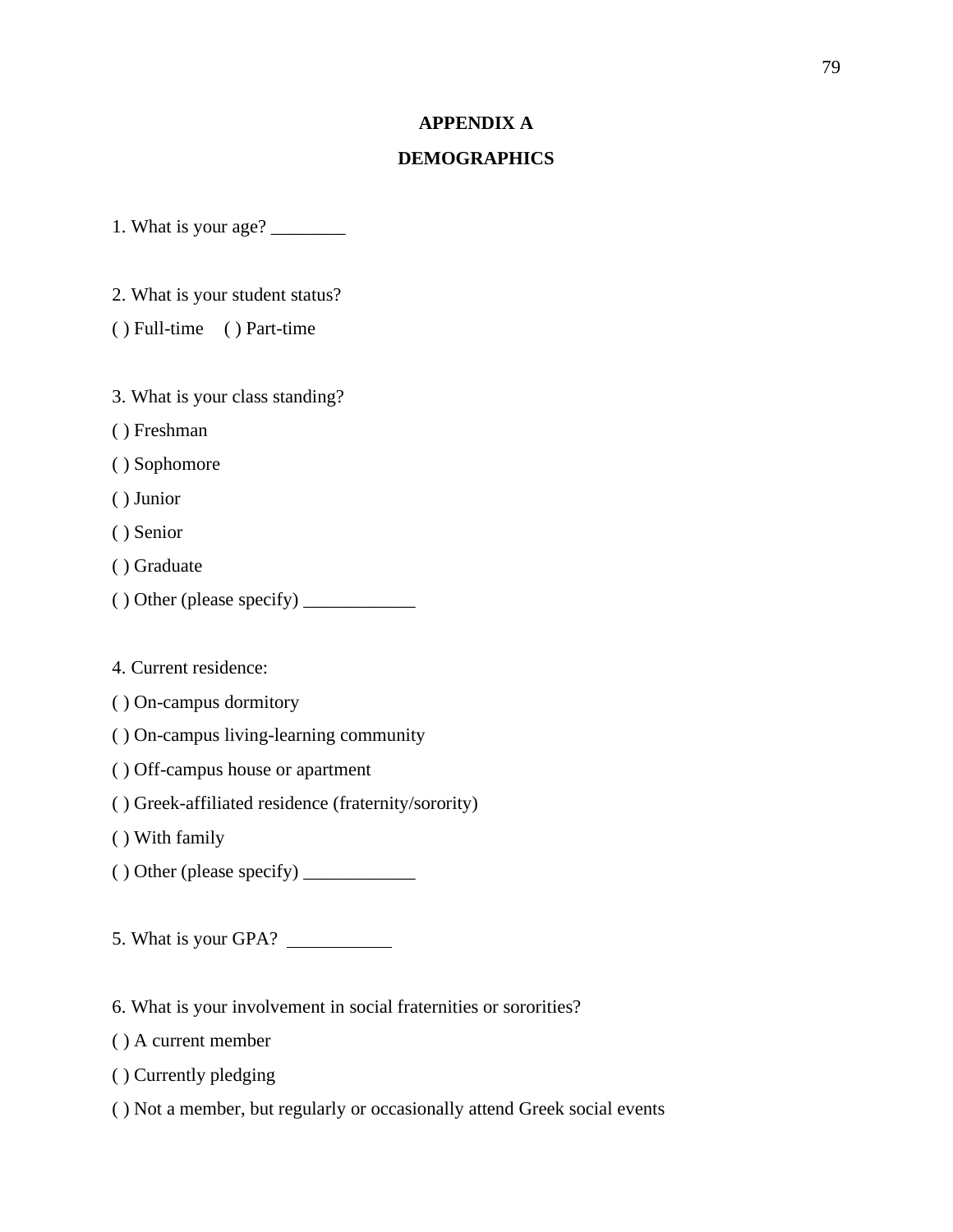# APPENDIX A

## DEMOGRAPHICS

1. What is your age? ________

2. What is your student status?

( ) Full-time   ( ) Part-time

3. What is your class standing?

( ) Freshman

( ) Sophomore

( ) Junior

( ) Senior

( ) Graduate

( ) Other (please specify) ____________

4. Current residence:

( ) On-campus dormitory

( ) On-campus living-learning community

( ) Off-campus house or apartment

( ) Greek-affiliated residence (fraternity/sorority)

( ) With family

( ) Other (please specify) ____________

5. What is your GPA? ___________

6. What is your involvement in social fraternities or sororities?

( ) A current member

( ) Currently pledging

( ) Not a member, but regularly or occasionally attend Greek social events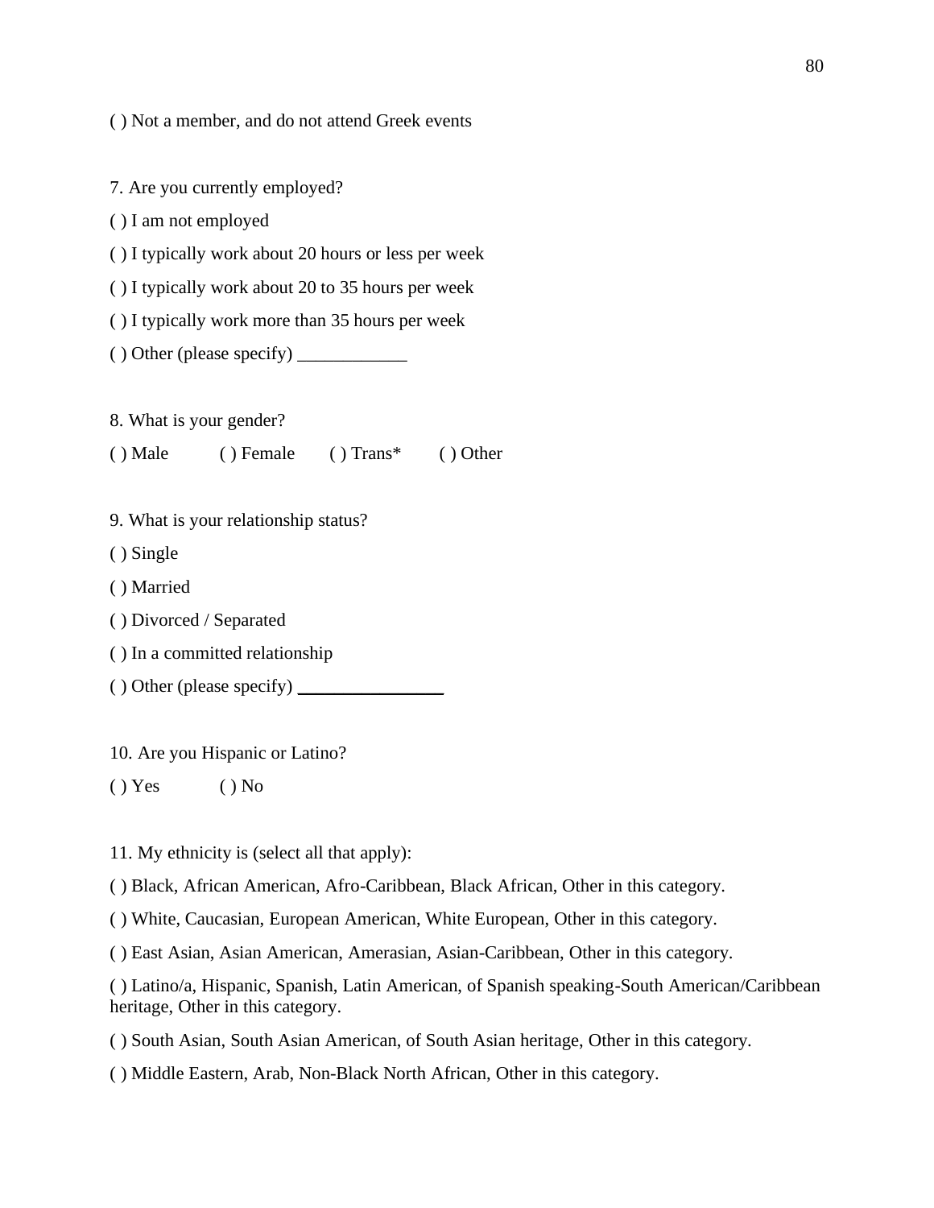( ) Not a member, and do not attend Greek events

7. Are you currently employed?

( ) I am not employed

( ) I typically work about 20 hours or less per week

( ) I typically work about 20 to 35 hours per week

( ) I typically work more than 35 hours per week

( ) Other (please specify) ____________

8. What is your gender?

( ) Male ( ) Female ( ) Trans* ( ) Other

9. What is your relationship status?

( ) Single

( ) Married

( ) Divorced / Separated

( ) In a committed relationship

( ) Other (please specify) ________________

10. Are you Hispanic or Latino?

( ) Yes ( ) No

11. My ethnicity is (select all that apply):

( ) Black, African American, Afro-Caribbean, Black African, Other in this category.

( ) White, Caucasian, European American, White European, Other in this category.

( ) East Asian, Asian American, Amerasian, Asian-Caribbean, Other in this category.

( ) Latino/a, Hispanic, Spanish, Latin American, of Spanish speaking-South American/Caribbean heritage, Other in this category.

( ) South Asian, South Asian American, of South Asian heritage, Other in this category.

( ) Middle Eastern, Arab, Non-Black North African, Other in this category.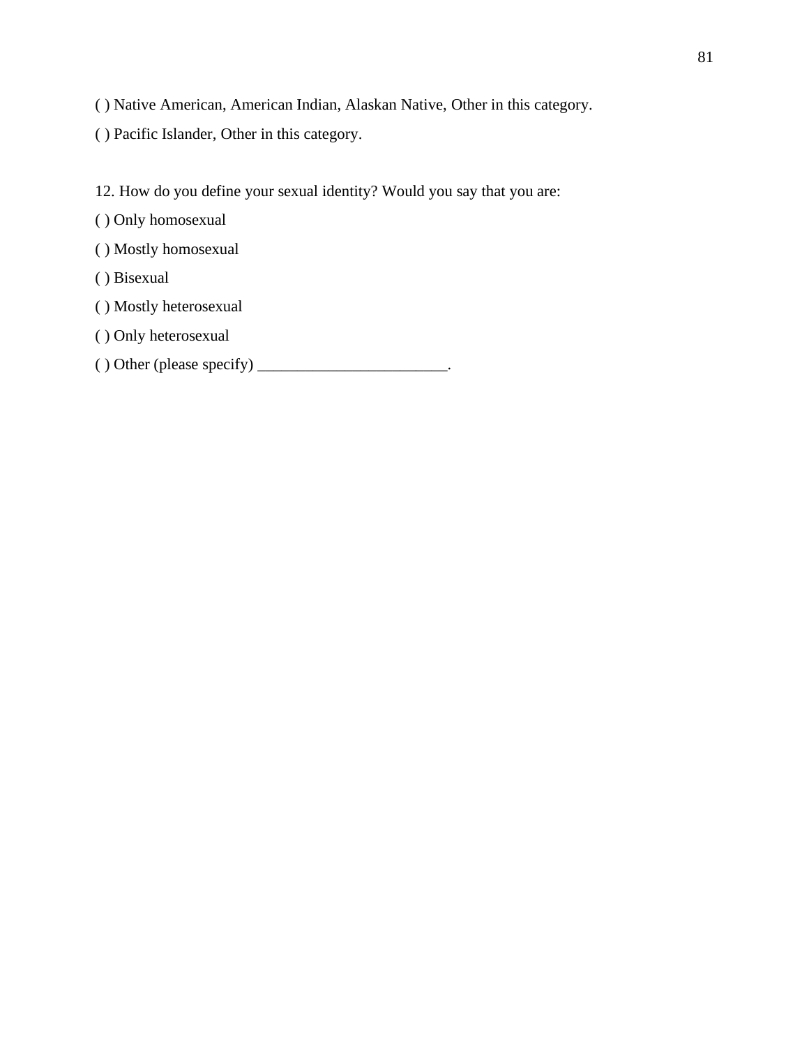( ) Native American, American Indian, Alaskan Native, Other in this category.

( ) Pacific Islander, Other in this category.

12. How do you define your sexual identity? Would you say that you are:

( ) Only homosexual

( ) Mostly homosexual

( ) Bisexual

( ) Mostly heterosexual

( ) Only heterosexual

( ) Other (please specify) ________________________.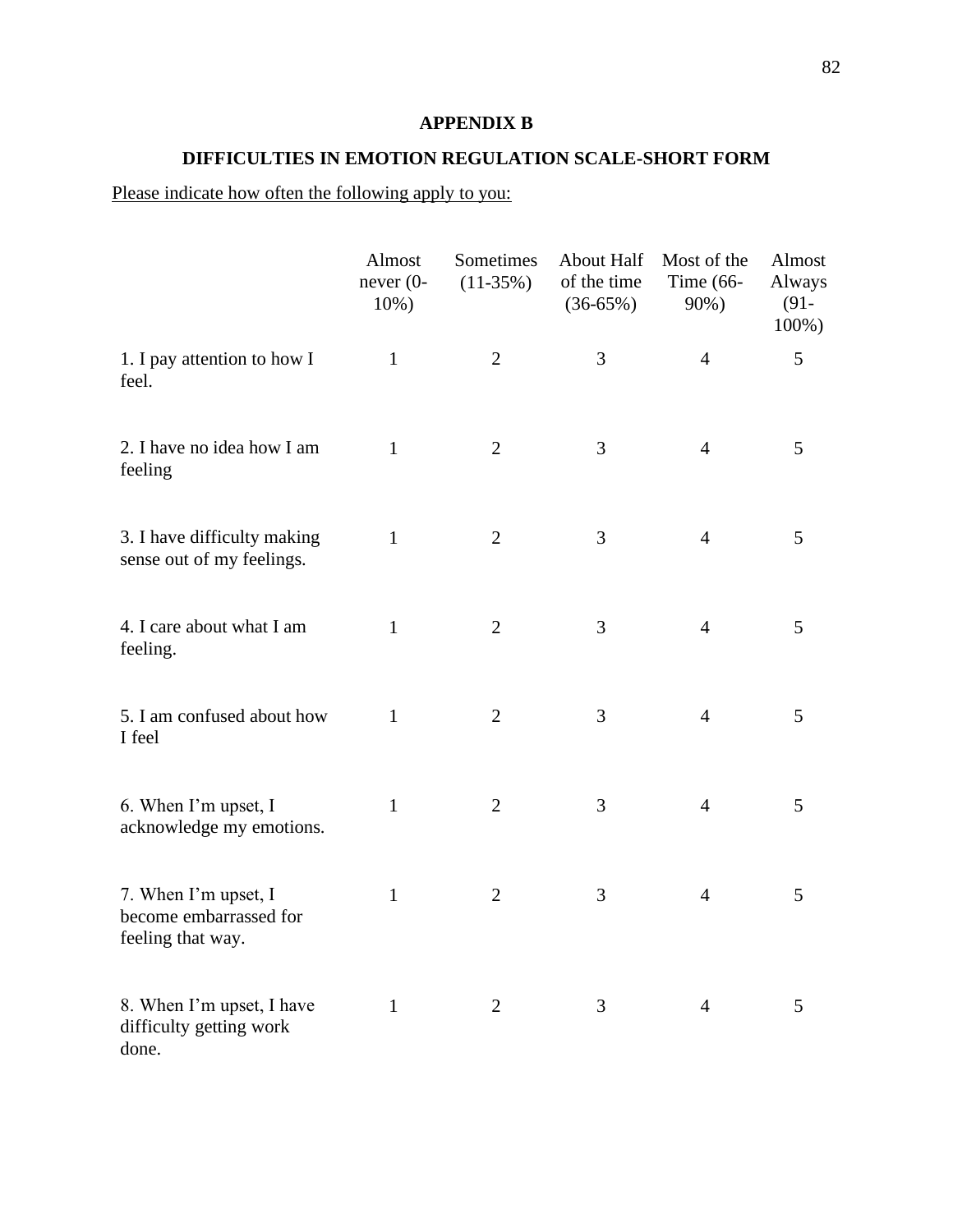**APPENDIX B**

**DIFFICULTIES IN EMOTION REGULATION SCALE-SHORT FORM**

Please indicate how often the following apply to you:

| | Almost never (0-10%) | Sometimes (11-35%) | About Half of the time (36-65%) | Most of the Time (66-90%) | Almost Always (91-100%) |
|---|---|---|---|---|---|
| 1. I pay attention to how I feel. | 1 | 2 | 3 | 4 | 5 |
| 2. I have no idea how I am feeling | 1 | 2 | 3 | 4 | 5 |
| 3. I have difficulty making sense out of my feelings. | 1 | 2 | 3 | 4 | 5 |
| 4. I care about what I am feeling. | 1 | 2 | 3 | 4 | 5 |
| 5. I am confused about how I feel | 1 | 2 | 3 | 4 | 5 |
| 6. When I'm upset, I acknowledge my emotions. | 1 | 2 | 3 | 4 | 5 |
| 7. When I'm upset, I become embarrassed for feeling that way. | 1 | 2 | 3 | 4 | 5 |
| 8. When I'm upset, I have difficulty getting work done. | 1 | 2 | 3 | 4 | 5 |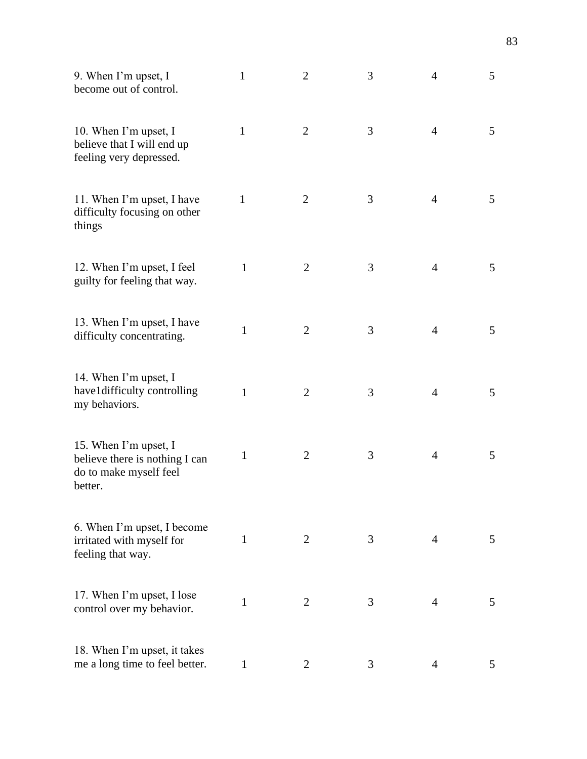| | | | | | |
|---|---|---|---|---|---|
| 9. When I’m upset, I become out of control. | 1 | 2 | 3 | 4 | 5 |
| 10. When I’m upset, I believe that I will end up feeling very depressed. | 1 | 2 | 3 | 4 | 5 |
| 11. When I’m upset, I have difficulty focusing on other things | 1 | 2 | 3 | 4 | 5 |
| 12. When I’m upset, I feel guilty for feeling that way. | 1 | 2 | 3 | 4 | 5 |
| 13. When I’m upset, I have difficulty concentrating. | 1 | 2 | 3 | 4 | 5 |
| 14. When I’m upset, I have1difficulty controlling my behaviors. | 1 | 2 | 3 | 4 | 5 |
| 15. When I’m upset, I believe there is nothing I can do to make myself feel better. | 1 | 2 | 3 | 4 | 5 |
| 6. When I’m upset, I become irritated with myself for feeling that way. | 1 | 2 | 3 | 4 | 5 |
| 17. When I’m upset, I lose control over my behavior. | 1 | 2 | 3 | 4 | 5 |
| 18. When I’m upset, it takes me a long time to feel better. | 1 | 2 | 3 | 4 | 5 |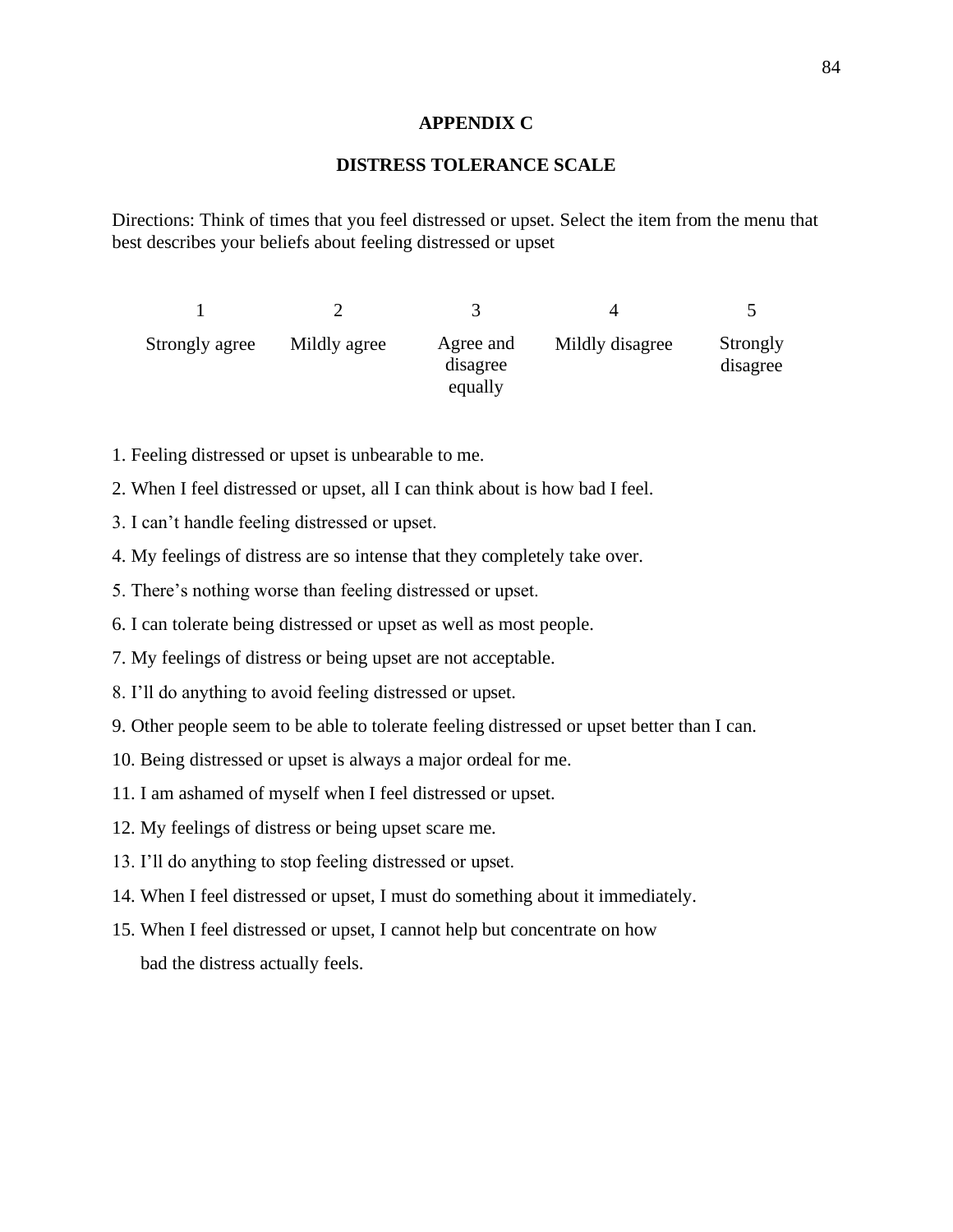# APPENDIX C

## DISTRESS TOLERANCE SCALE

Directions: Think of times that you feel distressed or upset. Select the item from the menu that best describes your beliefs about feeling distressed or upset

| 1 | 2 | 3 | 4 | 5 |
|---|---|---|---|---|
| Strongly agree | Mildly agree | Agree and disagree equally | Mildly disagree | Strongly disagree |

1. Feeling distressed or upset is unbearable to me.
2. When I feel distressed or upset, all I can think about is how bad I feel.
3. I can't handle feeling distressed or upset.
4. My feelings of distress are so intense that they completely take over.
5. There's nothing worse than feeling distressed or upset.
6. I can tolerate being distressed or upset as well as most people.
7. My feelings of distress or being upset are not acceptable.
8. I'll do anything to avoid feeling distressed or upset.
9. Other people seem to be able to tolerate feeling distressed or upset better than I can.
10. Being distressed or upset is always a major ordeal for me.
11. I am ashamed of myself when I feel distressed or upset.
12. My feelings of distress or being upset scare me.
13. I'll do anything to stop feeling distressed or upset.
14. When I feel distressed or upset, I must do something about it immediately.
15. When I feel distressed or upset, I cannot help but concentrate on how bad the distress actually feels.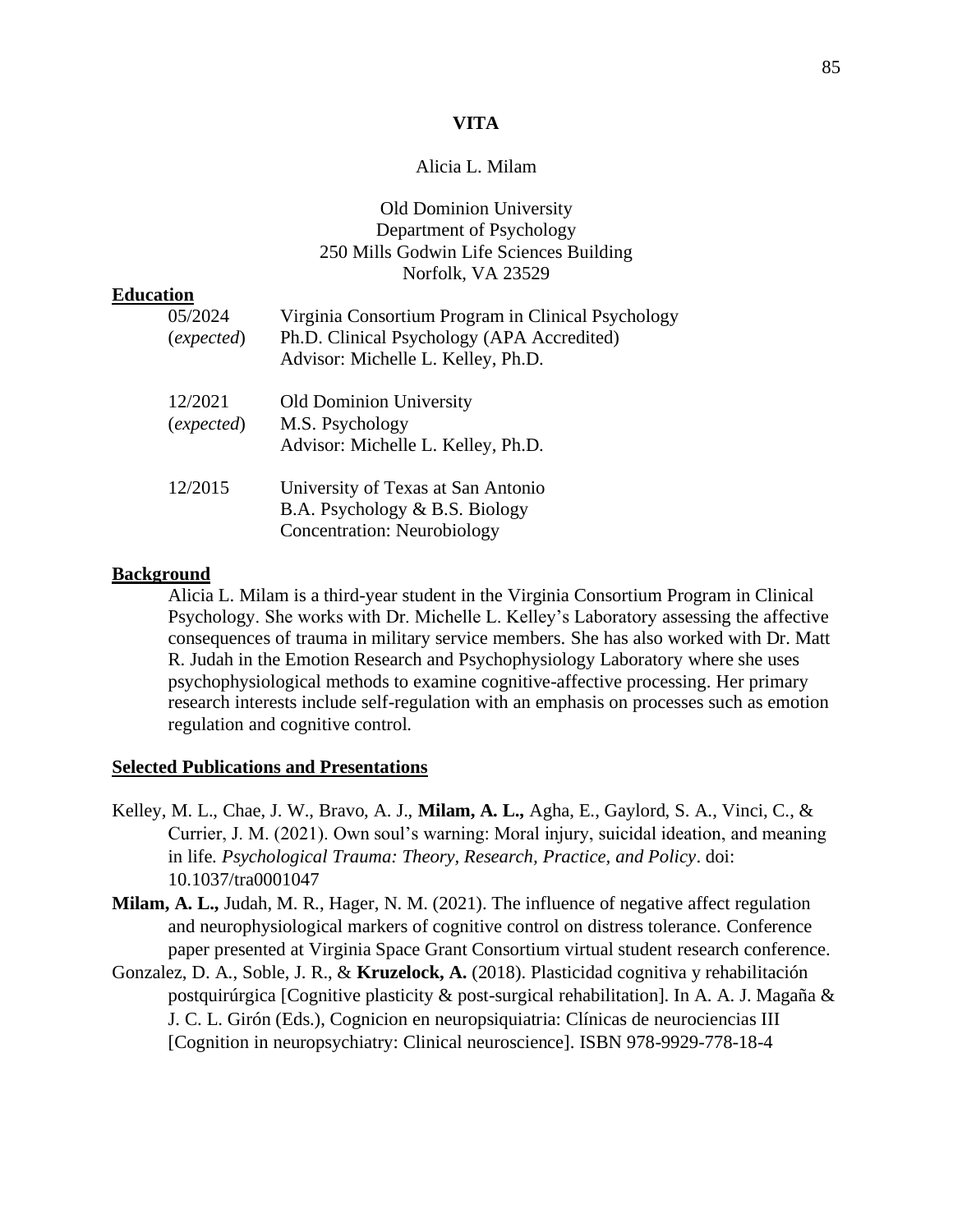**VITA**

Alicia L. Milam

Old Dominion University
Department of Psychology
250 Mills Godwin Life Sciences Building
Norfolk, VA 23529

## Education

| | |
|---|---|
| 05/2024 (*expected*) | Virginia Consortium Program in Clinical Psychology<br>Ph.D. Clinical Psychology (APA Accredited)<br>Advisor: Michelle L. Kelley, Ph.D. |
| 12/2021 (*expected*) | Old Dominion University<br>M.S. Psychology<br>Advisor: Michelle L. Kelley, Ph.D. |
| 12/2015 | University of Texas at San Antonio<br>B.A. Psychology & B.S. Biology<br>Concentration: Neurobiology |

## Background

Alicia L. Milam is a third-year student in the Virginia Consortium Program in Clinical Psychology. She works with Dr. Michelle L. Kelley's Laboratory assessing the affective consequences of trauma in military service members. She has also worked with Dr. Matt R. Judah in the Emotion Research and Psychophysiology Laboratory where she uses psychophysiological methods to examine cognitive-affective processing. Her primary research interests include self-regulation with an emphasis on processes such as emotion regulation and cognitive control.

## Selected Publications and Presentations

Kelley, M. L., Chae, J. W., Bravo, A. J., **Milam, A. L.,** Agha, E., Gaylord, S. A., Vinci, C., & Currier, J. M. (2021). Own soul's warning: Moral injury, suicidal ideation, and meaning in life. *Psychological Trauma: Theory, Research, Practice, and Policy*. doi: 10.1037/tra0001047

**Milam, A. L.,** Judah, M. R., Hager, N. M. (2021). The influence of negative affect regulation and neurophysiological markers of cognitive control on distress tolerance. Conference paper presented at Virginia Space Grant Consortium virtual student research conference.

Gonzalez, D. A., Soble, J. R., & **Kruzelock, A.** (2018). Plasticidad cognitiva y rehabilitación postquirúrgica [Cognitive plasticity & post-surgical rehabilitation]. In A. A. J. Magaña & J. C. L. Girón (Eds.), Cognicion en neuropsiquiatria: Clínicas de neurociencias III [Cognition in neuropsychiatry: Clinical neuroscience]. ISBN 978-9929-778-18-4